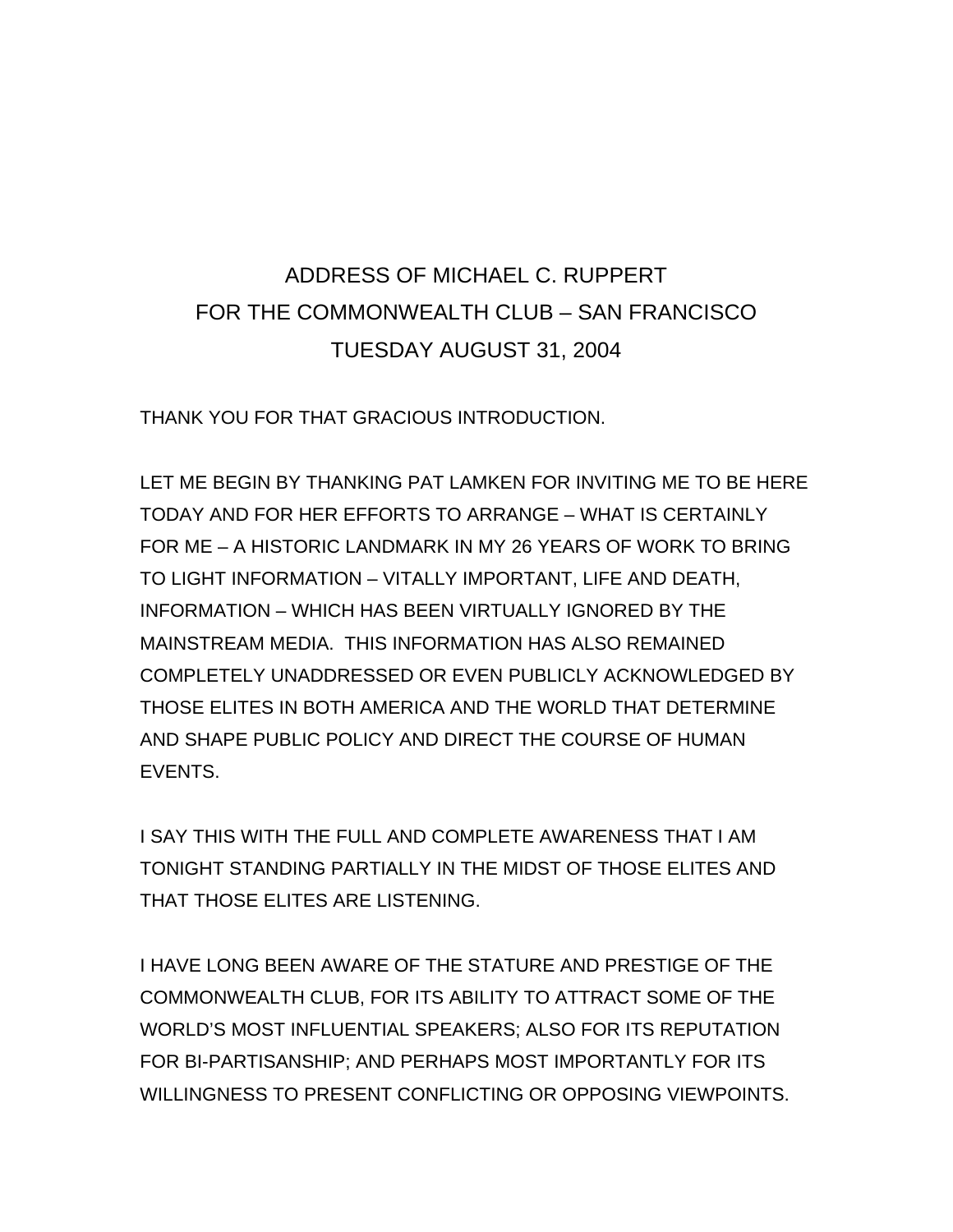# ADDRESS OF MICHAEL C. RUPPERT
# FOR THE COMMONWEALTH CLUB – SAN FRANCISCO
# TUESDAY AUGUST 31, 2004

THANK YOU FOR THAT GRACIOUS INTRODUCTION.

LET ME BEGIN BY THANKING PAT LAMKEN FOR INVITING ME TO BE HERE TODAY AND FOR HER EFFORTS TO ARRANGE – WHAT IS CERTAINLY FOR ME – A HISTORIC LANDMARK IN MY 26 YEARS OF WORK TO BRING TO LIGHT INFORMATION – VITALLY IMPORTANT, LIFE AND DEATH, INFORMATION – WHICH HAS BEEN VIRTUALLY IGNORED BY THE MAINSTREAM MEDIA. THIS INFORMATION HAS ALSO REMAINED COMPLETELY UNADDRESSED OR EVEN PUBLICLY ACKNOWLEDGED BY THOSE ELITES IN BOTH AMERICA AND THE WORLD THAT DETERMINE AND SHAPE PUBLIC POLICY AND DIRECT THE COURSE OF HUMAN EVENTS.

I SAY THIS WITH THE FULL AND COMPLETE AWARENESS THAT I AM TONIGHT STANDING PARTIALLY IN THE MIDST OF THOSE ELITES AND THAT THOSE ELITES ARE LISTENING.

I HAVE LONG BEEN AWARE OF THE STATURE AND PRESTIGE OF THE COMMONWEALTH CLUB, FOR ITS ABILITY TO ATTRACT SOME OF THE WORLD'S MOST INFLUENTIAL SPEAKERS; ALSO FOR ITS REPUTATION FOR BI-PARTISANSHIP; AND PERHAPS MOST IMPORTANTLY FOR ITS WILLINGNESS TO PRESENT CONFLICTING OR OPPOSING VIEWPOINTS.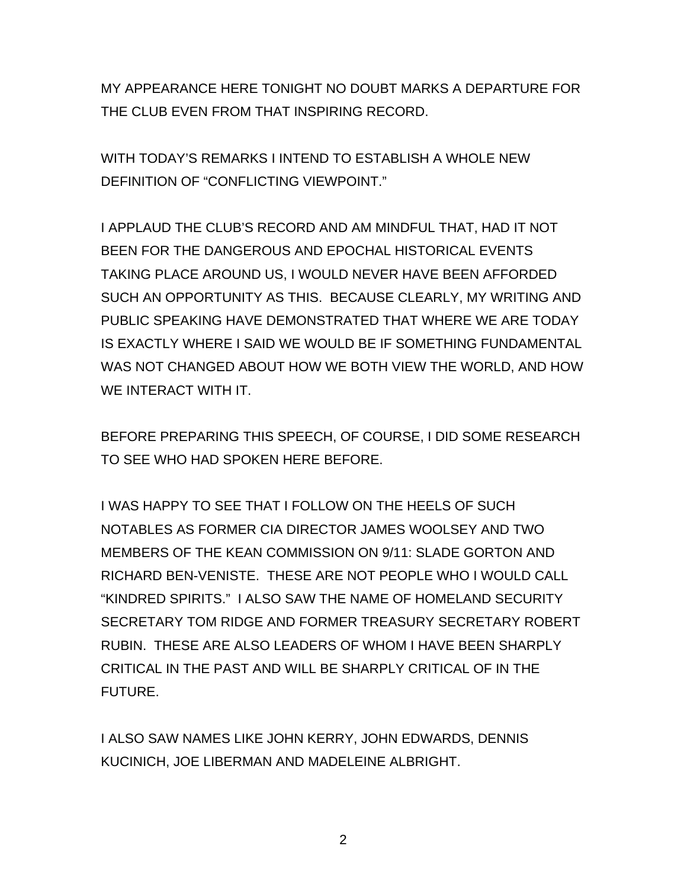MY APPEARANCE HERE TONIGHT NO DOUBT MARKS A DEPARTURE FOR THE CLUB EVEN FROM THAT INSPIRING RECORD.

WITH TODAY'S REMARKS I INTEND TO ESTABLISH A WHOLE NEW DEFINITION OF "CONFLICTING VIEWPOINT."

I APPLAUD THE CLUB'S RECORD AND AM MINDFUL THAT, HAD IT NOT BEEN FOR THE DANGEROUS AND EPOCHAL HISTORICAL EVENTS TAKING PLACE AROUND US, I WOULD NEVER HAVE BEEN AFFORDED SUCH AN OPPORTUNITY AS THIS. BECAUSE CLEARLY, MY WRITING AND PUBLIC SPEAKING HAVE DEMONSTRATED THAT WHERE WE ARE TODAY IS EXACTLY WHERE I SAID WE WOULD BE IF SOMETHING FUNDAMENTAL WAS NOT CHANGED ABOUT HOW WE BOTH VIEW THE WORLD, AND HOW WE INTERACT WITH IT.

BEFORE PREPARING THIS SPEECH, OF COURSE, I DID SOME RESEARCH TO SEE WHO HAD SPOKEN HERE BEFORE.

I WAS HAPPY TO SEE THAT I FOLLOW ON THE HEELS OF SUCH NOTABLES AS FORMER CIA DIRECTOR JAMES WOOLSEY AND TWO MEMBERS OF THE KEAN COMMISSION ON 9/11: SLADE GORTON AND RICHARD BEN-VENISTE. THESE ARE NOT PEOPLE WHO I WOULD CALL "KINDRED SPIRITS." I ALSO SAW THE NAME OF HOMELAND SECURITY SECRETARY TOM RIDGE AND FORMER TREASURY SECRETARY ROBERT RUBIN. THESE ARE ALSO LEADERS OF WHOM I HAVE BEEN SHARPLY CRITICAL IN THE PAST AND WILL BE SHARPLY CRITICAL OF IN THE FUTURE.

I ALSO SAW NAMES LIKE JOHN KERRY, JOHN EDWARDS, DENNIS KUCINICH, JOE LIBERMAN AND MADELEINE ALBRIGHT.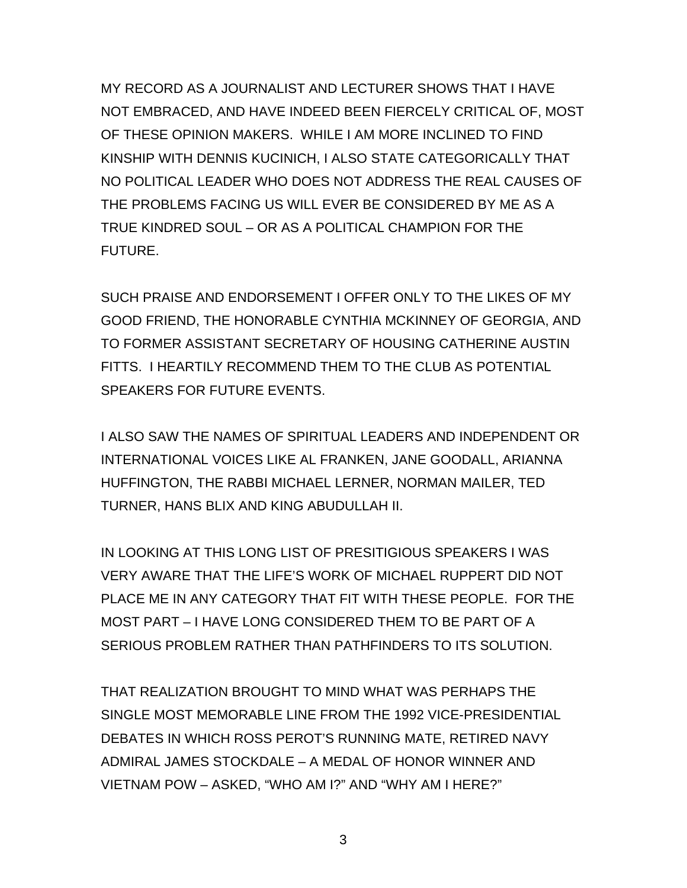MY RECORD AS A JOURNALIST AND LECTURER SHOWS THAT I HAVE NOT EMBRACED, AND HAVE INDEED BEEN FIERCELY CRITICAL OF, MOST OF THESE OPINION MAKERS. WHILE I AM MORE INCLINED TO FIND KINSHIP WITH DENNIS KUCINICH, I ALSO STATE CATEGORICALLY THAT NO POLITICAL LEADER WHO DOES NOT ADDRESS THE REAL CAUSES OF THE PROBLEMS FACING US WILL EVER BE CONSIDERED BY ME AS A TRUE KINDRED SOUL – OR AS A POLITICAL CHAMPION FOR THE FUTURE.

SUCH PRAISE AND ENDORSEMENT I OFFER ONLY TO THE LIKES OF MY GOOD FRIEND, THE HONORABLE CYNTHIA MCKINNEY OF GEORGIA, AND TO FORMER ASSISTANT SECRETARY OF HOUSING CATHERINE AUSTIN FITTS. I HEARTILY RECOMMEND THEM TO THE CLUB AS POTENTIAL SPEAKERS FOR FUTURE EVENTS.

I ALSO SAW THE NAMES OF SPIRITUAL LEADERS AND INDEPENDENT OR INTERNATIONAL VOICES LIKE AL FRANKEN, JANE GOODALL, ARIANNA HUFFINGTON, THE RABBI MICHAEL LERNER, NORMAN MAILER, TED TURNER, HANS BLIX AND KING ABUDULLAH II.

IN LOOKING AT THIS LONG LIST OF PRESITIGIOUS SPEAKERS I WAS VERY AWARE THAT THE LIFE'S WORK OF MICHAEL RUPPERT DID NOT PLACE ME IN ANY CATEGORY THAT FIT WITH THESE PEOPLE. FOR THE MOST PART – I HAVE LONG CONSIDERED THEM TO BE PART OF A SERIOUS PROBLEM RATHER THAN PATHFINDERS TO ITS SOLUTION.

THAT REALIZATION BROUGHT TO MIND WHAT WAS PERHAPS THE SINGLE MOST MEMORABLE LINE FROM THE 1992 VICE-PRESIDENTIAL DEBATES IN WHICH ROSS PEROT'S RUNNING MATE, RETIRED NAVY ADMIRAL JAMES STOCKDALE – A MEDAL OF HONOR WINNER AND VIETNAM POW – ASKED, "WHO AM I?" AND "WHY AM I HERE?"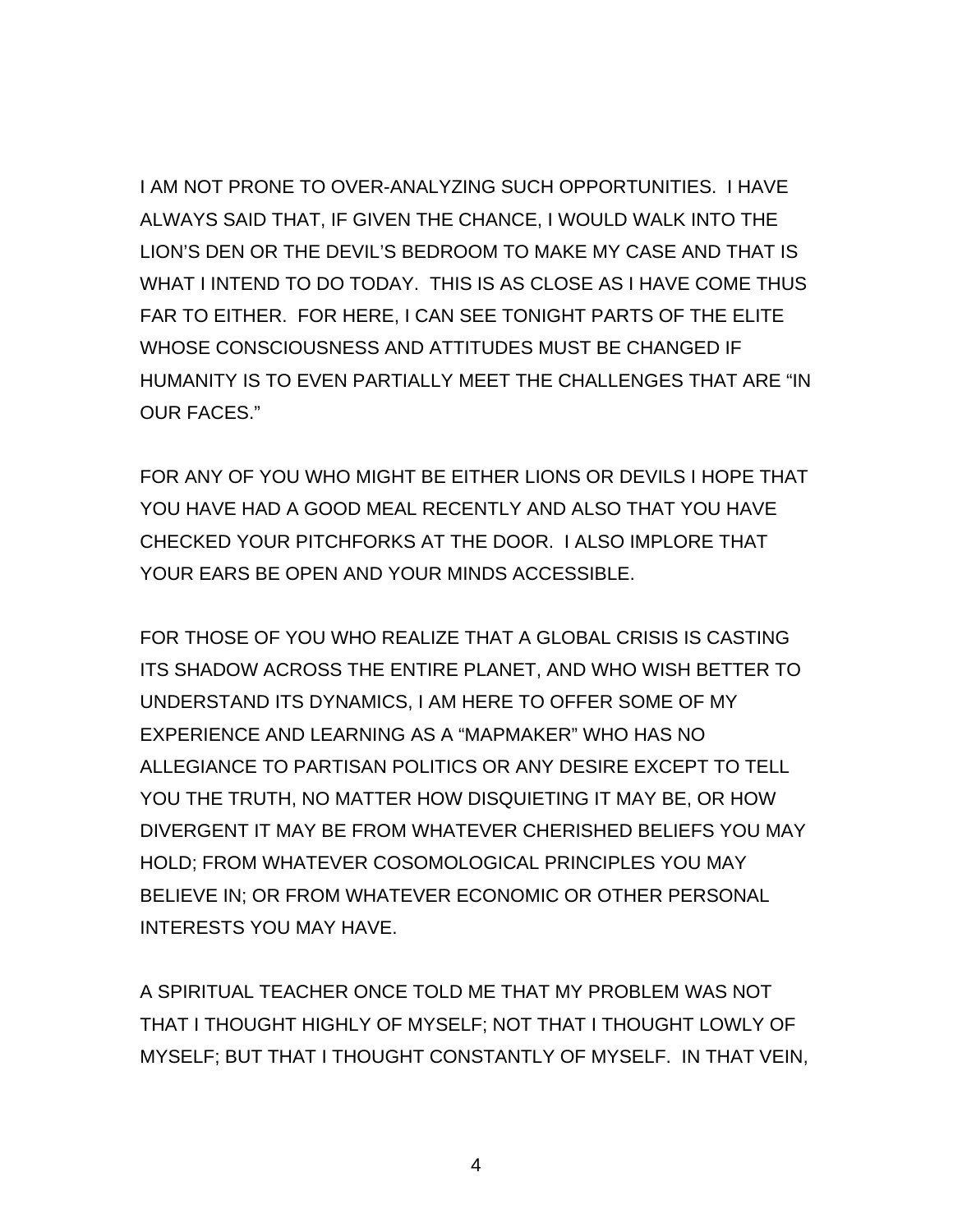I AM NOT PRONE TO OVER-ANALYZING SUCH OPPORTUNITIES. I HAVE ALWAYS SAID THAT, IF GIVEN THE CHANCE, I WOULD WALK INTO THE LION'S DEN OR THE DEVIL'S BEDROOM TO MAKE MY CASE AND THAT IS WHAT I INTEND TO DO TODAY. THIS IS AS CLOSE AS I HAVE COME THUS FAR TO EITHER. FOR HERE, I CAN SEE TONIGHT PARTS OF THE ELITE WHOSE CONSCIOUSNESS AND ATTITUDES MUST BE CHANGED IF HUMANITY IS TO EVEN PARTIALLY MEET THE CHALLENGES THAT ARE "IN OUR FACES."

FOR ANY OF YOU WHO MIGHT BE EITHER LIONS OR DEVILS I HOPE THAT YOU HAVE HAD A GOOD MEAL RECENTLY AND ALSO THAT YOU HAVE CHECKED YOUR PITCHFORKS AT THE DOOR. I ALSO IMPLORE THAT YOUR EARS BE OPEN AND YOUR MINDS ACCESSIBLE.

FOR THOSE OF YOU WHO REALIZE THAT A GLOBAL CRISIS IS CASTING ITS SHADOW ACROSS THE ENTIRE PLANET, AND WHO WISH BETTER TO UNDERSTAND ITS DYNAMICS, I AM HERE TO OFFER SOME OF MY EXPERIENCE AND LEARNING AS A "MAPMAKER" WHO HAS NO ALLEGIANCE TO PARTISAN POLITICS OR ANY DESIRE EXCEPT TO TELL YOU THE TRUTH, NO MATTER HOW DISQUIETING IT MAY BE, OR HOW DIVERGENT IT MAY BE FROM WHATEVER CHERISHED BELIEFS YOU MAY HOLD; FROM WHATEVER COSOMOLOGICAL PRINCIPLES YOU MAY BELIEVE IN; OR FROM WHATEVER ECONOMIC OR OTHER PERSONAL INTERESTS YOU MAY HAVE.

A SPIRITUAL TEACHER ONCE TOLD ME THAT MY PROBLEM WAS NOT THAT I THOUGHT HIGHLY OF MYSELF; NOT THAT I THOUGHT LOWLY OF MYSELF; BUT THAT I THOUGHT CONSTANTLY OF MYSELF. IN THAT VEIN,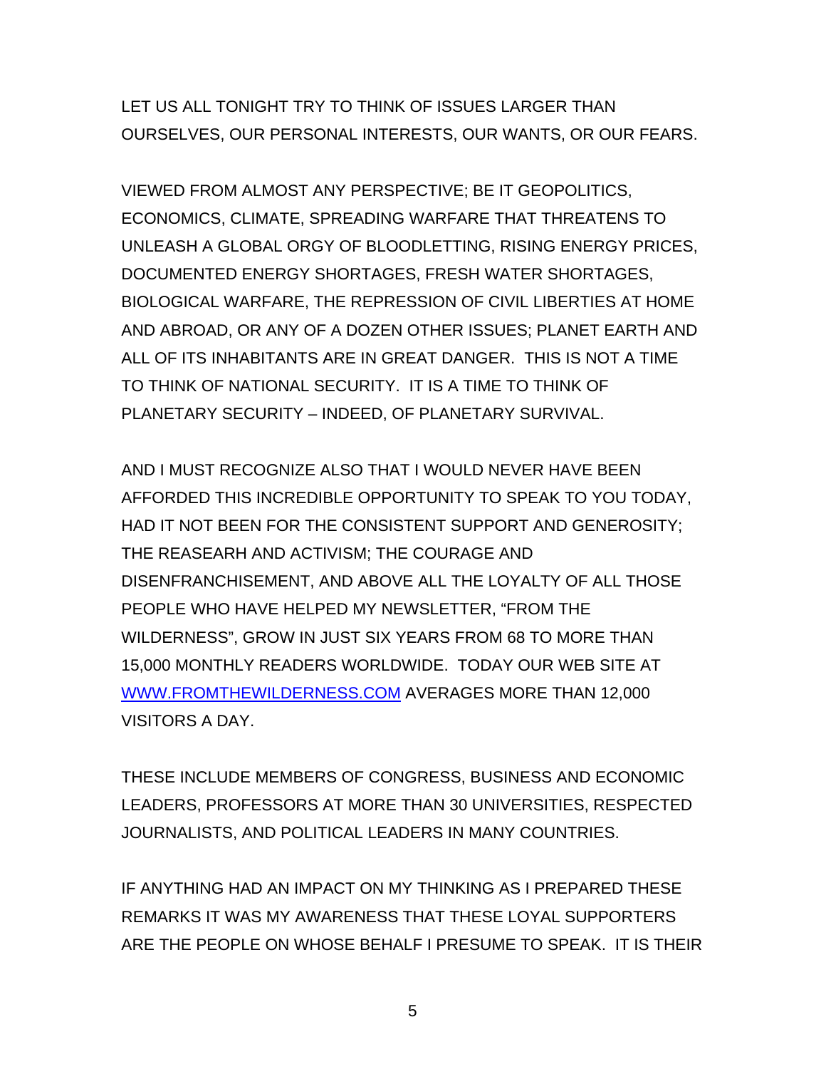LET US ALL TONIGHT TRY TO THINK OF ISSUES LARGER THAN OURSELVES, OUR PERSONAL INTERESTS, OUR WANTS, OR OUR FEARS.

VIEWED FROM ALMOST ANY PERSPECTIVE; BE IT GEOPOLITICS, ECONOMICS, CLIMATE, SPREADING WARFARE THAT THREATENS TO UNLEASH A GLOBAL ORGY OF BLOODLETTING, RISING ENERGY PRICES, DOCUMENTED ENERGY SHORTAGES, FRESH WATER SHORTAGES, BIOLOGICAL WARFARE, THE REPRESSION OF CIVIL LIBERTIES AT HOME AND ABROAD, OR ANY OF A DOZEN OTHER ISSUES; PLANET EARTH AND ALL OF ITS INHABITANTS ARE IN GREAT DANGER. THIS IS NOT A TIME TO THINK OF NATIONAL SECURITY. IT IS A TIME TO THINK OF PLANETARY SECURITY – INDEED, OF PLANETARY SURVIVAL.

AND I MUST RECOGNIZE ALSO THAT I WOULD NEVER HAVE BEEN AFFORDED THIS INCREDIBLE OPPORTUNITY TO SPEAK TO YOU TODAY, HAD IT NOT BEEN FOR THE CONSISTENT SUPPORT AND GENEROSITY; THE REASEARH AND ACTIVISM; THE COURAGE AND DISENFRANCHISEMENT, AND ABOVE ALL THE LOYALTY OF ALL THOSE PEOPLE WHO HAVE HELPED MY NEWSLETTER, "FROM THE WILDERNESS", GROW IN JUST SIX YEARS FROM 68 TO MORE THAN 15,000 MONTHLY READERS WORLDWIDE. TODAY OUR WEB SITE AT [WWW.FROMTHEWILDERNESS.COM](http://www.fromthewilderness.com) AVERAGES MORE THAN 12,000 VISITORS A DAY.

THESE INCLUDE MEMBERS OF CONGRESS, BUSINESS AND ECONOMIC LEADERS, PROFESSORS AT MORE THAN 30 UNIVERSITIES, RESPECTED JOURNALISTS, AND POLITICAL LEADERS IN MANY COUNTRIES.

IF ANYTHING HAD AN IMPACT ON MY THINKING AS I PREPARED THESE REMARKS IT WAS MY AWARENESS THAT THESE LOYAL SUPPORTERS ARE THE PEOPLE ON WHOSE BEHALF I PRESUME TO SPEAK. IT IS THEIR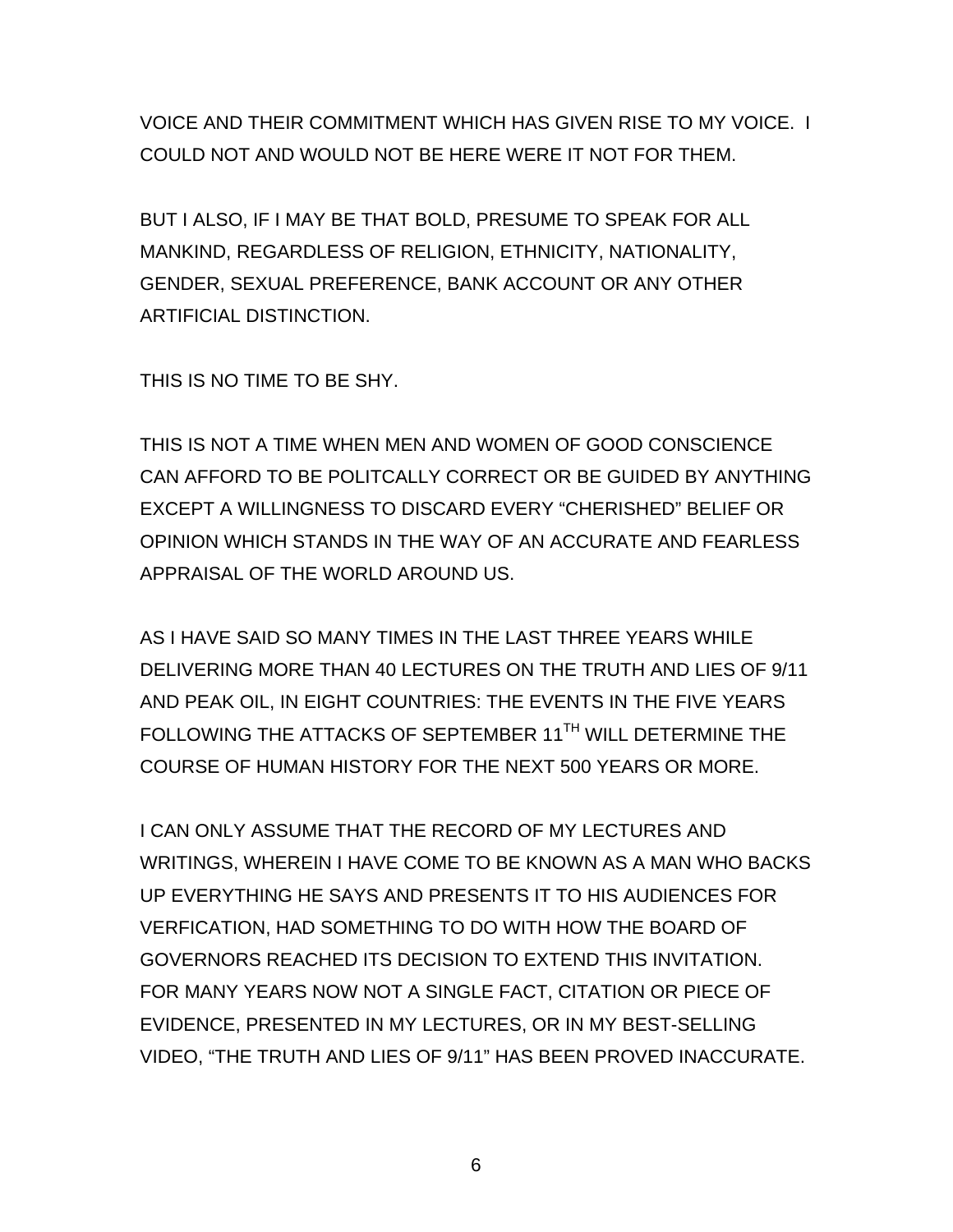VOICE AND THEIR COMMITMENT WHICH HAS GIVEN RISE TO MY VOICE. I COULD NOT AND WOULD NOT BE HERE WERE IT NOT FOR THEM.

BUT I ALSO, IF I MAY BE THAT BOLD, PRESUME TO SPEAK FOR ALL MANKIND, REGARDLESS OF RELIGION, ETHNICITY, NATIONALITY, GENDER, SEXUAL PREFERENCE, BANK ACCOUNT OR ANY OTHER ARTIFICIAL DISTINCTION.

THIS IS NO TIME TO BE SHY.

THIS IS NOT A TIME WHEN MEN AND WOMEN OF GOOD CONSCIENCE CAN AFFORD TO BE POLITCALLY CORRECT OR BE GUIDED BY ANYTHING EXCEPT A WILLINGNESS TO DISCARD EVERY "CHERISHED" BELIEF OR OPINION WHICH STANDS IN THE WAY OF AN ACCURATE AND FEARLESS APPRAISAL OF THE WORLD AROUND US.

AS I HAVE SAID SO MANY TIMES IN THE LAST THREE YEARS WHILE DELIVERING MORE THAN 40 LECTURES ON THE TRUTH AND LIES OF 9/11 AND PEAK OIL, IN EIGHT COUNTRIES: THE EVENTS IN THE FIVE YEARS FOLLOWING THE ATTACKS OF SEPTEMBER 11TH WILL DETERMINE THE COURSE OF HUMAN HISTORY FOR THE NEXT 500 YEARS OR MORE.

I CAN ONLY ASSUME THAT THE RECORD OF MY LECTURES AND WRITINGS, WHEREIN I HAVE COME TO BE KNOWN AS A MAN WHO BACKS UP EVERYTHING HE SAYS AND PRESENTS IT TO HIS AUDIENCES FOR VERFICATION, HAD SOMETHING TO DO WITH HOW THE BOARD OF GOVERNORS REACHED ITS DECISION TO EXTEND THIS INVITATION. FOR MANY YEARS NOW NOT A SINGLE FACT, CITATION OR PIECE OF EVIDENCE, PRESENTED IN MY LECTURES, OR IN MY BEST-SELLING VIDEO, "THE TRUTH AND LIES OF 9/11" HAS BEEN PROVED INACCURATE.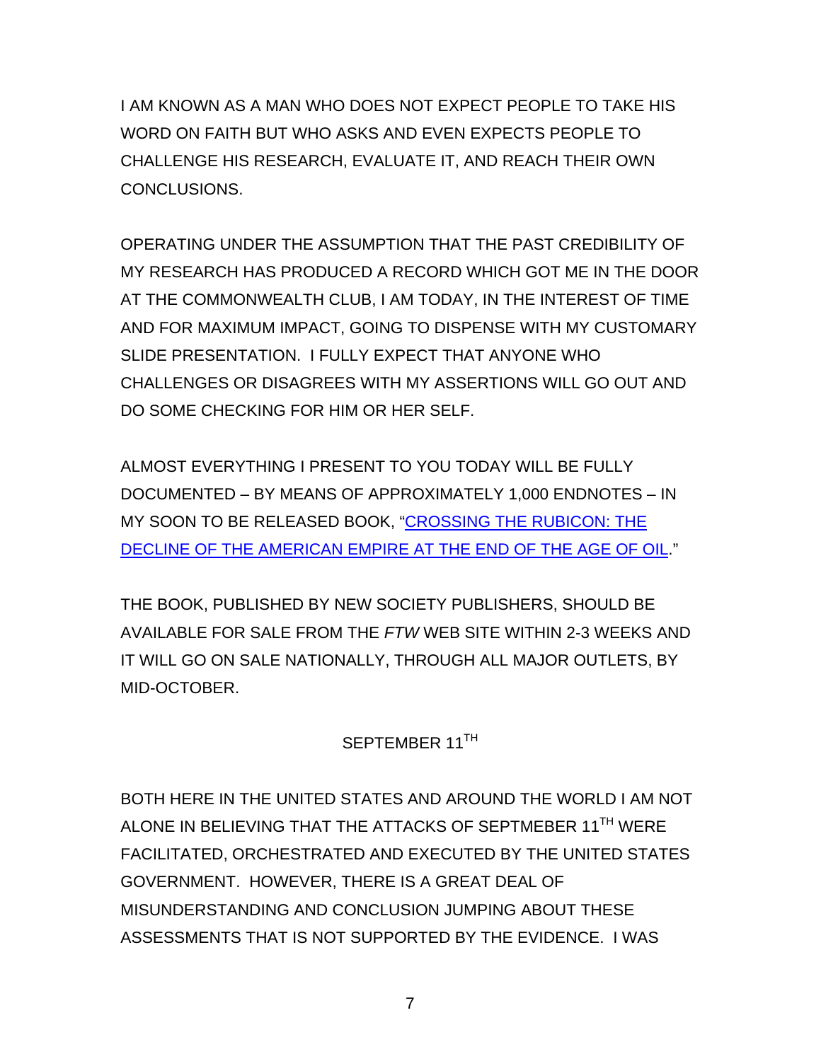I AM KNOWN AS A MAN WHO DOES NOT EXPECT PEOPLE TO TAKE HIS WORD ON FAITH BUT WHO ASKS AND EVEN EXPECTS PEOPLE TO CHALLENGE HIS RESEARCH, EVALUATE IT, AND REACH THEIR OWN CONCLUSIONS.

OPERATING UNDER THE ASSUMPTION THAT THE PAST CREDIBILITY OF MY RESEARCH HAS PRODUCED A RECORD WHICH GOT ME IN THE DOOR AT THE COMMONWEALTH CLUB, I AM TODAY, IN THE INTEREST OF TIME AND FOR MAXIMUM IMPACT, GOING TO DISPENSE WITH MY CUSTOMARY SLIDE PRESENTATION. I FULLY EXPECT THAT ANYONE WHO CHALLENGES OR DISAGREES WITH MY ASSERTIONS WILL GO OUT AND DO SOME CHECKING FOR HIM OR HER SELF.

ALMOST EVERYTHING I PRESENT TO YOU TODAY WILL BE FULLY DOCUMENTED – BY MEANS OF APPROXIMATELY 1,000 ENDNOTES – IN MY SOON TO BE RELEASED BOOK, "CROSSING THE RUBICON: THE DECLINE OF THE AMERICAN EMPIRE AT THE END OF THE AGE OF OIL."

THE BOOK, PUBLISHED BY NEW SOCIETY PUBLISHERS, SHOULD BE AVAILABLE FOR SALE FROM THE *FTW* WEB SITE WITHIN 2-3 WEEKS AND IT WILL GO ON SALE NATIONALLY, THROUGH ALL MAJOR OUTLETS, BY MID-OCTOBER.

## SEPTEMBER 11TH

BOTH HERE IN THE UNITED STATES AND AROUND THE WORLD I AM NOT ALONE IN BELIEVING THAT THE ATTACKS OF SEPTMEBER 11TH WERE FACILITATED, ORCHESTRATED AND EXECUTED BY THE UNITED STATES GOVERNMENT. HOWEVER, THERE IS A GREAT DEAL OF MISUNDERSTANDING AND CONCLUSION JUMPING ABOUT THESE ASSESSMENTS THAT IS NOT SUPPORTED BY THE EVIDENCE. I WAS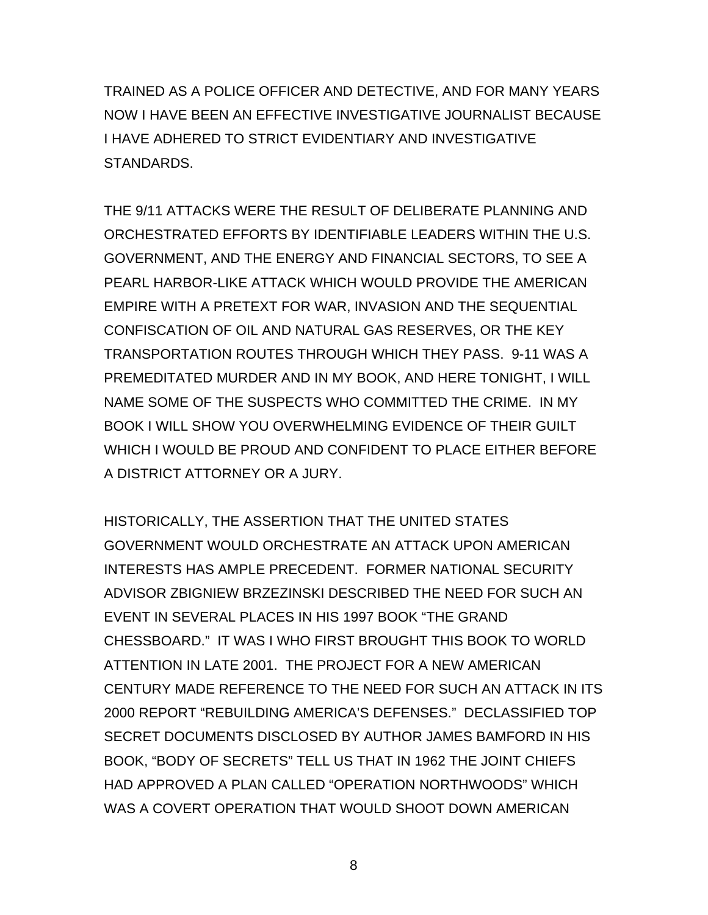TRAINED AS A POLICE OFFICER AND DETECTIVE, AND FOR MANY YEARS NOW I HAVE BEEN AN EFFECTIVE INVESTIGATIVE JOURNALIST BECAUSE I HAVE ADHERED TO STRICT EVIDENTIARY AND INVESTIGATIVE STANDARDS.

THE 9/11 ATTACKS WERE THE RESULT OF DELIBERATE PLANNING AND ORCHESTRATED EFFORTS BY IDENTIFIABLE LEADERS WITHIN THE U.S. GOVERNMENT, AND THE ENERGY AND FINANCIAL SECTORS, TO SEE A PEARL HARBOR-LIKE ATTACK WHICH WOULD PROVIDE THE AMERICAN EMPIRE WITH A PRETEXT FOR WAR, INVASION AND THE SEQUENTIAL CONFISCATION OF OIL AND NATURAL GAS RESERVES, OR THE KEY TRANSPORTATION ROUTES THROUGH WHICH THEY PASS. 9-11 WAS A PREMEDITATED MURDER AND IN MY BOOK, AND HERE TONIGHT, I WILL NAME SOME OF THE SUSPECTS WHO COMMITTED THE CRIME. IN MY BOOK I WILL SHOW YOU OVERWHELMING EVIDENCE OF THEIR GUILT WHICH I WOULD BE PROUD AND CONFIDENT TO PLACE EITHER BEFORE A DISTRICT ATTORNEY OR A JURY.

HISTORICALLY, THE ASSERTION THAT THE UNITED STATES GOVERNMENT WOULD ORCHESTRATE AN ATTACK UPON AMERICAN INTERESTS HAS AMPLE PRECEDENT. FORMER NATIONAL SECURITY ADVISOR ZBIGNIEW BRZEZINSKI DESCRIBED THE NEED FOR SUCH AN EVENT IN SEVERAL PLACES IN HIS 1997 BOOK "THE GRAND CHESSBOARD." IT WAS I WHO FIRST BROUGHT THIS BOOK TO WORLD ATTENTION IN LATE 2001. THE PROJECT FOR A NEW AMERICAN CENTURY MADE REFERENCE TO THE NEED FOR SUCH AN ATTACK IN ITS 2000 REPORT "REBUILDING AMERICA'S DEFENSES." DECLASSIFIED TOP SECRET DOCUMENTS DISCLOSED BY AUTHOR JAMES BAMFORD IN HIS BOOK, "BODY OF SECRETS" TELL US THAT IN 1962 THE JOINT CHIEFS HAD APPROVED A PLAN CALLED "OPERATION NORTHWOODS" WHICH WAS A COVERT OPERATION THAT WOULD SHOOT DOWN AMERICAN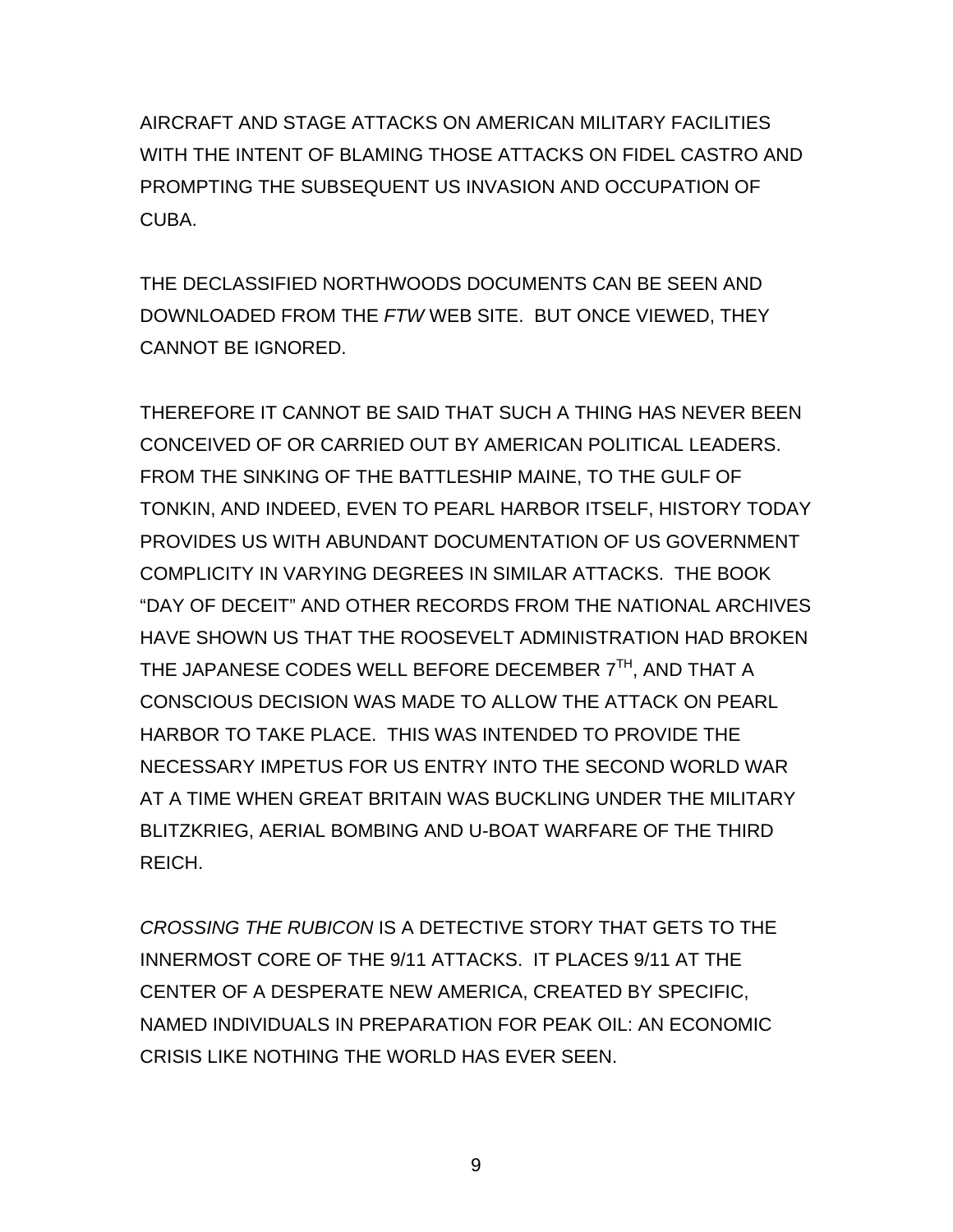AIRCRAFT AND STAGE ATTACKS ON AMERICAN MILITARY FACILITIES WITH THE INTENT OF BLAMING THOSE ATTACKS ON FIDEL CASTRO AND PROMPTING THE SUBSEQUENT US INVASION AND OCCUPATION OF CUBA.

THE DECLASSIFIED NORTHWOODS DOCUMENTS CAN BE SEEN AND DOWNLOADED FROM THE *FTW* WEB SITE. BUT ONCE VIEWED, THEY CANNOT BE IGNORED.

THEREFORE IT CANNOT BE SAID THAT SUCH A THING HAS NEVER BEEN CONCEIVED OF OR CARRIED OUT BY AMERICAN POLITICAL LEADERS. FROM THE SINKING OF THE BATTLESHIP MAINE, TO THE GULF OF TONKIN, AND INDEED, EVEN TO PEARL HARBOR ITSELF, HISTORY TODAY PROVIDES US WITH ABUNDANT DOCUMENTATION OF US GOVERNMENT COMPLICITY IN VARYING DEGREES IN SIMILAR ATTACKS. THE BOOK "DAY OF DECEIT" AND OTHER RECORDS FROM THE NATIONAL ARCHIVES HAVE SHOWN US THAT THE ROOSEVELT ADMINISTRATION HAD BROKEN THE JAPANESE CODES WELL BEFORE DECEMBER 7TH, AND THAT A CONSCIOUS DECISION WAS MADE TO ALLOW THE ATTACK ON PEARL HARBOR TO TAKE PLACE. THIS WAS INTENDED TO PROVIDE THE NECESSARY IMPETUS FOR US ENTRY INTO THE SECOND WORLD WAR AT A TIME WHEN GREAT BRITAIN WAS BUCKLING UNDER THE MILITARY BLITZKRIEG, AERIAL BOMBING AND U-BOAT WARFARE OF THE THIRD REICH.

*CROSSING THE RUBICON* IS A DETECTIVE STORY THAT GETS TO THE INNERMOST CORE OF THE 9/11 ATTACKS. IT PLACES 9/11 AT THE CENTER OF A DESPERATE NEW AMERICA, CREATED BY SPECIFIC, NAMED INDIVIDUALS IN PREPARATION FOR PEAK OIL: AN ECONOMIC CRISIS LIKE NOTHING THE WORLD HAS EVER SEEN.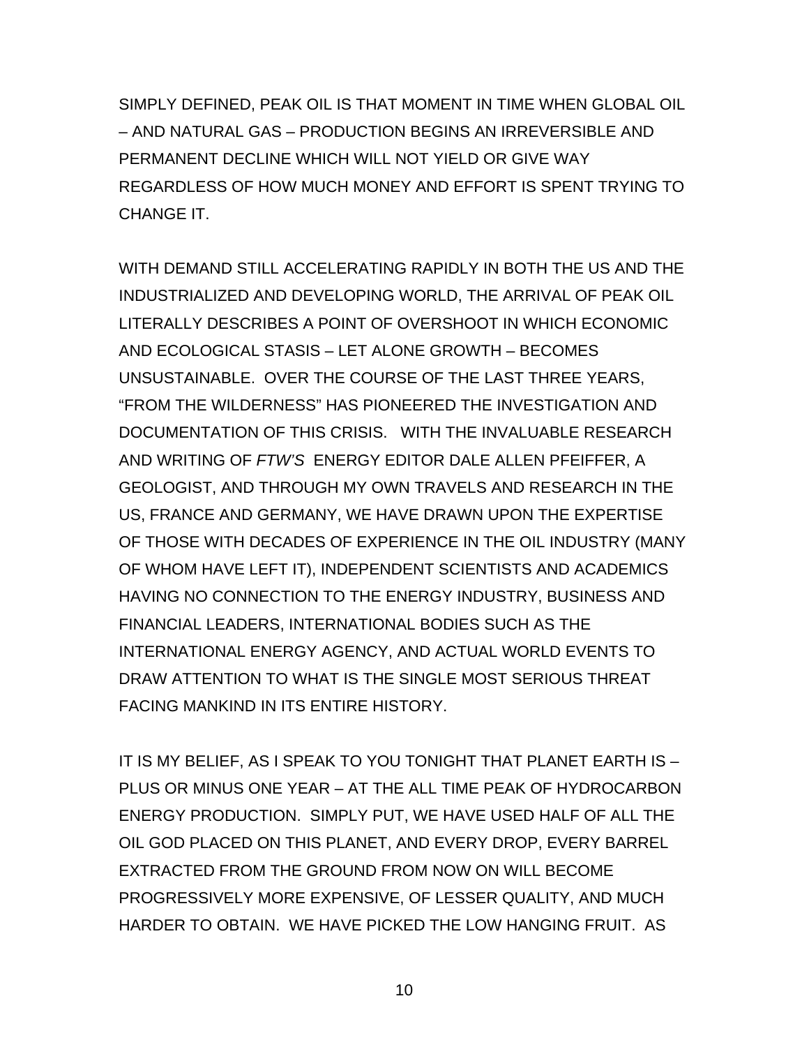SIMPLY DEFINED, PEAK OIL IS THAT MOMENT IN TIME WHEN GLOBAL OIL – AND NATURAL GAS – PRODUCTION BEGINS AN IRREVERSIBLE AND PERMANENT DECLINE WHICH WILL NOT YIELD OR GIVE WAY REGARDLESS OF HOW MUCH MONEY AND EFFORT IS SPENT TRYING TO CHANGE IT.

WITH DEMAND STILL ACCELERATING RAPIDLY IN BOTH THE US AND THE INDUSTRIALIZED AND DEVELOPING WORLD, THE ARRIVAL OF PEAK OIL LITERALLY DESCRIBES A POINT OF OVERSHOOT IN WHICH ECONOMIC AND ECOLOGICAL STASIS – LET ALONE GROWTH – BECOMES UNSUSTAINABLE. OVER THE COURSE OF THE LAST THREE YEARS, "FROM THE WILDERNESS" HAS PIONEERED THE INVESTIGATION AND DOCUMENTATION OF THIS CRISIS. WITH THE INVALUABLE RESEARCH AND WRITING OF *FTW'S* ENERGY EDITOR DALE ALLEN PFEIFFER, A GEOLOGIST, AND THROUGH MY OWN TRAVELS AND RESEARCH IN THE US, FRANCE AND GERMANY, WE HAVE DRAWN UPON THE EXPERTISE OF THOSE WITH DECADES OF EXPERIENCE IN THE OIL INDUSTRY (MANY OF WHOM HAVE LEFT IT), INDEPENDENT SCIENTISTS AND ACADEMICS HAVING NO CONNECTION TO THE ENERGY INDUSTRY, BUSINESS AND FINANCIAL LEADERS, INTERNATIONAL BODIES SUCH AS THE INTERNATIONAL ENERGY AGENCY, AND ACTUAL WORLD EVENTS TO DRAW ATTENTION TO WHAT IS THE SINGLE MOST SERIOUS THREAT FACING MANKIND IN ITS ENTIRE HISTORY.

IT IS MY BELIEF, AS I SPEAK TO YOU TONIGHT THAT PLANET EARTH IS – PLUS OR MINUS ONE YEAR – AT THE ALL TIME PEAK OF HYDROCARBON ENERGY PRODUCTION. SIMPLY PUT, WE HAVE USED HALF OF ALL THE OIL GOD PLACED ON THIS PLANET, AND EVERY DROP, EVERY BARREL EXTRACTED FROM THE GROUND FROM NOW ON WILL BECOME PROGRESSIVELY MORE EXPENSIVE, OF LESSER QUALITY, AND MUCH HARDER TO OBTAIN. WE HAVE PICKED THE LOW HANGING FRUIT. AS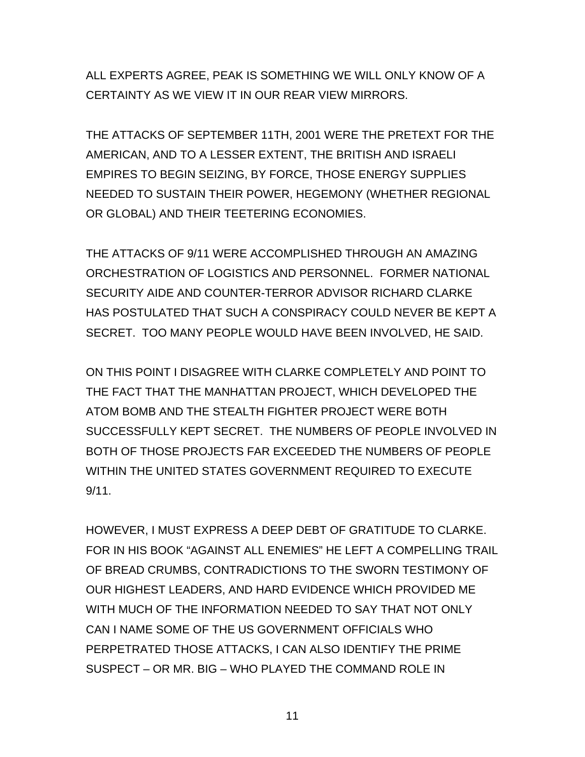ALL EXPERTS AGREE, PEAK IS SOMETHING WE WILL ONLY KNOW OF A CERTAINTY AS WE VIEW IT IN OUR REAR VIEW MIRRORS.

THE ATTACKS OF SEPTEMBER 11TH, 2001 WERE THE PRETEXT FOR THE AMERICAN, AND TO A LESSER EXTENT, THE BRITISH AND ISRAELI EMPIRES TO BEGIN SEIZING, BY FORCE, THOSE ENERGY SUPPLIES NEEDED TO SUSTAIN THEIR POWER, HEGEMONY (WHETHER REGIONAL OR GLOBAL) AND THEIR TEETERING ECONOMIES.

THE ATTACKS OF 9/11 WERE ACCOMPLISHED THROUGH AN AMAZING ORCHESTRATION OF LOGISTICS AND PERSONNEL. FORMER NATIONAL SECURITY AIDE AND COUNTER-TERROR ADVISOR RICHARD CLARKE HAS POSTULATED THAT SUCH A CONSPIRACY COULD NEVER BE KEPT A SECRET. TOO MANY PEOPLE WOULD HAVE BEEN INVOLVED, HE SAID.

ON THIS POINT I DISAGREE WITH CLARKE COMPLETELY AND POINT TO THE FACT THAT THE MANHATTAN PROJECT, WHICH DEVELOPED THE ATOM BOMB AND THE STEALTH FIGHTER PROJECT WERE BOTH SUCCESSFULLY KEPT SECRET. THE NUMBERS OF PEOPLE INVOLVED IN BOTH OF THOSE PROJECTS FAR EXCEEDED THE NUMBERS OF PEOPLE WITHIN THE UNITED STATES GOVERNMENT REQUIRED TO EXECUTE 9/11.

HOWEVER, I MUST EXPRESS A DEEP DEBT OF GRATITUDE TO CLARKE. FOR IN HIS BOOK "AGAINST ALL ENEMIES" HE LEFT A COMPELLING TRAIL OF BREAD CRUMBS, CONTRADICTIONS TO THE SWORN TESTIMONY OF OUR HIGHEST LEADERS, AND HARD EVIDENCE WHICH PROVIDED ME WITH MUCH OF THE INFORMATION NEEDED TO SAY THAT NOT ONLY CAN I NAME SOME OF THE US GOVERNMENT OFFICIALS WHO PERPETRATED THOSE ATTACKS, I CAN ALSO IDENTIFY THE PRIME SUSPECT – OR MR. BIG – WHO PLAYED THE COMMAND ROLE IN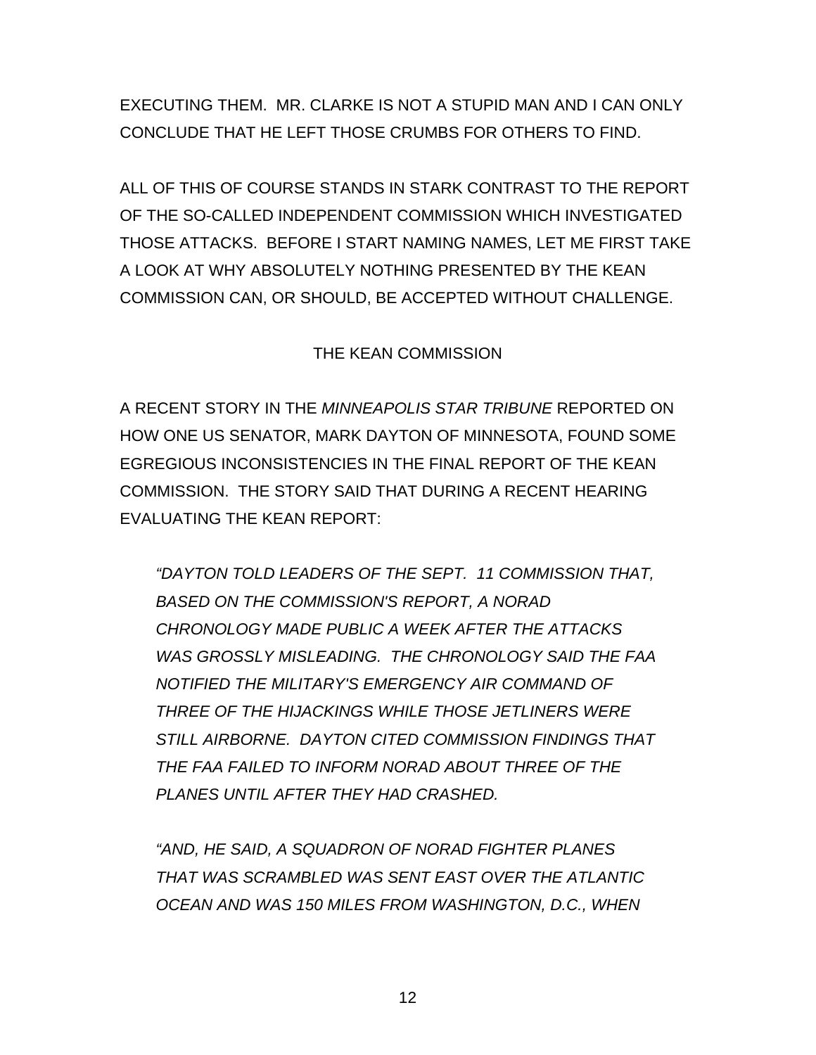EXECUTING THEM. MR. CLARKE IS NOT A STUPID MAN AND I CAN ONLY CONCLUDE THAT HE LEFT THOSE CRUMBS FOR OTHERS TO FIND.

ALL OF THIS OF COURSE STANDS IN STARK CONTRAST TO THE REPORT OF THE SO-CALLED INDEPENDENT COMMISSION WHICH INVESTIGATED THOSE ATTACKS. BEFORE I START NAMING NAMES, LET ME FIRST TAKE A LOOK AT WHY ABSOLUTELY NOTHING PRESENTED BY THE KEAN COMMISSION CAN, OR SHOULD, BE ACCEPTED WITHOUT CHALLENGE.

## THE KEAN COMMISSION

A RECENT STORY IN THE *MINNEAPOLIS STAR TRIBUNE* REPORTED ON HOW ONE US SENATOR, MARK DAYTON OF MINNESOTA, FOUND SOME EGREGIOUS INCONSISTENCIES IN THE FINAL REPORT OF THE KEAN COMMISSION. THE STORY SAID THAT DURING A RECENT HEARING EVALUATING THE KEAN REPORT:

> *"DAYTON TOLD LEADERS OF THE SEPT. 11 COMMISSION THAT, BASED ON THE COMMISSION'S REPORT, A NORAD CHRONOLOGY MADE PUBLIC A WEEK AFTER THE ATTACKS WAS GROSSLY MISLEADING. THE CHRONOLOGY SAID THE FAA NOTIFIED THE MILITARY'S EMERGENCY AIR COMMAND OF THREE OF THE HIJACKINGS WHILE THOSE JETLINERS WERE STILL AIRBORNE. DAYTON CITED COMMISSION FINDINGS THAT THE FAA FAILED TO INFORM NORAD ABOUT THREE OF THE PLANES UNTIL AFTER THEY HAD CRASHED.*
>
> *"AND, HE SAID, A SQUADRON OF NORAD FIGHTER PLANES THAT WAS SCRAMBLED WAS SENT EAST OVER THE ATLANTIC OCEAN AND WAS 150 MILES FROM WASHINGTON, D.C., WHEN*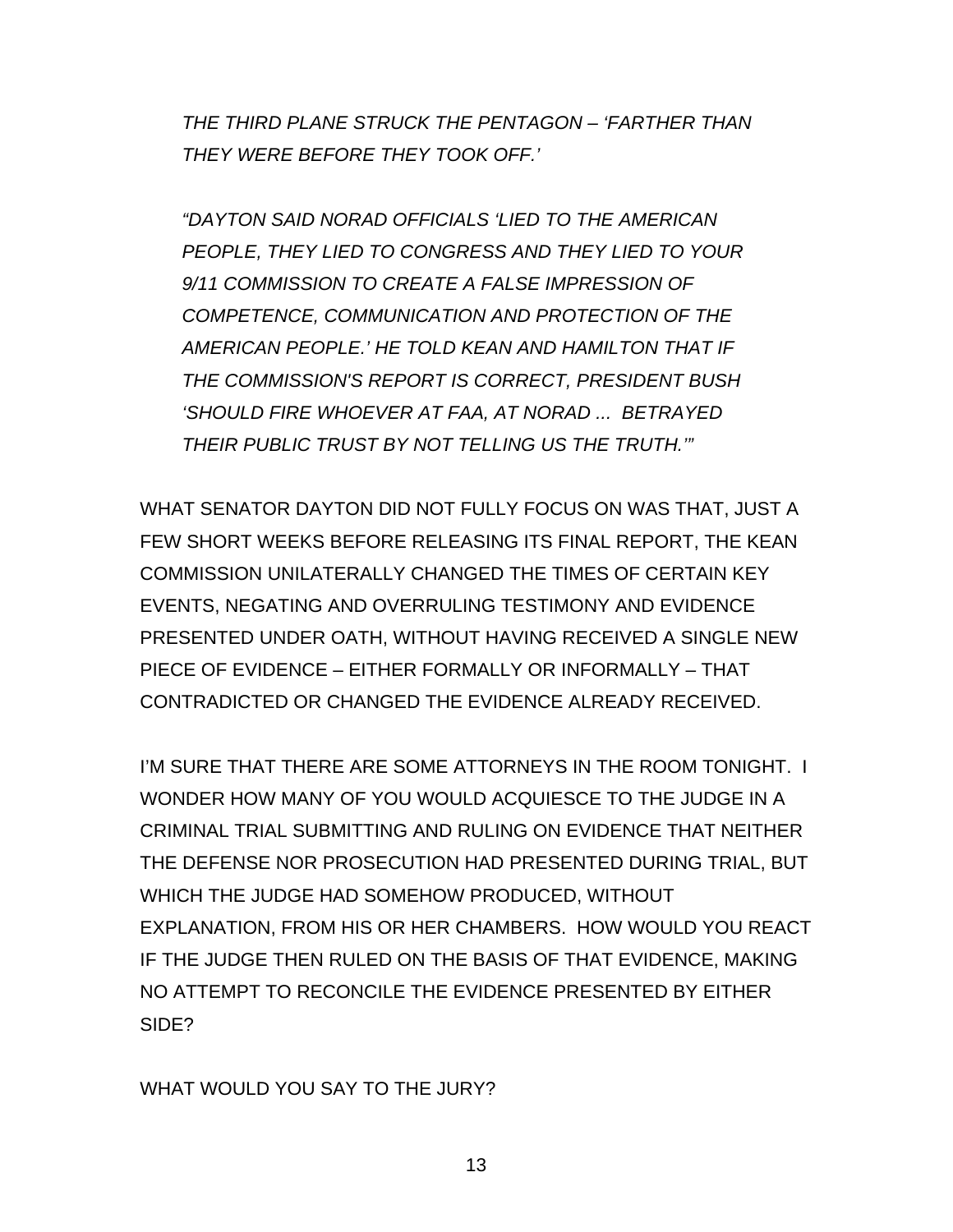*THE THIRD PLANE STRUCK THE PENTAGON – 'FARTHER THAN THEY WERE BEFORE THEY TOOK OFF.'*

*"DAYTON SAID NORAD OFFICIALS 'LIED TO THE AMERICAN PEOPLE, THEY LIED TO CONGRESS AND THEY LIED TO YOUR 9/11 COMMISSION TO CREATE A FALSE IMPRESSION OF COMPETENCE, COMMUNICATION AND PROTECTION OF THE AMERICAN PEOPLE.' HE TOLD KEAN AND HAMILTON THAT IF THE COMMISSION'S REPORT IS CORRECT, PRESIDENT BUSH 'SHOULD FIRE WHOEVER AT FAA, AT NORAD ... BETRAYED THEIR PUBLIC TRUST BY NOT TELLING US THE TRUTH.'"*

WHAT SENATOR DAYTON DID NOT FULLY FOCUS ON WAS THAT, JUST A FEW SHORT WEEKS BEFORE RELEASING ITS FINAL REPORT, THE KEAN COMMISSION UNILATERALLY CHANGED THE TIMES OF CERTAIN KEY EVENTS, NEGATING AND OVERRULING TESTIMONY AND EVIDENCE PRESENTED UNDER OATH, WITHOUT HAVING RECEIVED A SINGLE NEW PIECE OF EVIDENCE – EITHER FORMALLY OR INFORMALLY – THAT CONTRADICTED OR CHANGED THE EVIDENCE ALREADY RECEIVED.

I'M SURE THAT THERE ARE SOME ATTORNEYS IN THE ROOM TONIGHT. I WONDER HOW MANY OF YOU WOULD ACQUIESCE TO THE JUDGE IN A CRIMINAL TRIAL SUBMITTING AND RULING ON EVIDENCE THAT NEITHER THE DEFENSE NOR PROSECUTION HAD PRESENTED DURING TRIAL, BUT WHICH THE JUDGE HAD SOMEHOW PRODUCED, WITHOUT EXPLANATION, FROM HIS OR HER CHAMBERS. HOW WOULD YOU REACT IF THE JUDGE THEN RULED ON THE BASIS OF THAT EVIDENCE, MAKING NO ATTEMPT TO RECONCILE THE EVIDENCE PRESENTED BY EITHER SIDE?

WHAT WOULD YOU SAY TO THE JURY?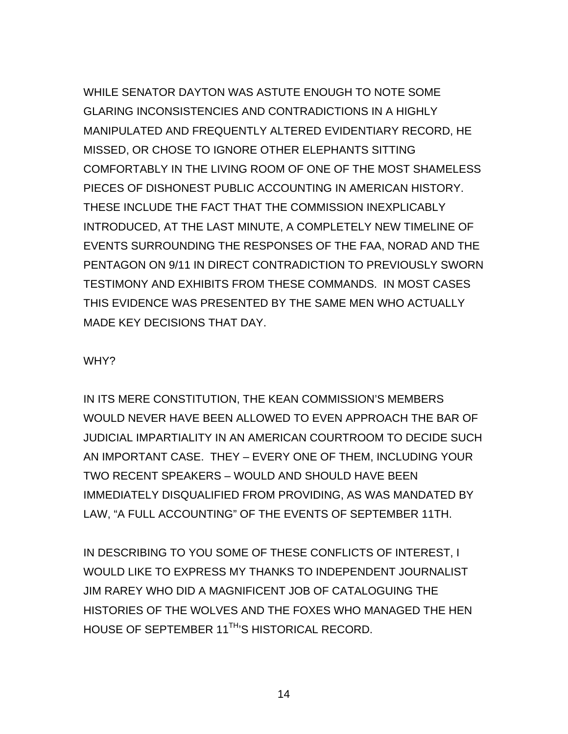WHILE SENATOR DAYTON WAS ASTUTE ENOUGH TO NOTE SOME GLARING INCONSISTENCIES AND CONTRADICTIONS IN A HIGHLY MANIPULATED AND FREQUENTLY ALTERED EVIDENTIARY RECORD, HE MISSED, OR CHOSE TO IGNORE OTHER ELEPHANTS SITTING COMFORTABLY IN THE LIVING ROOM OF ONE OF THE MOST SHAMELESS PIECES OF DISHONEST PUBLIC ACCOUNTING IN AMERICAN HISTORY. THESE INCLUDE THE FACT THAT THE COMMISSION INEXPLICABLY INTRODUCED, AT THE LAST MINUTE, A COMPLETELY NEW TIMELINE OF EVENTS SURROUNDING THE RESPONSES OF THE FAA, NORAD AND THE PENTAGON ON 9/11 IN DIRECT CONTRADICTION TO PREVIOUSLY SWORN TESTIMONY AND EXHIBITS FROM THESE COMMANDS. IN MOST CASES THIS EVIDENCE WAS PRESENTED BY THE SAME MEN WHO ACTUALLY MADE KEY DECISIONS THAT DAY.

WHY?

IN ITS MERE CONSTITUTION, THE KEAN COMMISSION'S MEMBERS WOULD NEVER HAVE BEEN ALLOWED TO EVEN APPROACH THE BAR OF JUDICIAL IMPARTIALITY IN AN AMERICAN COURTROOM TO DECIDE SUCH AN IMPORTANT CASE. THEY – EVERY ONE OF THEM, INCLUDING YOUR TWO RECENT SPEAKERS – WOULD AND SHOULD HAVE BEEN IMMEDIATELY DISQUALIFIED FROM PROVIDING, AS WAS MANDATED BY LAW, "A FULL ACCOUNTING" OF THE EVENTS OF SEPTEMBER 11TH.

IN DESCRIBING TO YOU SOME OF THESE CONFLICTS OF INTEREST, I WOULD LIKE TO EXPRESS MY THANKS TO INDEPENDENT JOURNALIST JIM RAREY WHO DID A MAGNIFICENT JOB OF CATALOGUING THE HISTORIES OF THE WOLVES AND THE FOXES WHO MANAGED THE HEN HOUSE OF SEPTEMBER 11TH'S HISTORICAL RECORD.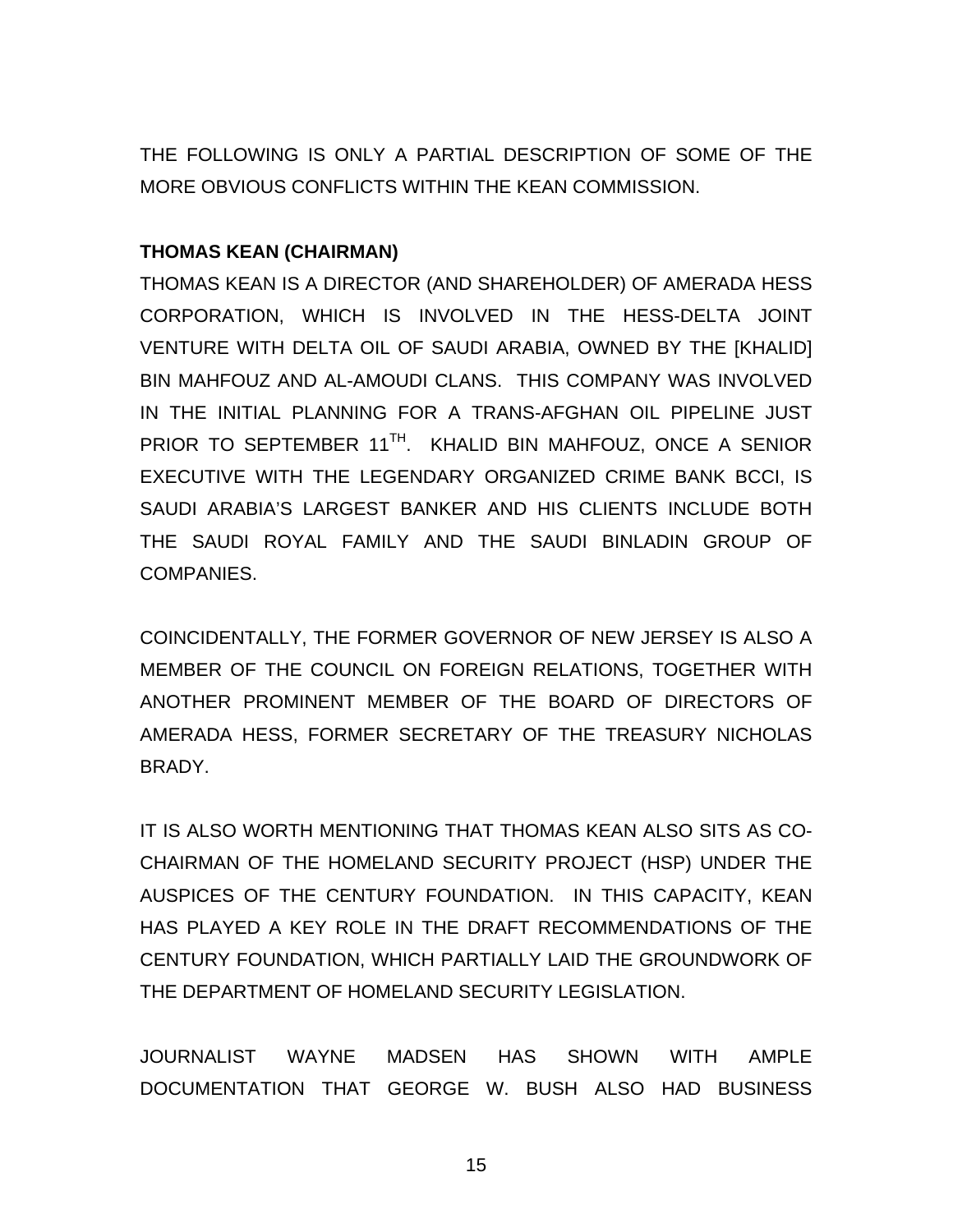THE FOLLOWING IS ONLY A PARTIAL DESCRIPTION OF SOME OF THE MORE OBVIOUS CONFLICTS WITHIN THE KEAN COMMISSION.

**THOMAS KEAN (CHAIRMAN)**

THOMAS KEAN IS A DIRECTOR (AND SHAREHOLDER) OF AMERADA HESS CORPORATION, WHICH IS INVOLVED IN THE HESS-DELTA JOINT VENTURE WITH DELTA OIL OF SAUDI ARABIA, OWNED BY THE [KHALID] BIN MAHFOUZ AND AL-AMOUDI CLANS. THIS COMPANY WAS INVOLVED IN THE INITIAL PLANNING FOR A TRANS-AFGHAN OIL PIPELINE JUST PRIOR TO SEPTEMBER 11TH. KHALID BIN MAHFOUZ, ONCE A SENIOR EXECUTIVE WITH THE LEGENDARY ORGANIZED CRIME BANK BCCI, IS SAUDI ARABIA'S LARGEST BANKER AND HIS CLIENTS INCLUDE BOTH THE SAUDI ROYAL FAMILY AND THE SAUDI BINLADIN GROUP OF COMPANIES.

COINCIDENTALLY, THE FORMER GOVERNOR OF NEW JERSEY IS ALSO A MEMBER OF THE COUNCIL ON FOREIGN RELATIONS, TOGETHER WITH ANOTHER PROMINENT MEMBER OF THE BOARD OF DIRECTORS OF AMERADA HESS, FORMER SECRETARY OF THE TREASURY NICHOLAS BRADY.

IT IS ALSO WORTH MENTIONING THAT THOMAS KEAN ALSO SITS AS CO-CHAIRMAN OF THE HOMELAND SECURITY PROJECT (HSP) UNDER THE AUSPICES OF THE CENTURY FOUNDATION. IN THIS CAPACITY, KEAN HAS PLAYED A KEY ROLE IN THE DRAFT RECOMMENDATIONS OF THE CENTURY FOUNDATION, WHICH PARTIALLY LAID THE GROUNDWORK OF THE DEPARTMENT OF HOMELAND SECURITY LEGISLATION.

JOURNALIST WAYNE MADSEN HAS SHOWN WITH AMPLE DOCUMENTATION THAT GEORGE W. BUSH ALSO HAD BUSINESS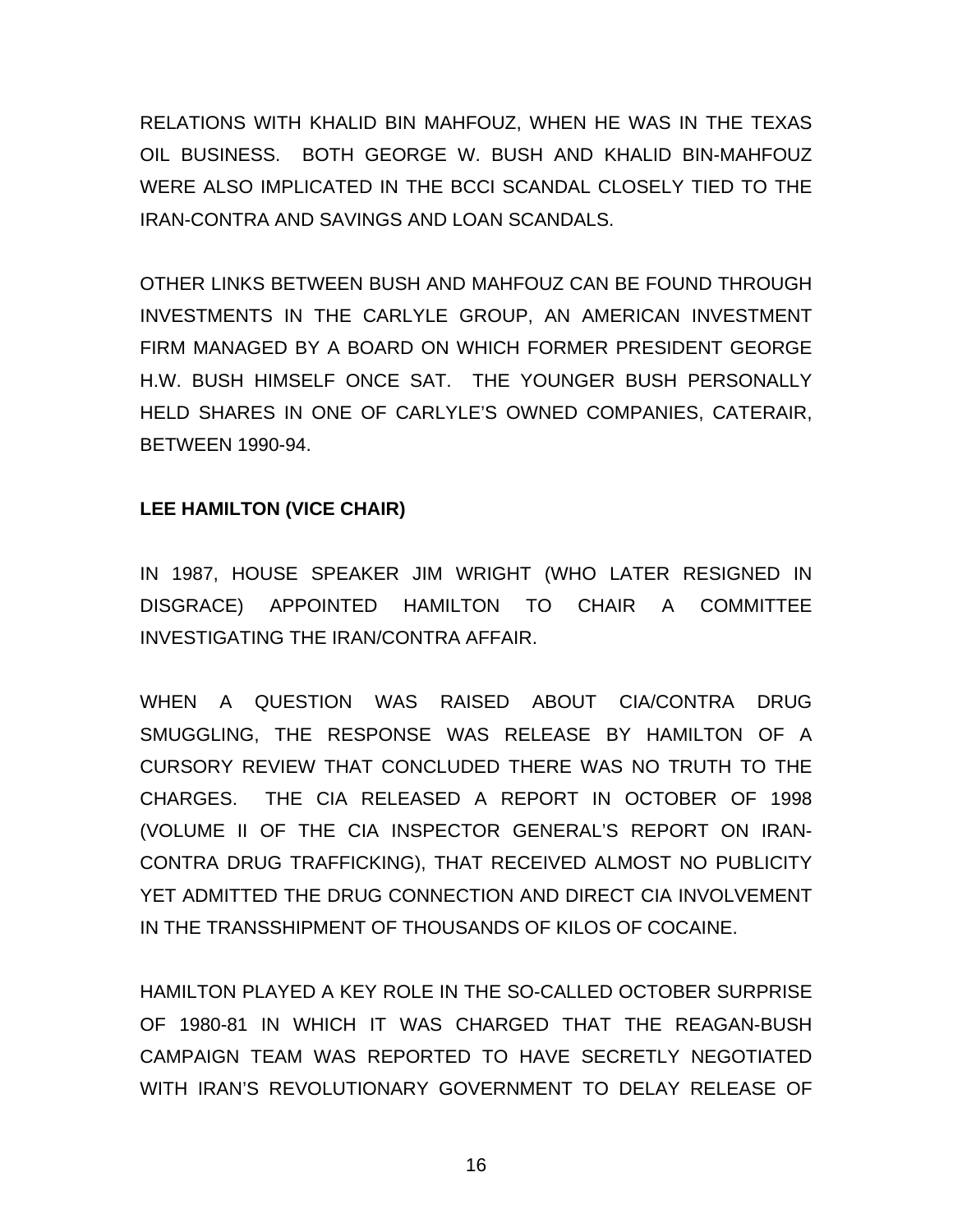RELATIONS WITH KHALID BIN MAHFOUZ, WHEN HE WAS IN THE TEXAS OIL BUSINESS. BOTH GEORGE W. BUSH AND KHALID BIN-MAHFOUZ WERE ALSO IMPLICATED IN THE BCCI SCANDAL CLOSELY TIED TO THE IRAN-CONTRA AND SAVINGS AND LOAN SCANDALS.

OTHER LINKS BETWEEN BUSH AND MAHFOUZ CAN BE FOUND THROUGH INVESTMENTS IN THE CARLYLE GROUP, AN AMERICAN INVESTMENT FIRM MANAGED BY A BOARD ON WHICH FORMER PRESIDENT GEORGE H.W. BUSH HIMSELF ONCE SAT. THE YOUNGER BUSH PERSONALLY HELD SHARES IN ONE OF CARLYLE'S OWNED COMPANIES, CATERAIR, BETWEEN 1990-94.

**LEE HAMILTON (VICE CHAIR)**

IN 1987, HOUSE SPEAKER JIM WRIGHT (WHO LATER RESIGNED IN DISGRACE) APPOINTED HAMILTON TO CHAIR A COMMITTEE INVESTIGATING THE IRAN/CONTRA AFFAIR.

WHEN A QUESTION WAS RAISED ABOUT CIA/CONTRA DRUG SMUGGLING, THE RESPONSE WAS RELEASE BY HAMILTON OF A CURSORY REVIEW THAT CONCLUDED THERE WAS NO TRUTH TO THE CHARGES. THE CIA RELEASED A REPORT IN OCTOBER OF 1998 (VOLUME II OF THE CIA INSPECTOR GENERAL'S REPORT ON IRAN-CONTRA DRUG TRAFFICKING), THAT RECEIVED ALMOST NO PUBLICITY YET ADMITTED THE DRUG CONNECTION AND DIRECT CIA INVOLVEMENT IN THE TRANSSHIPMENT OF THOUSANDS OF KILOS OF COCAINE.

HAMILTON PLAYED A KEY ROLE IN THE SO-CALLED OCTOBER SURPRISE OF 1980-81 IN WHICH IT WAS CHARGED THAT THE REAGAN-BUSH CAMPAIGN TEAM WAS REPORTED TO HAVE SECRETLY NEGOTIATED WITH IRAN'S REVOLUTIONARY GOVERNMENT TO DELAY RELEASE OF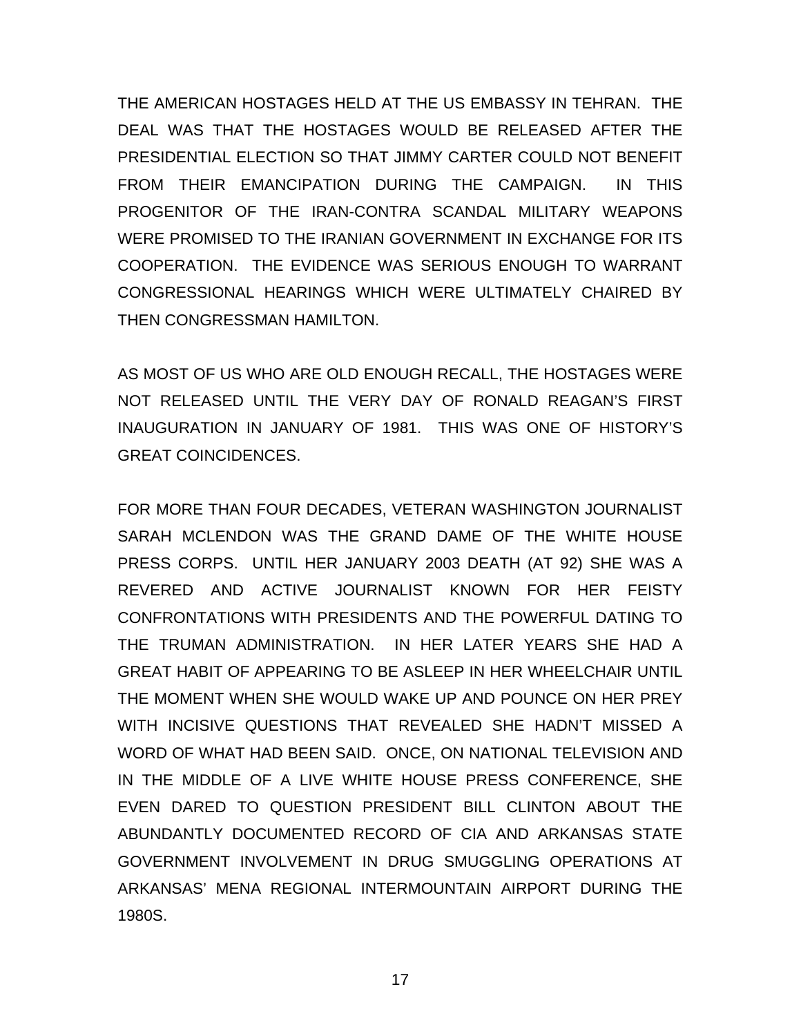THE AMERICAN HOSTAGES HELD AT THE US EMBASSY IN TEHRAN. THE DEAL WAS THAT THE HOSTAGES WOULD BE RELEASED AFTER THE PRESIDENTIAL ELECTION SO THAT JIMMY CARTER COULD NOT BENEFIT FROM THEIR EMANCIPATION DURING THE CAMPAIGN. IN THIS PROGENITOR OF THE IRAN-CONTRA SCANDAL MILITARY WEAPONS WERE PROMISED TO THE IRANIAN GOVERNMENT IN EXCHANGE FOR ITS COOPERATION. THE EVIDENCE WAS SERIOUS ENOUGH TO WARRANT CONGRESSIONAL HEARINGS WHICH WERE ULTIMATELY CHAIRED BY THEN CONGRESSMAN HAMILTON.

AS MOST OF US WHO ARE OLD ENOUGH RECALL, THE HOSTAGES WERE NOT RELEASED UNTIL THE VERY DAY OF RONALD REAGAN'S FIRST INAUGURATION IN JANUARY OF 1981. THIS WAS ONE OF HISTORY'S GREAT COINCIDENCES.

FOR MORE THAN FOUR DECADES, VETERAN WASHINGTON JOURNALIST SARAH MCLENDON WAS THE GRAND DAME OF THE WHITE HOUSE PRESS CORPS. UNTIL HER JANUARY 2003 DEATH (AT 92) SHE WAS A REVERED AND ACTIVE JOURNALIST KNOWN FOR HER FEISTY CONFRONTATIONS WITH PRESIDENTS AND THE POWERFUL DATING TO THE TRUMAN ADMINISTRATION. IN HER LATER YEARS SHE HAD A GREAT HABIT OF APPEARING TO BE ASLEEP IN HER WHEELCHAIR UNTIL THE MOMENT WHEN SHE WOULD WAKE UP AND POUNCE ON HER PREY WITH INCISIVE QUESTIONS THAT REVEALED SHE HADN'T MISSED A WORD OF WHAT HAD BEEN SAID. ONCE, ON NATIONAL TELEVISION AND IN THE MIDDLE OF A LIVE WHITE HOUSE PRESS CONFERENCE, SHE EVEN DARED TO QUESTION PRESIDENT BILL CLINTON ABOUT THE ABUNDANTLY DOCUMENTED RECORD OF CIA AND ARKANSAS STATE GOVERNMENT INVOLVEMENT IN DRUG SMUGGLING OPERATIONS AT ARKANSAS' MENA REGIONAL INTERMOUNTAIN AIRPORT DURING THE 1980S.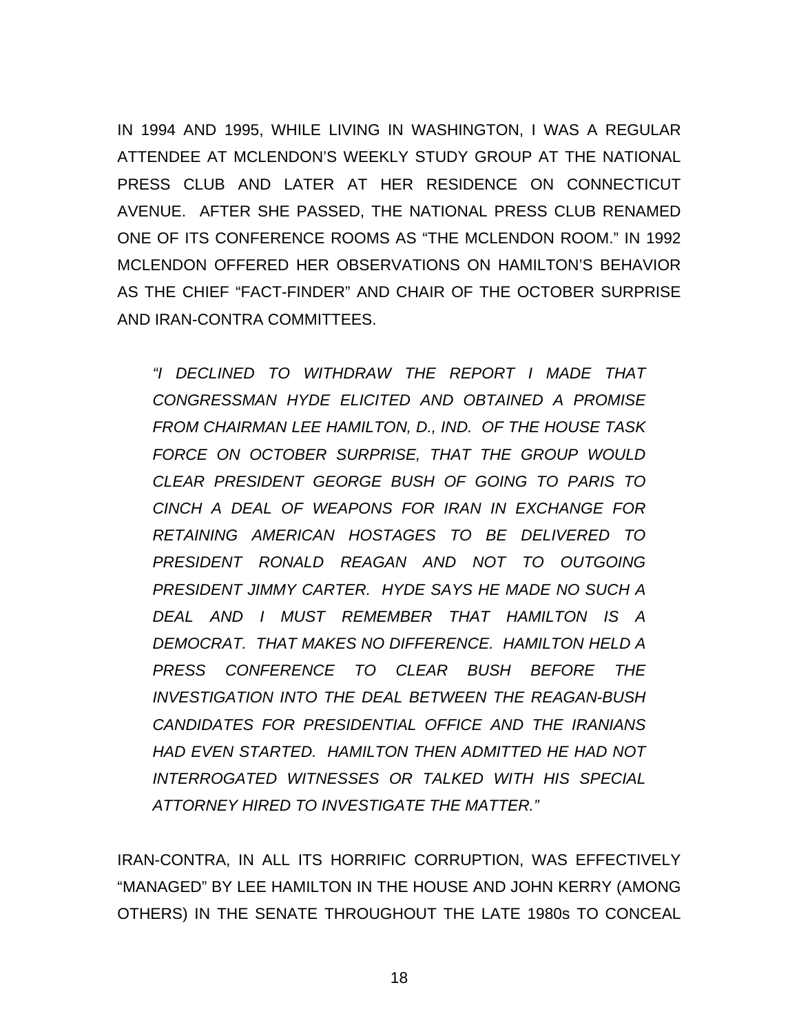IN 1994 AND 1995, WHILE LIVING IN WASHINGTON, I WAS A REGULAR ATTENDEE AT MCLENDON'S WEEKLY STUDY GROUP AT THE NATIONAL PRESS CLUB AND LATER AT HER RESIDENCE ON CONNECTICUT AVENUE. AFTER SHE PASSED, THE NATIONAL PRESS CLUB RENAMED ONE OF ITS CONFERENCE ROOMS AS "THE MCLENDON ROOM." IN 1992 MCLENDON OFFERED HER OBSERVATIONS ON HAMILTON'S BEHAVIOR AS THE CHIEF "FACT-FINDER" AND CHAIR OF THE OCTOBER SURPRISE AND IRAN-CONTRA COMMITTEES.

> *"I DECLINED TO WITHDRAW THE REPORT I MADE THAT CONGRESSMAN HYDE ELICITED AND OBTAINED A PROMISE FROM CHAIRMAN LEE HAMILTON, D., IND. OF THE HOUSE TASK FORCE ON OCTOBER SURPRISE, THAT THE GROUP WOULD CLEAR PRESIDENT GEORGE BUSH OF GOING TO PARIS TO CINCH A DEAL OF WEAPONS FOR IRAN IN EXCHANGE FOR RETAINING AMERICAN HOSTAGES TO BE DELIVERED TO PRESIDENT RONALD REAGAN AND NOT TO OUTGOING PRESIDENT JIMMY CARTER. HYDE SAYS HE MADE NO SUCH A DEAL AND I MUST REMEMBER THAT HAMILTON IS A DEMOCRAT. THAT MAKES NO DIFFERENCE. HAMILTON HELD A PRESS CONFERENCE TO CLEAR BUSH BEFORE THE INVESTIGATION INTO THE DEAL BETWEEN THE REAGAN-BUSH CANDIDATES FOR PRESIDENTIAL OFFICE AND THE IRANIANS HAD EVEN STARTED. HAMILTON THEN ADMITTED HE HAD NOT INTERROGATED WITNESSES OR TALKED WITH HIS SPECIAL ATTORNEY HIRED TO INVESTIGATE THE MATTER."*

IRAN-CONTRA, IN ALL ITS HORRIFIC CORRUPTION, WAS EFFECTIVELY "MANAGED" BY LEE HAMILTON IN THE HOUSE AND JOHN KERRY (AMONG OTHERS) IN THE SENATE THROUGHOUT THE LATE 1980s TO CONCEAL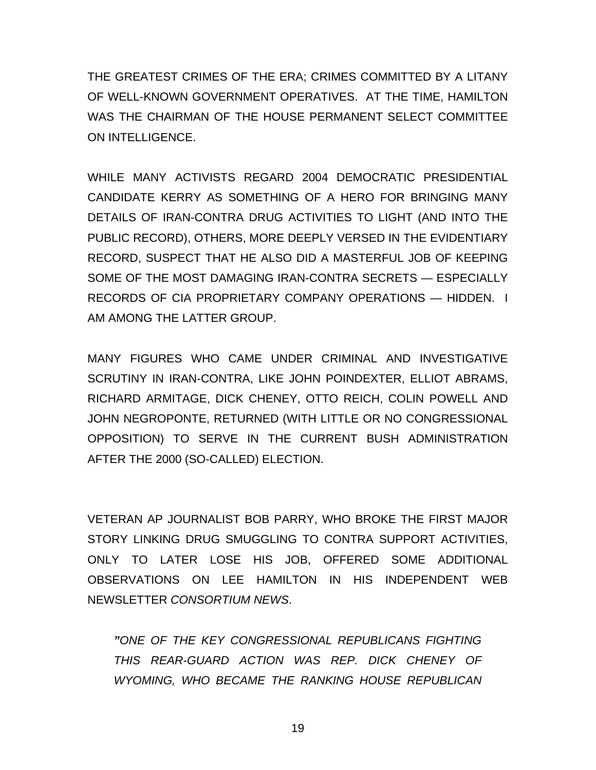THE GREATEST CRIMES OF THE ERA; CRIMES COMMITTED BY A LITANY OF WELL-KNOWN GOVERNMENT OPERATIVES. AT THE TIME, HAMILTON WAS THE CHAIRMAN OF THE HOUSE PERMANENT SELECT COMMITTEE ON INTELLIGENCE.

WHILE MANY ACTIVISTS REGARD 2004 DEMOCRATIC PRESIDENTIAL CANDIDATE KERRY AS SOMETHING OF A HERO FOR BRINGING MANY DETAILS OF IRAN-CONTRA DRUG ACTIVITIES TO LIGHT (AND INTO THE PUBLIC RECORD), OTHERS, MORE DEEPLY VERSED IN THE EVIDENTIARY RECORD, SUSPECT THAT HE ALSO DID A MASTERFUL JOB OF KEEPING SOME OF THE MOST DAMAGING IRAN-CONTRA SECRETS — ESPECIALLY RECORDS OF CIA PROPRIETARY COMPANY OPERATIONS — HIDDEN. I AM AMONG THE LATTER GROUP.

MANY FIGURES WHO CAME UNDER CRIMINAL AND INVESTIGATIVE SCRUTINY IN IRAN-CONTRA, LIKE JOHN POINDEXTER, ELLIOT ABRAMS, RICHARD ARMITAGE, DICK CHENEY, OTTO REICH, COLIN POWELL AND JOHN NEGROPONTE, RETURNED (WITH LITTLE OR NO CONGRESSIONAL OPPOSITION) TO SERVE IN THE CURRENT BUSH ADMINISTRATION AFTER THE 2000 (SO-CALLED) ELECTION.

VETERAN AP JOURNALIST BOB PARRY, WHO BROKE THE FIRST MAJOR STORY LINKING DRUG SMUGGLING TO CONTRA SUPPORT ACTIVITIES, ONLY TO LATER LOSE HIS JOB, OFFERED SOME ADDITIONAL OBSERVATIONS ON LEE HAMILTON IN HIS INDEPENDENT WEB NEWSLETTER *CONSORTIUM NEWS*.

> *"ONE OF THE KEY CONGRESSIONAL REPUBLICANS FIGHTING THIS REAR-GUARD ACTION WAS REP. DICK CHENEY OF WYOMING, WHO BECAME THE RANKING HOUSE REPUBLICAN*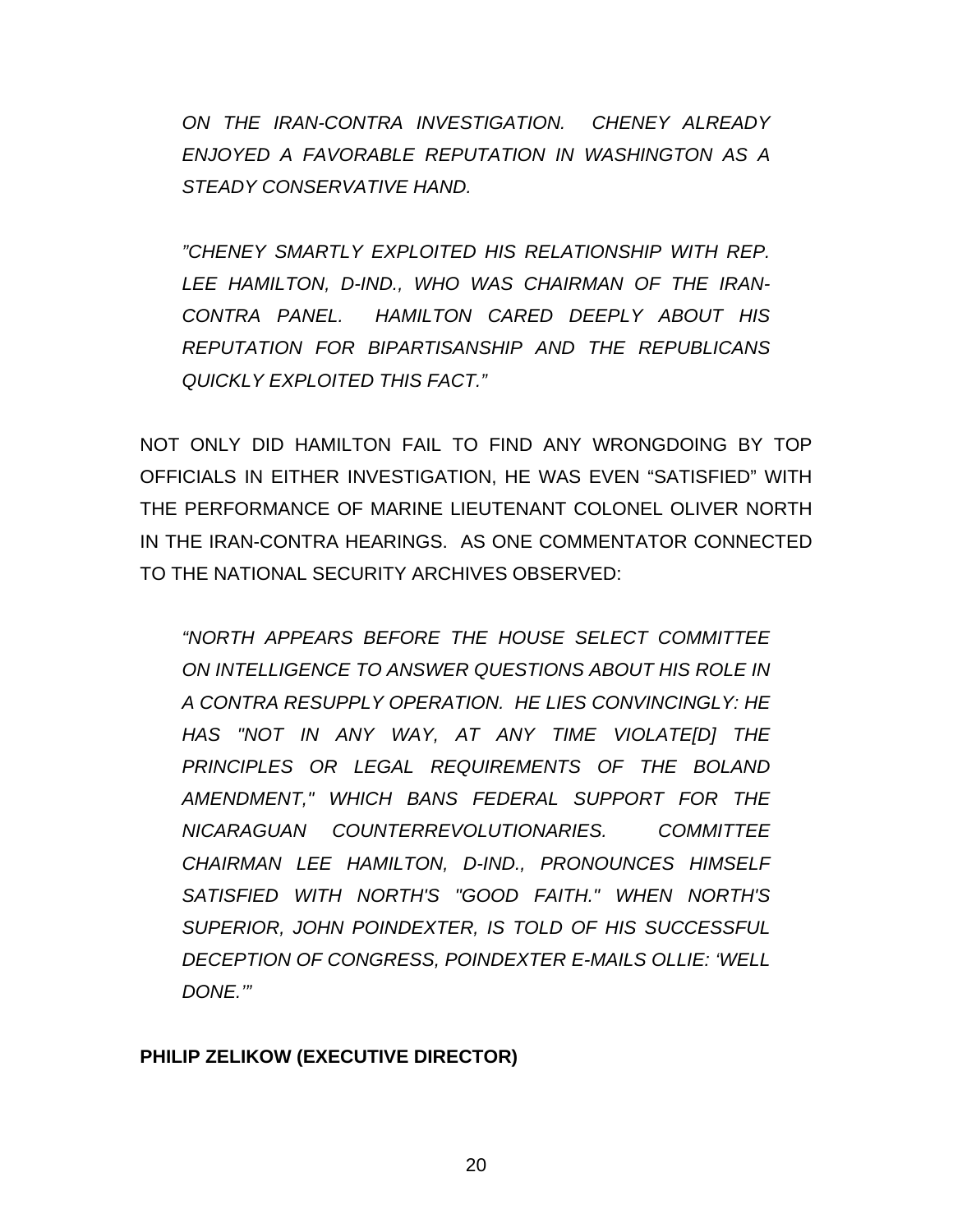*ON THE IRAN-CONTRA INVESTIGATION. CHENEY ALREADY ENJOYED A FAVORABLE REPUTATION IN WASHINGTON AS A STEADY CONSERVATIVE HAND.*

*"CHENEY SMARTLY EXPLOITED HIS RELATIONSHIP WITH REP. LEE HAMILTON, D-IND., WHO WAS CHAIRMAN OF THE IRAN-CONTRA PANEL. HAMILTON CARED DEEPLY ABOUT HIS REPUTATION FOR BIPARTISANSHIP AND THE REPUBLICANS QUICKLY EXPLOITED THIS FACT."*

NOT ONLY DID HAMILTON FAIL TO FIND ANY WRONGDOING BY TOP OFFICIALS IN EITHER INVESTIGATION, HE WAS EVEN "SATISFIED" WITH THE PERFORMANCE OF MARINE LIEUTENANT COLONEL OLIVER NORTH IN THE IRAN-CONTRA HEARINGS. AS ONE COMMENTATOR CONNECTED TO THE NATIONAL SECURITY ARCHIVES OBSERVED:

*"NORTH APPEARS BEFORE THE HOUSE SELECT COMMITTEE ON INTELLIGENCE TO ANSWER QUESTIONS ABOUT HIS ROLE IN A CONTRA RESUPPLY OPERATION. HE LIES CONVINCINGLY: HE HAS "NOT IN ANY WAY, AT ANY TIME VIOLATE[D] THE PRINCIPLES OR LEGAL REQUIREMENTS OF THE BOLAND AMENDMENT," WHICH BANS FEDERAL SUPPORT FOR THE NICARAGUAN COUNTERREVOLUTIONARIES. COMMITTEE CHAIRMAN LEE HAMILTON, D-IND., PRONOUNCES HIMSELF SATISFIED WITH NORTH'S "GOOD FAITH." WHEN NORTH'S SUPERIOR, JOHN POINDEXTER, IS TOLD OF HIS SUCCESSFUL DECEPTION OF CONGRESS, POINDEXTER E-MAILS OLLIE: 'WELL DONE.'"*

**PHILIP ZELIKOW (EXECUTIVE DIRECTOR)**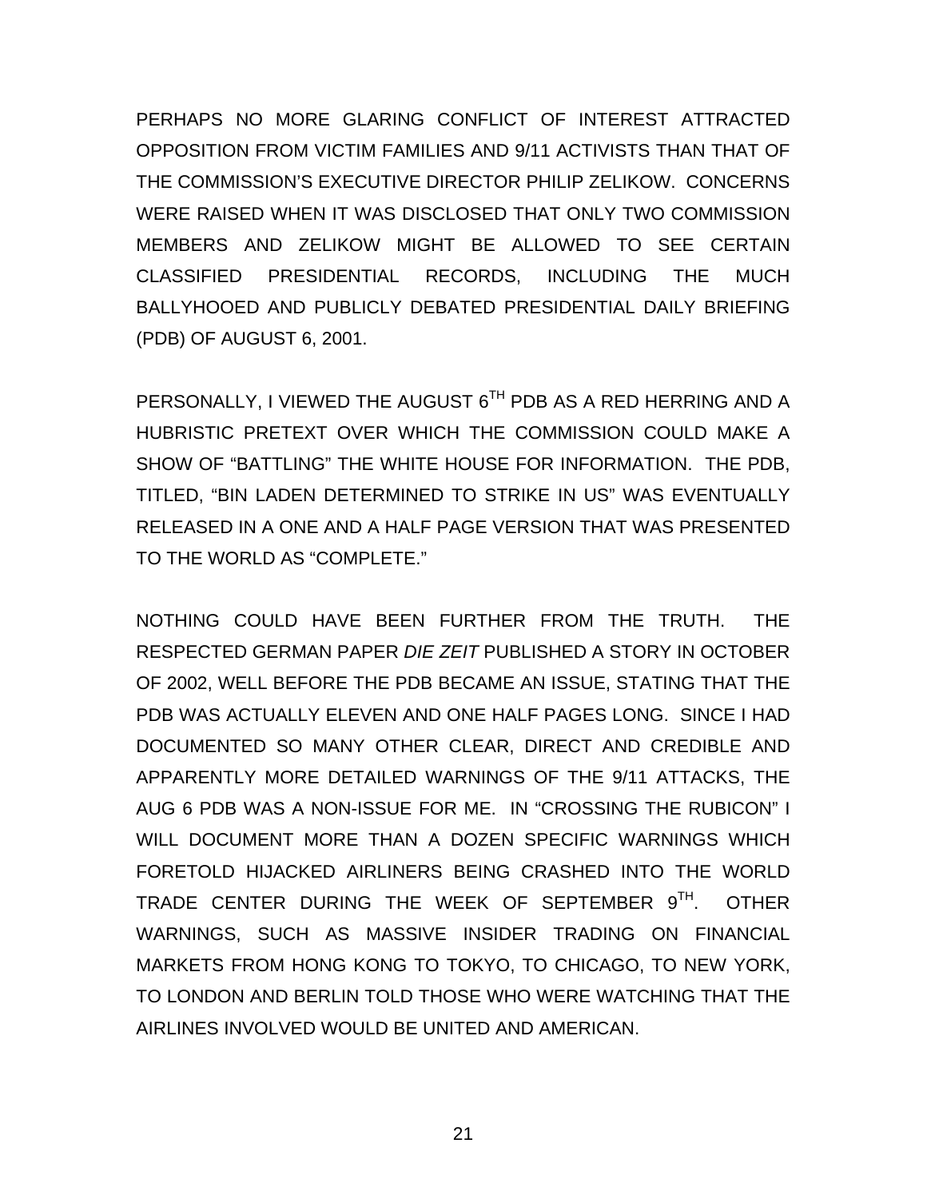PERHAPS NO MORE GLARING CONFLICT OF INTEREST ATTRACTED OPPOSITION FROM VICTIM FAMILIES AND 9/11 ACTIVISTS THAN THAT OF THE COMMISSION'S EXECUTIVE DIRECTOR PHILIP ZELIKOW. CONCERNS WERE RAISED WHEN IT WAS DISCLOSED THAT ONLY TWO COMMISSION MEMBERS AND ZELIKOW MIGHT BE ALLOWED TO SEE CERTAIN CLASSIFIED PRESIDENTIAL RECORDS, INCLUDING THE MUCH BALLYHOOED AND PUBLICLY DEBATED PRESIDENTIAL DAILY BRIEFING (PDB) OF AUGUST 6, 2001.

PERSONALLY, I VIEWED THE AUGUST 6TH PDB AS A RED HERRING AND A HUBRISTIC PRETEXT OVER WHICH THE COMMISSION COULD MAKE A SHOW OF "BATTLING" THE WHITE HOUSE FOR INFORMATION. THE PDB, TITLED, "BIN LADEN DETERMINED TO STRIKE IN US" WAS EVENTUALLY RELEASED IN A ONE AND A HALF PAGE VERSION THAT WAS PRESENTED TO THE WORLD AS "COMPLETE."

NOTHING COULD HAVE BEEN FURTHER FROM THE TRUTH. THE RESPECTED GERMAN PAPER *DIE ZEIT* PUBLISHED A STORY IN OCTOBER OF 2002, WELL BEFORE THE PDB BECAME AN ISSUE, STATING THAT THE PDB WAS ACTUALLY ELEVEN AND ONE HALF PAGES LONG. SINCE I HAD DOCUMENTED SO MANY OTHER CLEAR, DIRECT AND CREDIBLE AND APPARENTLY MORE DETAILED WARNINGS OF THE 9/11 ATTACKS, THE AUG 6 PDB WAS A NON-ISSUE FOR ME. IN "CROSSING THE RUBICON" I WILL DOCUMENT MORE THAN A DOZEN SPECIFIC WARNINGS WHICH FORETOLD HIJACKED AIRLINERS BEING CRASHED INTO THE WORLD TRADE CENTER DURING THE WEEK OF SEPTEMBER 9TH. OTHER WARNINGS, SUCH AS MASSIVE INSIDER TRADING ON FINANCIAL MARKETS FROM HONG KONG TO TOKYO, TO CHICAGO, TO NEW YORK, TO LONDON AND BERLIN TOLD THOSE WHO WERE WATCHING THAT THE AIRLINES INVOLVED WOULD BE UNITED AND AMERICAN.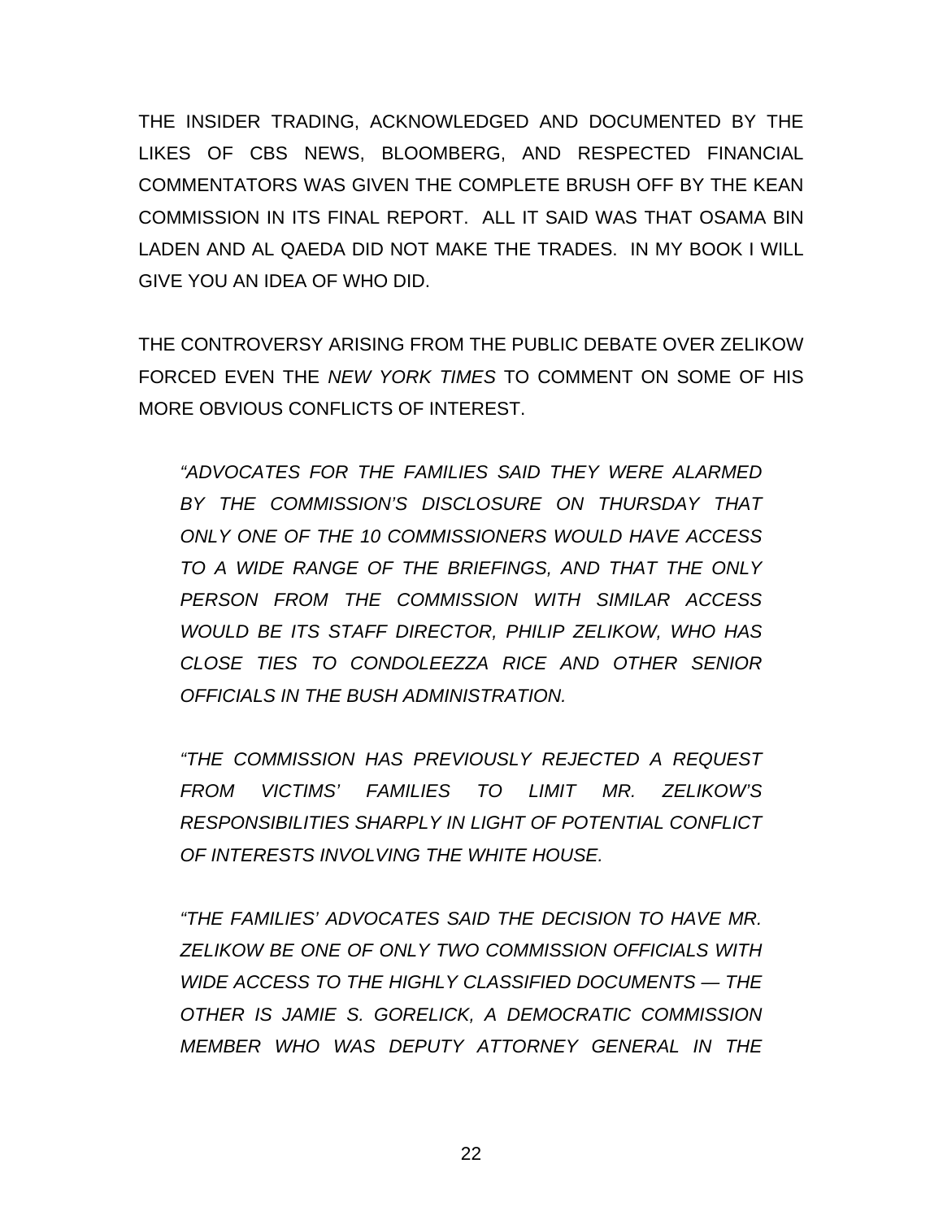THE INSIDER TRADING, ACKNOWLEDGED AND DOCUMENTED BY THE LIKES OF CBS NEWS, BLOOMBERG, AND RESPECTED FINANCIAL COMMENTATORS WAS GIVEN THE COMPLETE BRUSH OFF BY THE KEAN COMMISSION IN ITS FINAL REPORT. ALL IT SAID WAS THAT OSAMA BIN LADEN AND AL QAEDA DID NOT MAKE THE TRADES. IN MY BOOK I WILL GIVE YOU AN IDEA OF WHO DID.

THE CONTROVERSY ARISING FROM THE PUBLIC DEBATE OVER ZELIKOW FORCED EVEN THE *NEW YORK TIMES* TO COMMENT ON SOME OF HIS MORE OBVIOUS CONFLICTS OF INTEREST.

> *"ADVOCATES FOR THE FAMILIES SAID THEY WERE ALARMED BY THE COMMISSION'S DISCLOSURE ON THURSDAY THAT ONLY ONE OF THE 10 COMMISSIONERS WOULD HAVE ACCESS TO A WIDE RANGE OF THE BRIEFINGS, AND THAT THE ONLY PERSON FROM THE COMMISSION WITH SIMILAR ACCESS WOULD BE ITS STAFF DIRECTOR, PHILIP ZELIKOW, WHO HAS CLOSE TIES TO CONDOLEEZZA RICE AND OTHER SENIOR OFFICIALS IN THE BUSH ADMINISTRATION.*
>
> *"THE COMMISSION HAS PREVIOUSLY REJECTED A REQUEST FROM VICTIMS' FAMILIES TO LIMIT MR. ZELIKOW'S RESPONSIBILITIES SHARPLY IN LIGHT OF POTENTIAL CONFLICT OF INTERESTS INVOLVING THE WHITE HOUSE.*
>
> *"THE FAMILIES' ADVOCATES SAID THE DECISION TO HAVE MR. ZELIKOW BE ONE OF ONLY TWO COMMISSION OFFICIALS WITH WIDE ACCESS TO THE HIGHLY CLASSIFIED DOCUMENTS — THE OTHER IS JAMIE S. GORELICK, A DEMOCRATIC COMMISSION MEMBER WHO WAS DEPUTY ATTORNEY GENERAL IN THE*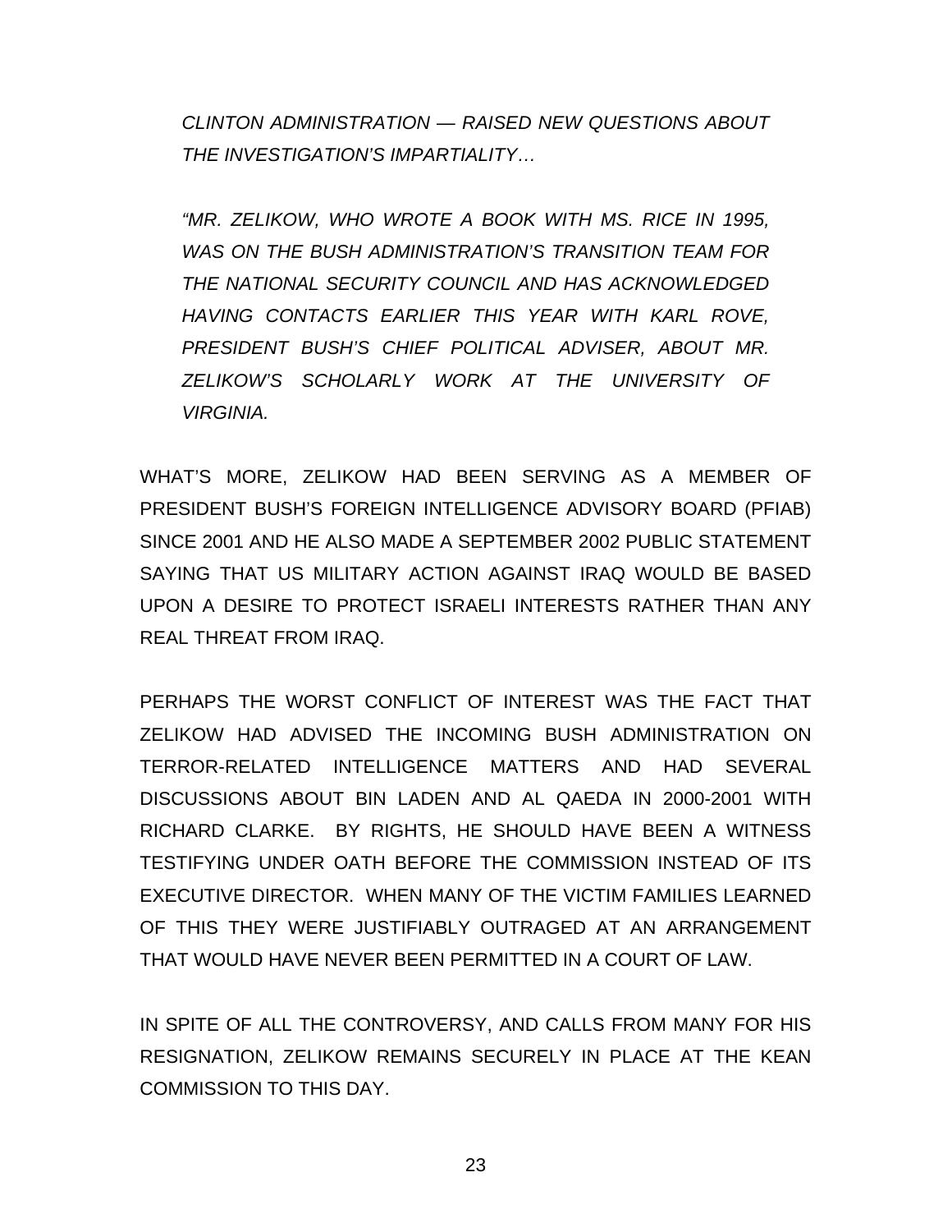*CLINTON ADMINISTRATION — RAISED NEW QUESTIONS ABOUT THE INVESTIGATION'S IMPARTIALITY…*

*"MR. ZELIKOW, WHO WROTE A BOOK WITH MS. RICE IN 1995, WAS ON THE BUSH ADMINISTRATION'S TRANSITION TEAM FOR THE NATIONAL SECURITY COUNCIL AND HAS ACKNOWLEDGED HAVING CONTACTS EARLIER THIS YEAR WITH KARL ROVE, PRESIDENT BUSH'S CHIEF POLITICAL ADVISER, ABOUT MR. ZELIKOW'S SCHOLARLY WORK AT THE UNIVERSITY OF VIRGINIA.*

WHAT'S MORE, ZELIKOW HAD BEEN SERVING AS A MEMBER OF PRESIDENT BUSH'S FOREIGN INTELLIGENCE ADVISORY BOARD (PFIAB) SINCE 2001 AND HE ALSO MADE A SEPTEMBER 2002 PUBLIC STATEMENT SAYING THAT US MILITARY ACTION AGAINST IRAQ WOULD BE BASED UPON A DESIRE TO PROTECT ISRAELI INTERESTS RATHER THAN ANY REAL THREAT FROM IRAQ.

PERHAPS THE WORST CONFLICT OF INTEREST WAS THE FACT THAT ZELIKOW HAD ADVISED THE INCOMING BUSH ADMINISTRATION ON TERROR-RELATED INTELLIGENCE MATTERS AND HAD SEVERAL DISCUSSIONS ABOUT BIN LADEN AND AL QAEDA IN 2000-2001 WITH RICHARD CLARKE. BY RIGHTS, HE SHOULD HAVE BEEN A WITNESS TESTIFYING UNDER OATH BEFORE THE COMMISSION INSTEAD OF ITS EXECUTIVE DIRECTOR. WHEN MANY OF THE VICTIM FAMILIES LEARNED OF THIS THEY WERE JUSTIFIABLY OUTRAGED AT AN ARRANGEMENT THAT WOULD HAVE NEVER BEEN PERMITTED IN A COURT OF LAW.

IN SPITE OF ALL THE CONTROVERSY, AND CALLS FROM MANY FOR HIS RESIGNATION, ZELIKOW REMAINS SECURELY IN PLACE AT THE KEAN COMMISSION TO THIS DAY.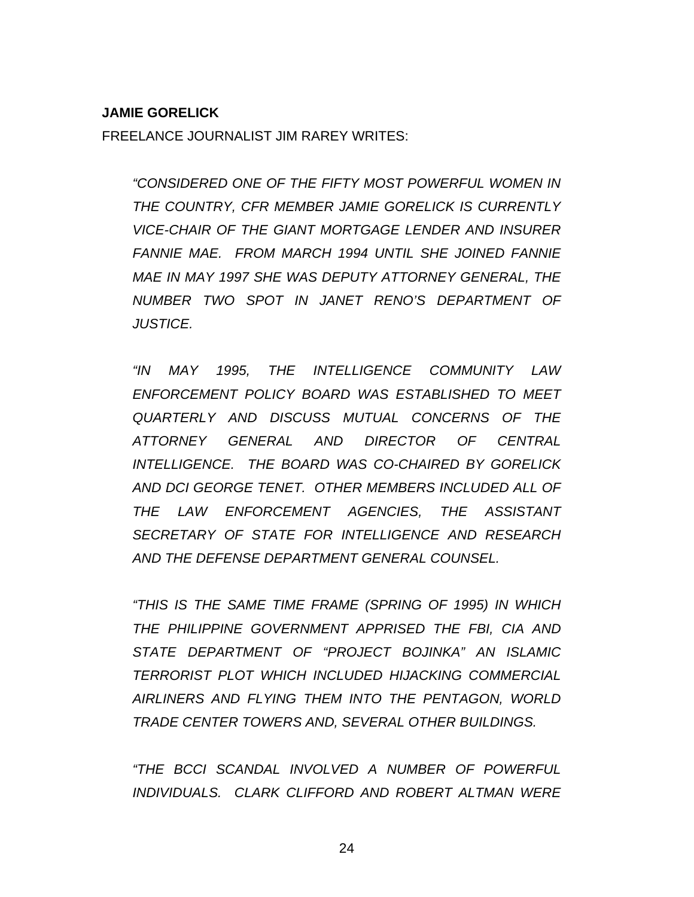**JAMIE GORELICK**

FREELANCE JOURNALIST JIM RAREY WRITES:

> *"CONSIDERED ONE OF THE FIFTY MOST POWERFUL WOMEN IN THE COUNTRY, CFR MEMBER JAMIE GORELICK IS CURRENTLY VICE-CHAIR OF THE GIANT MORTGAGE LENDER AND INSURER FANNIE MAE. FROM MARCH 1994 UNTIL SHE JOINED FANNIE MAE IN MAY 1997 SHE WAS DEPUTY ATTORNEY GENERAL, THE NUMBER TWO SPOT IN JANET RENO'S DEPARTMENT OF JUSTICE.*
>
> *"IN MAY 1995, THE INTELLIGENCE COMMUNITY LAW ENFORCEMENT POLICY BOARD WAS ESTABLISHED TO MEET QUARTERLY AND DISCUSS MUTUAL CONCERNS OF THE ATTORNEY GENERAL AND DIRECTOR OF CENTRAL INTELLIGENCE. THE BOARD WAS CO-CHAIRED BY GORELICK AND DCI GEORGE TENET. OTHER MEMBERS INCLUDED ALL OF THE LAW ENFORCEMENT AGENCIES, THE ASSISTANT SECRETARY OF STATE FOR INTELLIGENCE AND RESEARCH AND THE DEFENSE DEPARTMENT GENERAL COUNSEL.*
>
> *"THIS IS THE SAME TIME FRAME (SPRING OF 1995) IN WHICH THE PHILIPPINE GOVERNMENT APPRISED THE FBI, CIA AND STATE DEPARTMENT OF "PROJECT BOJINKA" AN ISLAMIC TERRORIST PLOT WHICH INCLUDED HIJACKING COMMERCIAL AIRLINERS AND FLYING THEM INTO THE PENTAGON, WORLD TRADE CENTER TOWERS AND, SEVERAL OTHER BUILDINGS.*
>
> *"THE BCCI SCANDAL INVOLVED A NUMBER OF POWERFUL INDIVIDUALS. CLARK CLIFFORD AND ROBERT ALTMAN WERE*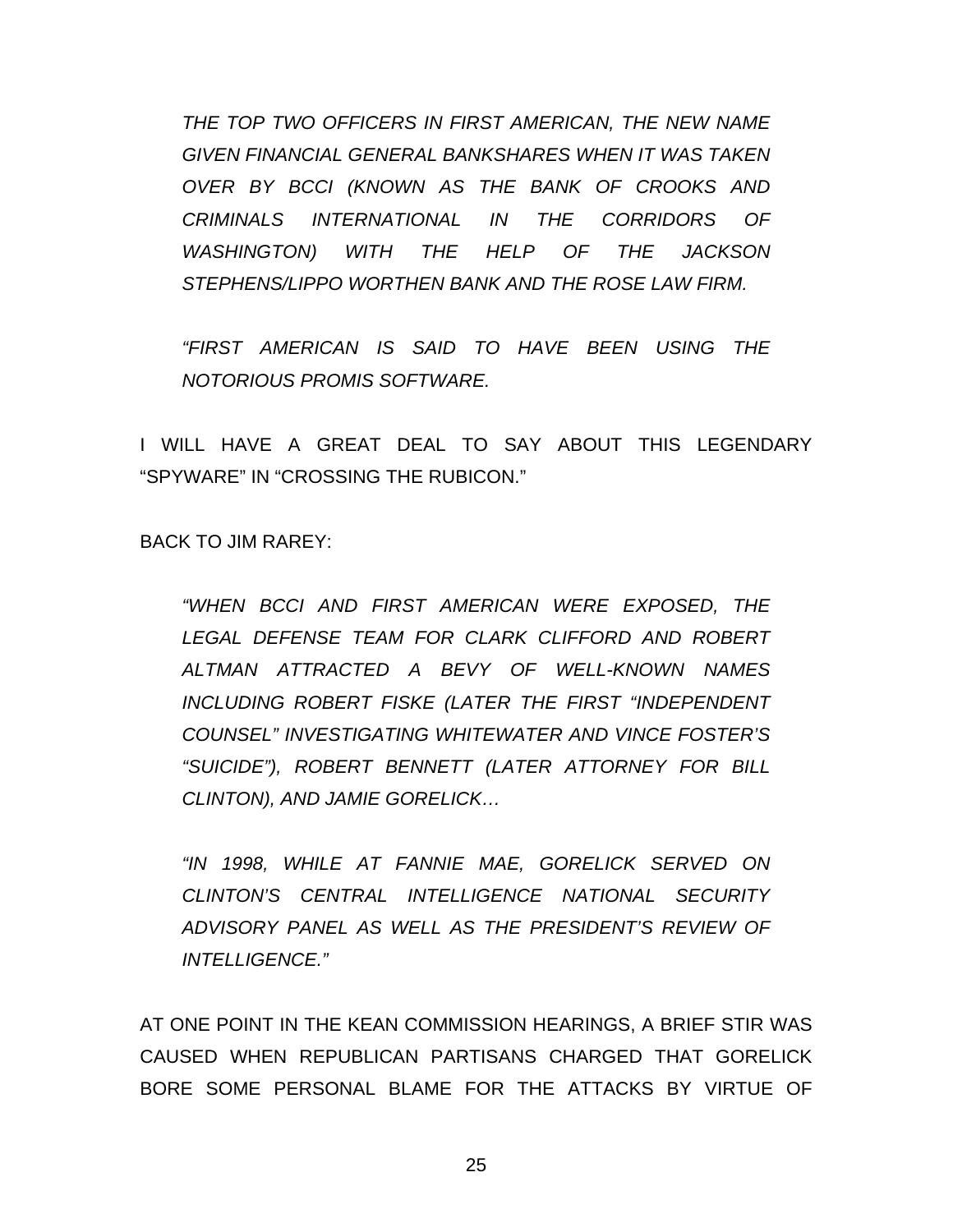*THE TOP TWO OFFICERS IN FIRST AMERICAN, THE NEW NAME GIVEN FINANCIAL GENERAL BANKSHARES WHEN IT WAS TAKEN OVER BY BCCI (KNOWN AS THE BANK OF CROOKS AND CRIMINALS INTERNATIONAL IN THE CORRIDORS OF WASHINGTON) WITH THE HELP OF THE JACKSON STEPHENS/LIPPO WORTHEN BANK AND THE ROSE LAW FIRM.*

*"FIRST AMERICAN IS SAID TO HAVE BEEN USING THE NOTORIOUS PROMIS SOFTWARE.*

I WILL HAVE A GREAT DEAL TO SAY ABOUT THIS LEGENDARY "SPYWARE" IN "CROSSING THE RUBICON."

BACK TO JIM RAREY:

*"WHEN BCCI AND FIRST AMERICAN WERE EXPOSED, THE LEGAL DEFENSE TEAM FOR CLARK CLIFFORD AND ROBERT ALTMAN ATTRACTED A BEVY OF WELL-KNOWN NAMES INCLUDING ROBERT FISKE (LATER THE FIRST "INDEPENDENT COUNSEL" INVESTIGATING WHITEWATER AND VINCE FOSTER'S "SUICIDE"), ROBERT BENNETT (LATER ATTORNEY FOR BILL CLINTON), AND JAMIE GORELICK…*

*"IN 1998, WHILE AT FANNIE MAE, GORELICK SERVED ON CLINTON'S CENTRAL INTELLIGENCE NATIONAL SECURITY ADVISORY PANEL AS WELL AS THE PRESIDENT'S REVIEW OF INTELLIGENCE."*

AT ONE POINT IN THE KEAN COMMISSION HEARINGS, A BRIEF STIR WAS CAUSED WHEN REPUBLICAN PARTISANS CHARGED THAT GORELICK BORE SOME PERSONAL BLAME FOR THE ATTACKS BY VIRTUE OF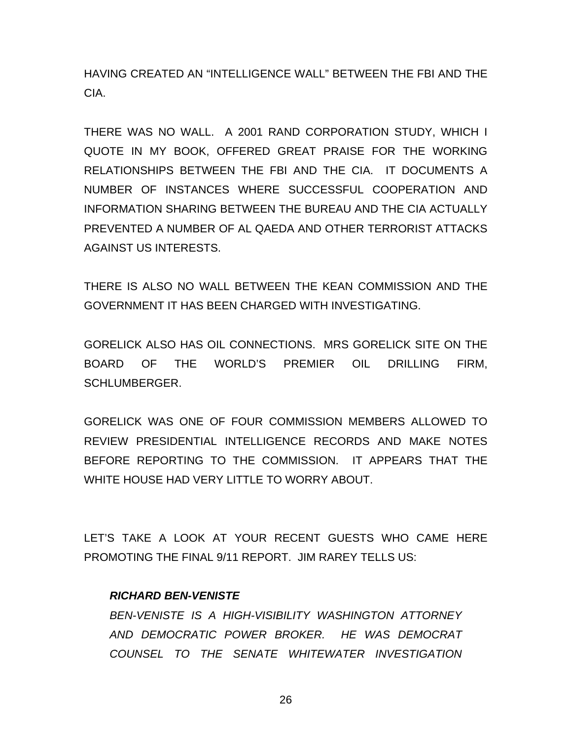HAVING CREATED AN "INTELLIGENCE WALL" BETWEEN THE FBI AND THE CIA.

THERE WAS NO WALL. A 2001 RAND CORPORATION STUDY, WHICH I QUOTE IN MY BOOK, OFFERED GREAT PRAISE FOR THE WORKING RELATIONSHIPS BETWEEN THE FBI AND THE CIA. IT DOCUMENTS A NUMBER OF INSTANCES WHERE SUCCESSFUL COOPERATION AND INFORMATION SHARING BETWEEN THE BUREAU AND THE CIA ACTUALLY PREVENTED A NUMBER OF AL QAEDA AND OTHER TERRORIST ATTACKS AGAINST US INTERESTS.

THERE IS ALSO NO WALL BETWEEN THE KEAN COMMISSION AND THE GOVERNMENT IT HAS BEEN CHARGED WITH INVESTIGATING.

GORELICK ALSO HAS OIL CONNECTIONS. MRS GORELICK SITE ON THE BOARD OF THE WORLD'S PREMIER OIL DRILLING FIRM, SCHLUMBERGER.

GORELICK WAS ONE OF FOUR COMMISSION MEMBERS ALLOWED TO REVIEW PRESIDENTIAL INTELLIGENCE RECORDS AND MAKE NOTES BEFORE REPORTING TO THE COMMISSION. IT APPEARS THAT THE WHITE HOUSE HAD VERY LITTLE TO WORRY ABOUT.

LET'S TAKE A LOOK AT YOUR RECENT GUESTS WHO CAME HERE PROMOTING THE FINAL 9/11 REPORT. JIM RAREY TELLS US:

> ***RICHARD BEN-VENISTE***
>
> *BEN-VENISTE IS A HIGH-VISIBILITY WASHINGTON ATTORNEY AND DEMOCRATIC POWER BROKER. HE WAS DEMOCRAT COUNSEL TO THE SENATE WHITEWATER INVESTIGATION*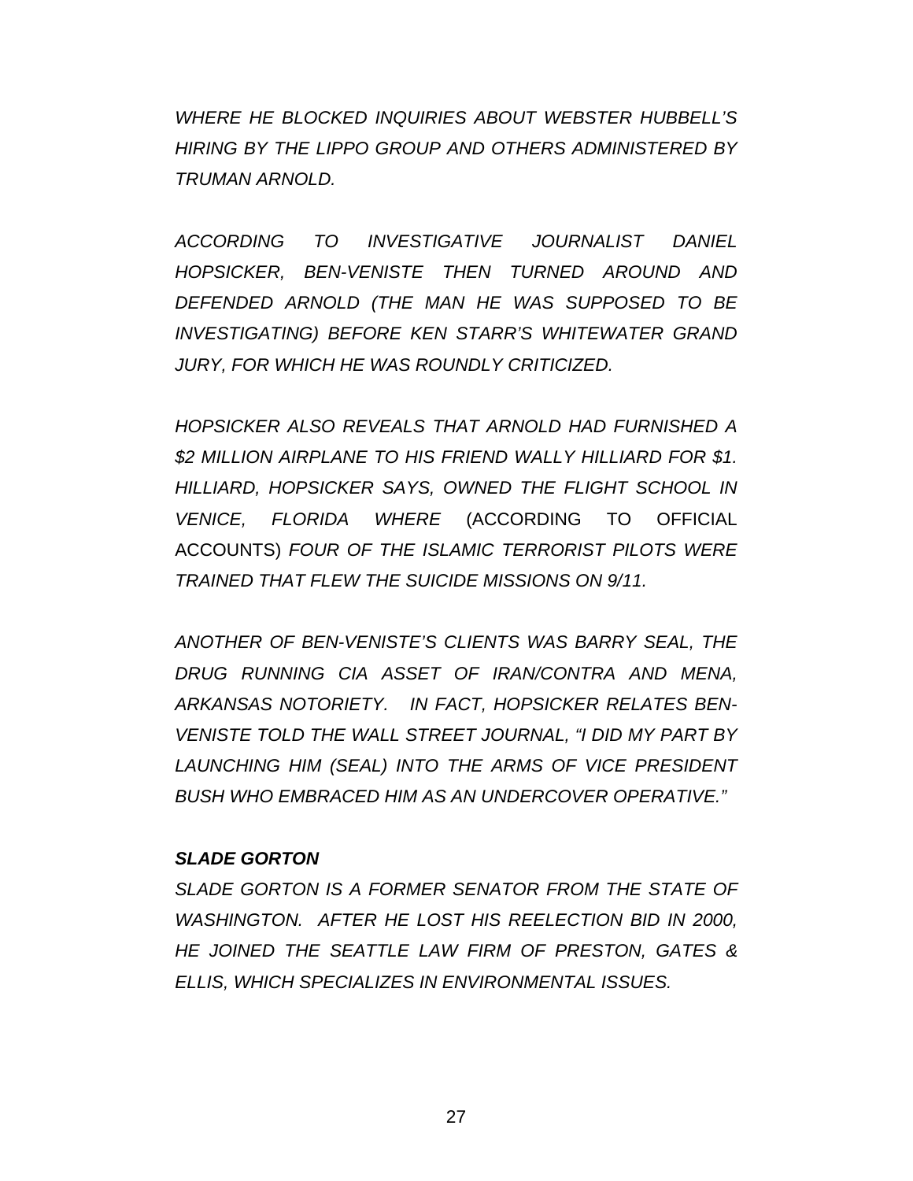*WHERE HE BLOCKED INQUIRIES ABOUT WEBSTER HUBBELL'S HIRING BY THE LIPPO GROUP AND OTHERS ADMINISTERED BY TRUMAN ARNOLD.*

*ACCORDING TO INVESTIGATIVE JOURNALIST DANIEL HOPSICKER, BEN-VENISTE THEN TURNED AROUND AND DEFENDED ARNOLD (THE MAN HE WAS SUPPOSED TO BE INVESTIGATING) BEFORE KEN STARR'S WHITEWATER GRAND JURY, FOR WHICH HE WAS ROUNDLY CRITICIZED.*

*HOPSICKER ALSO REVEALS THAT ARNOLD HAD FURNISHED A $2 MILLION AIRPLANE TO HIS FRIEND WALLY HILLIARD FOR $1. HILLIARD, HOPSICKER SAYS, OWNED THE FLIGHT SCHOOL IN VENICE, FLORIDA WHERE* (ACCORDING TO OFFICIAL ACCOUNTS) *FOUR OF THE ISLAMIC TERRORIST PILOTS WERE TRAINED THAT FLEW THE SUICIDE MISSIONS ON 9/11.*

*ANOTHER OF BEN-VENISTE'S CLIENTS WAS BARRY SEAL, THE DRUG RUNNING CIA ASSET OF IRAN/CONTRA AND MENA, ARKANSAS NOTORIETY. IN FACT, HOPSICKER RELATES BEN-VENISTE TOLD THE WALL STREET JOURNAL, "I DID MY PART BY LAUNCHING HIM (SEAL) INTO THE ARMS OF VICE PRESIDENT BUSH WHO EMBRACED HIM AS AN UNDERCOVER OPERATIVE."*

***SLADE GORTON***

*SLADE GORTON IS A FORMER SENATOR FROM THE STATE OF WASHINGTON. AFTER HE LOST HIS REELECTION BID IN 2000, HE JOINED THE SEATTLE LAW FIRM OF PRESTON, GATES & ELLIS, WHICH SPECIALIZES IN ENVIRONMENTAL ISSUES.*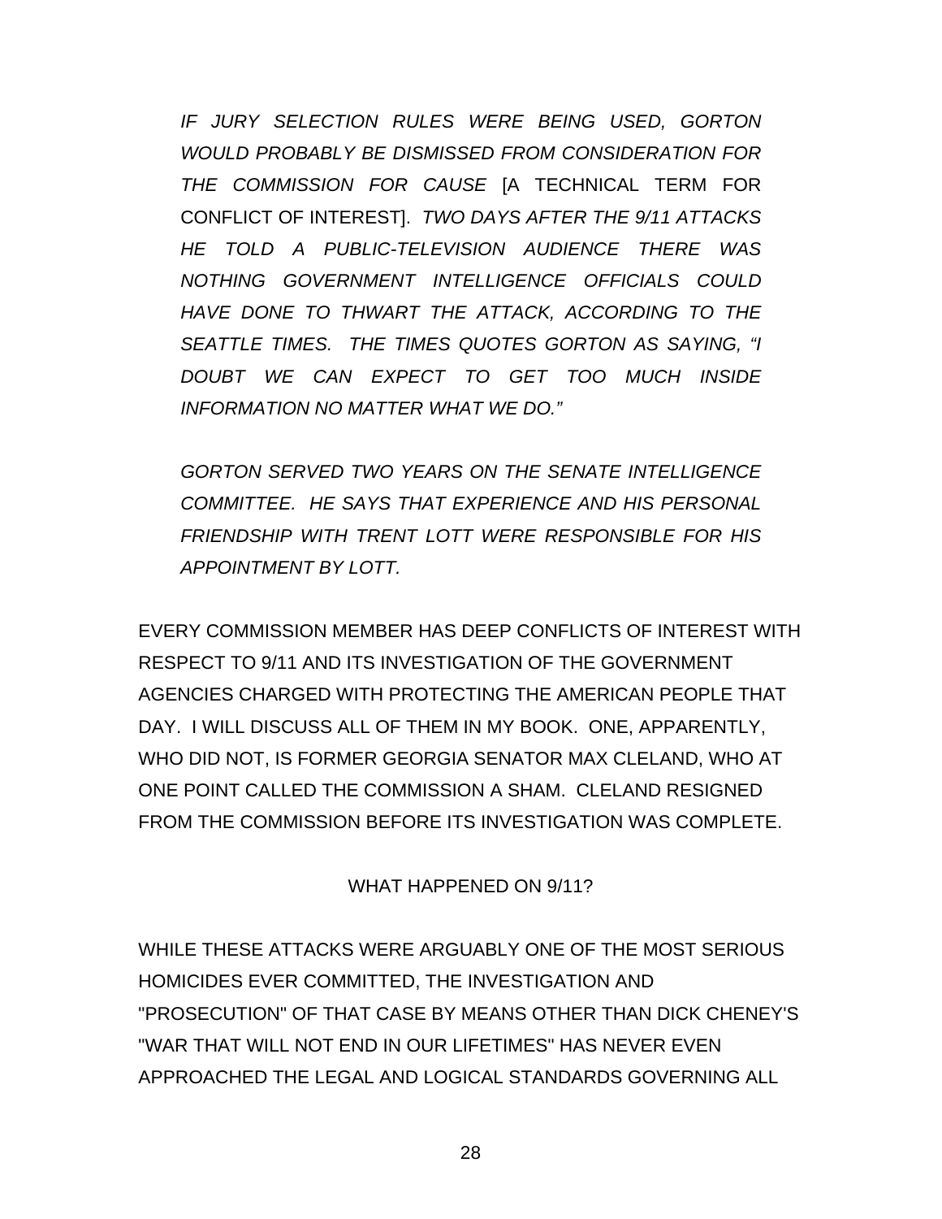*IF JURY SELECTION RULES WERE BEING USED, GORTON WOULD PROBABLY BE DISMISSED FROM CONSIDERATION FOR THE COMMISSION FOR CAUSE* [A TECHNICAL TERM FOR CONFLICT OF INTEREST]. *TWO DAYS AFTER THE 9/11 ATTACKS HE TOLD A PUBLIC-TELEVISION AUDIENCE THERE WAS NOTHING GOVERNMENT INTELLIGENCE OFFICIALS COULD HAVE DONE TO THWART THE ATTACK, ACCORDING TO THE SEATTLE TIMES. THE TIMES QUOTES GORTON AS SAYING, "I DOUBT WE CAN EXPECT TO GET TOO MUCH INSIDE INFORMATION NO MATTER WHAT WE DO."*

*GORTON SERVED TWO YEARS ON THE SENATE INTELLIGENCE COMMITTEE. HE SAYS THAT EXPERIENCE AND HIS PERSONAL FRIENDSHIP WITH TRENT LOTT WERE RESPONSIBLE FOR HIS APPOINTMENT BY LOTT.*

EVERY COMMISSION MEMBER HAS DEEP CONFLICTS OF INTEREST WITH RESPECT TO 9/11 AND ITS INVESTIGATION OF THE GOVERNMENT AGENCIES CHARGED WITH PROTECTING THE AMERICAN PEOPLE THAT DAY. I WILL DISCUSS ALL OF THEM IN MY BOOK. ONE, APPARENTLY, WHO DID NOT, IS FORMER GEORGIA SENATOR MAX CLELAND, WHO AT ONE POINT CALLED THE COMMISSION A SHAM. CLELAND RESIGNED FROM THE COMMISSION BEFORE ITS INVESTIGATION WAS COMPLETE.

## WHAT HAPPENED ON 9/11?

WHILE THESE ATTACKS WERE ARGUABLY ONE OF THE MOST SERIOUS HOMICIDES EVER COMMITTED, THE INVESTIGATION AND "PROSECUTION" OF THAT CASE BY MEANS OTHER THAN DICK CHENEY'S "WAR THAT WILL NOT END IN OUR LIFETIMES" HAS NEVER EVEN APPROACHED THE LEGAL AND LOGICAL STANDARDS GOVERNING ALL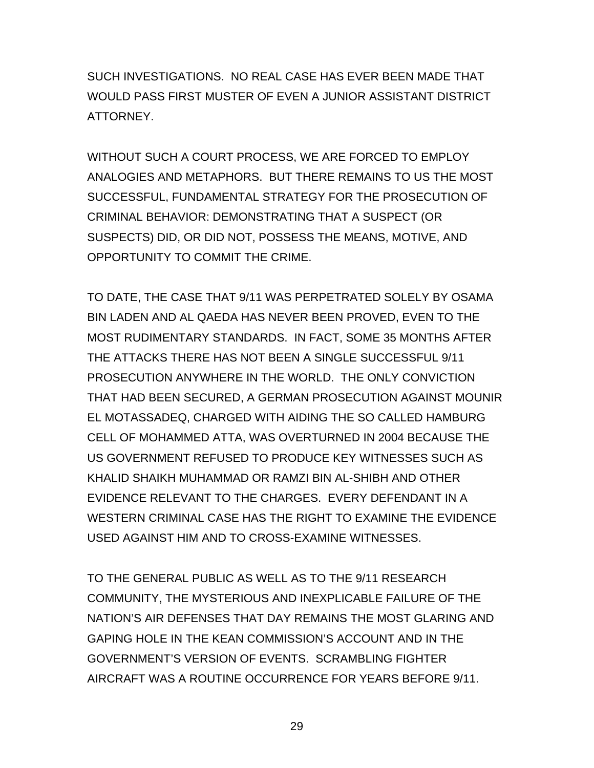SUCH INVESTIGATIONS. NO REAL CASE HAS EVER BEEN MADE THAT WOULD PASS FIRST MUSTER OF EVEN A JUNIOR ASSISTANT DISTRICT ATTORNEY.

WITHOUT SUCH A COURT PROCESS, WE ARE FORCED TO EMPLOY ANALOGIES AND METAPHORS. BUT THERE REMAINS TO US THE MOST SUCCESSFUL, FUNDAMENTAL STRATEGY FOR THE PROSECUTION OF CRIMINAL BEHAVIOR: DEMONSTRATING THAT A SUSPECT (OR SUSPECTS) DID, OR DID NOT, POSSESS THE MEANS, MOTIVE, AND OPPORTUNITY TO COMMIT THE CRIME.

TO DATE, THE CASE THAT 9/11 WAS PERPETRATED SOLELY BY OSAMA BIN LADEN AND AL QAEDA HAS NEVER BEEN PROVED, EVEN TO THE MOST RUDIMENTARY STANDARDS. IN FACT, SOME 35 MONTHS AFTER THE ATTACKS THERE HAS NOT BEEN A SINGLE SUCCESSFUL 9/11 PROSECUTION ANYWHERE IN THE WORLD. THE ONLY CONVICTION THAT HAD BEEN SECURED, A GERMAN PROSECUTION AGAINST MOUNIR EL MOTASSADEQ, CHARGED WITH AIDING THE SO CALLED HAMBURG CELL OF MOHAMMED ATTA, WAS OVERTURNED IN 2004 BECAUSE THE US GOVERNMENT REFUSED TO PRODUCE KEY WITNESSES SUCH AS KHALID SHAIKH MUHAMMAD OR RAMZI BIN AL-SHIBH AND OTHER EVIDENCE RELEVANT TO THE CHARGES. EVERY DEFENDANT IN A WESTERN CRIMINAL CASE HAS THE RIGHT TO EXAMINE THE EVIDENCE USED AGAINST HIM AND TO CROSS-EXAMINE WITNESSES.

TO THE GENERAL PUBLIC AS WELL AS TO THE 9/11 RESEARCH COMMUNITY, THE MYSTERIOUS AND INEXPLICABLE FAILURE OF THE NATION'S AIR DEFENSES THAT DAY REMAINS THE MOST GLARING AND GAPING HOLE IN THE KEAN COMMISSION'S ACCOUNT AND IN THE GOVERNMENT'S VERSION OF EVENTS. SCRAMBLING FIGHTER AIRCRAFT WAS A ROUTINE OCCURRENCE FOR YEARS BEFORE 9/11.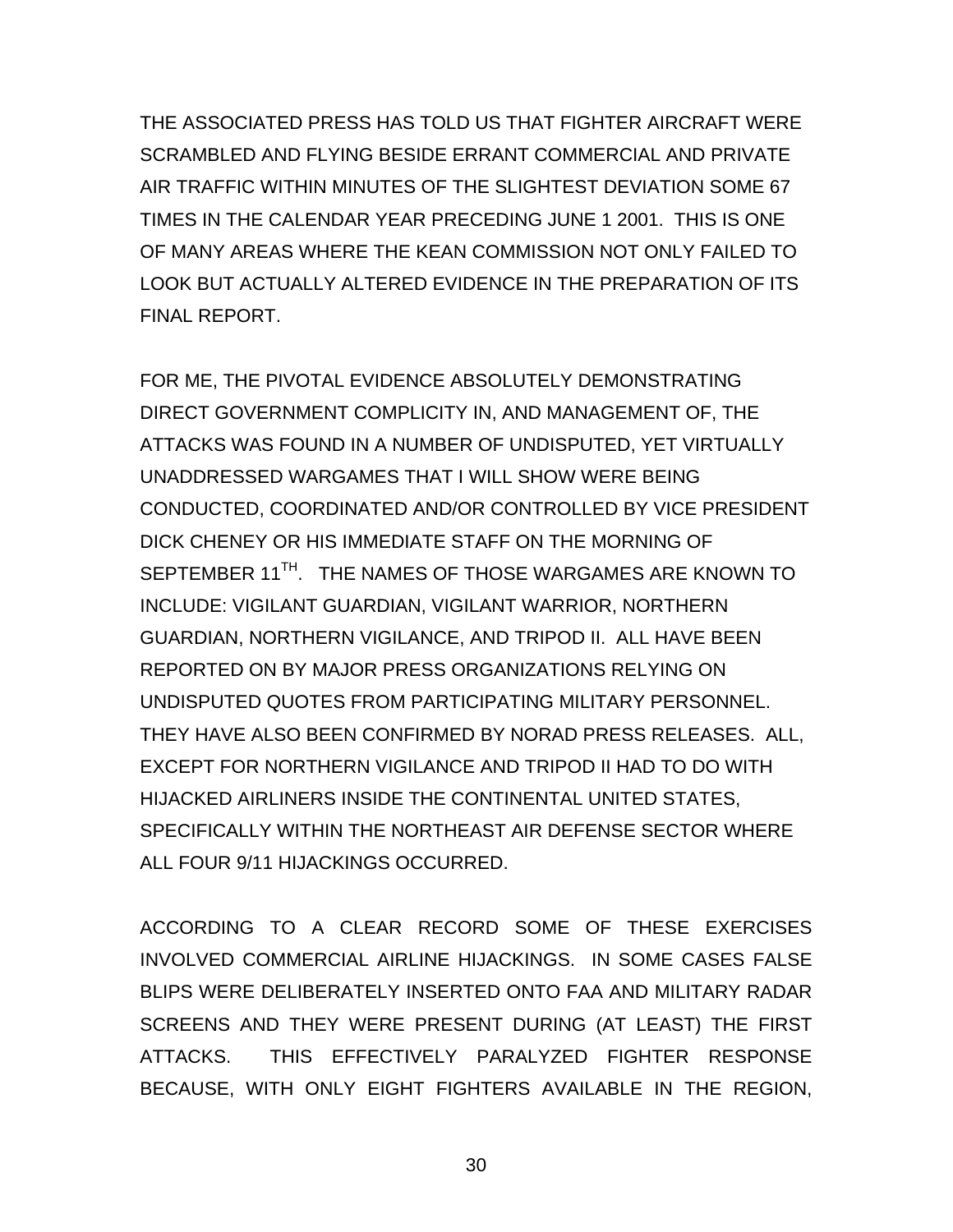THE ASSOCIATED PRESS HAS TOLD US THAT FIGHTER AIRCRAFT WERE SCRAMBLED AND FLYING BESIDE ERRANT COMMERCIAL AND PRIVATE AIR TRAFFIC WITHIN MINUTES OF THE SLIGHTEST DEVIATION SOME 67 TIMES IN THE CALENDAR YEAR PRECEDING JUNE 1 2001. THIS IS ONE OF MANY AREAS WHERE THE KEAN COMMISSION NOT ONLY FAILED TO LOOK BUT ACTUALLY ALTERED EVIDENCE IN THE PREPARATION OF ITS FINAL REPORT.

FOR ME, THE PIVOTAL EVIDENCE ABSOLUTELY DEMONSTRATING DIRECT GOVERNMENT COMPLICITY IN, AND MANAGEMENT OF, THE ATTACKS WAS FOUND IN A NUMBER OF UNDISPUTED, YET VIRTUALLY UNADDRESSED WARGAMES THAT I WILL SHOW WERE BEING CONDUCTED, COORDINATED AND/OR CONTROLLED BY VICE PRESIDENT DICK CHENEY OR HIS IMMEDIATE STAFF ON THE MORNING OF SEPTEMBER 11TH. THE NAMES OF THOSE WARGAMES ARE KNOWN TO INCLUDE: VIGILANT GUARDIAN, VIGILANT WARRIOR, NORTHERN GUARDIAN, NORTHERN VIGILANCE, AND TRIPOD II. ALL HAVE BEEN REPORTED ON BY MAJOR PRESS ORGANIZATIONS RELYING ON UNDISPUTED QUOTES FROM PARTICIPATING MILITARY PERSONNEL. THEY HAVE ALSO BEEN CONFIRMED BY NORAD PRESS RELEASES. ALL, EXCEPT FOR NORTHERN VIGILANCE AND TRIPOD II HAD TO DO WITH HIJACKED AIRLINERS INSIDE THE CONTINENTAL UNITED STATES, SPECIFICALLY WITHIN THE NORTHEAST AIR DEFENSE SECTOR WHERE ALL FOUR 9/11 HIJACKINGS OCCURRED.

ACCORDING TO A CLEAR RECORD SOME OF THESE EXERCISES INVOLVED COMMERCIAL AIRLINE HIJACKINGS. IN SOME CASES FALSE BLIPS WERE DELIBERATELY INSERTED ONTO FAA AND MILITARY RADAR SCREENS AND THEY WERE PRESENT DURING (AT LEAST) THE FIRST ATTACKS. THIS EFFECTIVELY PARALYZED FIGHTER RESPONSE BECAUSE, WITH ONLY EIGHT FIGHTERS AVAILABLE IN THE REGION,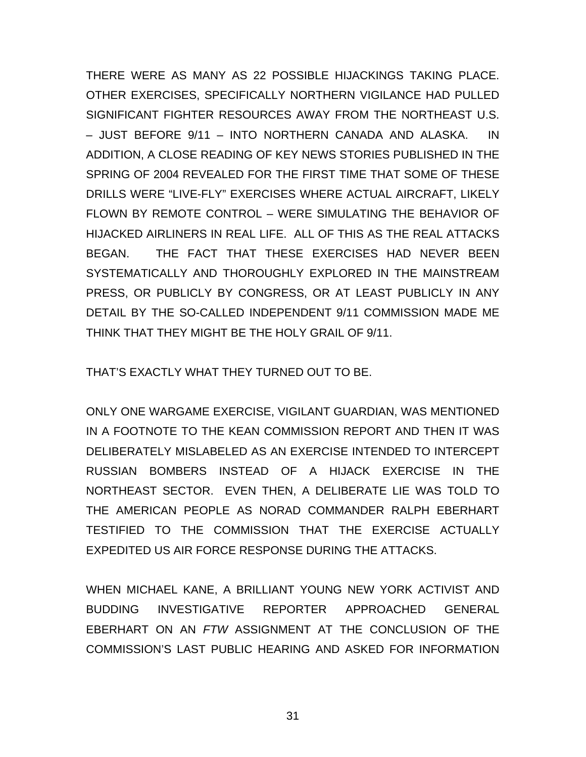THERE WERE AS MANY AS 22 POSSIBLE HIJACKINGS TAKING PLACE. OTHER EXERCISES, SPECIFICALLY NORTHERN VIGILANCE HAD PULLED SIGNIFICANT FIGHTER RESOURCES AWAY FROM THE NORTHEAST U.S. – JUST BEFORE 9/11 – INTO NORTHERN CANADA AND ALASKA. IN ADDITION, A CLOSE READING OF KEY NEWS STORIES PUBLISHED IN THE SPRING OF 2004 REVEALED FOR THE FIRST TIME THAT SOME OF THESE DRILLS WERE "LIVE-FLY" EXERCISES WHERE ACTUAL AIRCRAFT, LIKELY FLOWN BY REMOTE CONTROL – WERE SIMULATING THE BEHAVIOR OF HIJACKED AIRLINERS IN REAL LIFE. ALL OF THIS AS THE REAL ATTACKS BEGAN. THE FACT THAT THESE EXERCISES HAD NEVER BEEN SYSTEMATICALLY AND THOROUGHLY EXPLORED IN THE MAINSTREAM PRESS, OR PUBLICLY BY CONGRESS, OR AT LEAST PUBLICLY IN ANY DETAIL BY THE SO-CALLED INDEPENDENT 9/11 COMMISSION MADE ME THINK THAT THEY MIGHT BE THE HOLY GRAIL OF 9/11.

THAT'S EXACTLY WHAT THEY TURNED OUT TO BE.

ONLY ONE WARGAME EXERCISE, VIGILANT GUARDIAN, WAS MENTIONED IN A FOOTNOTE TO THE KEAN COMMISSION REPORT AND THEN IT WAS DELIBERATELY MISLABELED AS AN EXERCISE INTENDED TO INTERCEPT RUSSIAN BOMBERS INSTEAD OF A HIJACK EXERCISE IN THE NORTHEAST SECTOR. EVEN THEN, A DELIBERATE LIE WAS TOLD TO THE AMERICAN PEOPLE AS NORAD COMMANDER RALPH EBERHART TESTIFIED TO THE COMMISSION THAT THE EXERCISE ACTUALLY EXPEDITED US AIR FORCE RESPONSE DURING THE ATTACKS.

WHEN MICHAEL KANE, A BRILLIANT YOUNG NEW YORK ACTIVIST AND BUDDING INVESTIGATIVE REPORTER APPROACHED GENERAL EBERHART ON AN *FTW* ASSIGNMENT AT THE CONCLUSION OF THE COMMISSION'S LAST PUBLIC HEARING AND ASKED FOR INFORMATION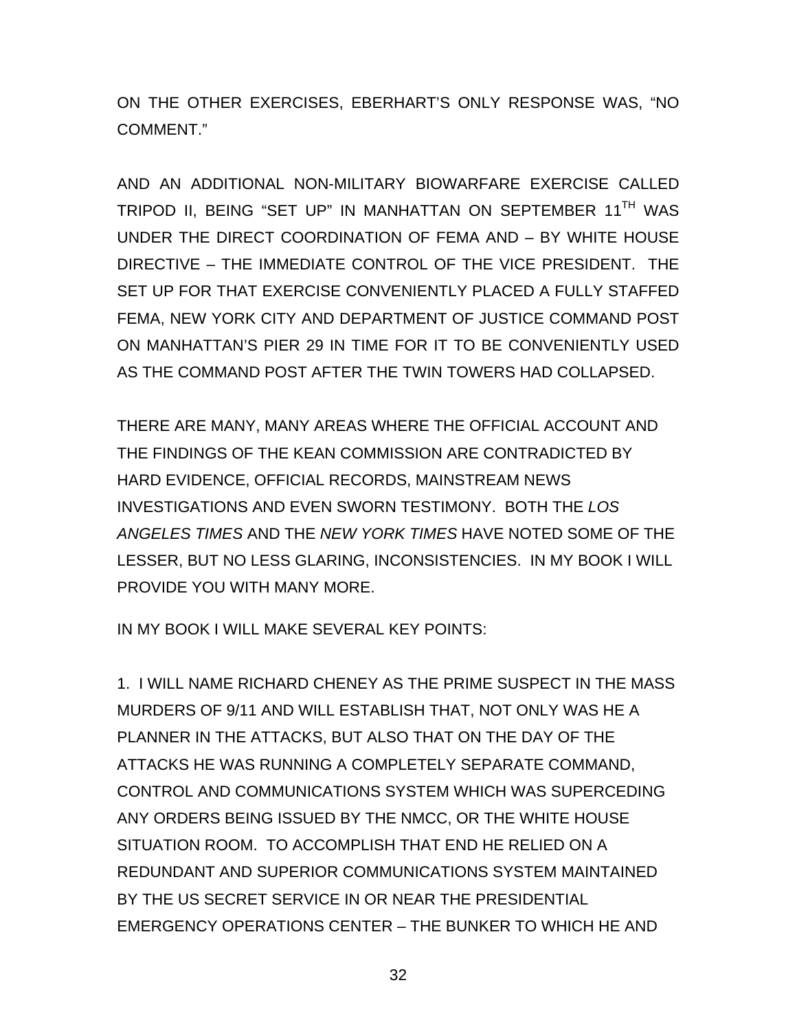ON THE OTHER EXERCISES, EBERHART'S ONLY RESPONSE WAS, "NO COMMENT."

AND AN ADDITIONAL NON-MILITARY BIOWARFARE EXERCISE CALLED TRIPOD II, BEING "SET UP" IN MANHATTAN ON SEPTEMBER 11$^{TH}$ WAS UNDER THE DIRECT COORDINATION OF FEMA AND – BY WHITE HOUSE DIRECTIVE – THE IMMEDIATE CONTROL OF THE VICE PRESIDENT. THE SET UP FOR THAT EXERCISE CONVENIENTLY PLACED A FULLY STAFFED FEMA, NEW YORK CITY AND DEPARTMENT OF JUSTICE COMMAND POST ON MANHATTAN'S PIER 29 IN TIME FOR IT TO BE CONVENIENTLY USED AS THE COMMAND POST AFTER THE TWIN TOWERS HAD COLLAPSED.

THERE ARE MANY, MANY AREAS WHERE THE OFFICIAL ACCOUNT AND THE FINDINGS OF THE KEAN COMMISSION ARE CONTRADICTED BY HARD EVIDENCE, OFFICIAL RECORDS, MAINSTREAM NEWS INVESTIGATIONS AND EVEN SWORN TESTIMONY. BOTH THE *LOS ANGELES TIMES* AND THE *NEW YORK TIMES* HAVE NOTED SOME OF THE LESSER, BUT NO LESS GLARING, INCONSISTENCIES. IN MY BOOK I WILL PROVIDE YOU WITH MANY MORE.

IN MY BOOK I WILL MAKE SEVERAL KEY POINTS:

1. I WILL NAME RICHARD CHENEY AS THE PRIME SUSPECT IN THE MASS MURDERS OF 9/11 AND WILL ESTABLISH THAT, NOT ONLY WAS HE A PLANNER IN THE ATTACKS, BUT ALSO THAT ON THE DAY OF THE ATTACKS HE WAS RUNNING A COMPLETELY SEPARATE COMMAND, CONTROL AND COMMUNICATIONS SYSTEM WHICH WAS SUPERCEDING ANY ORDERS BEING ISSUED BY THE NMCC, OR THE WHITE HOUSE SITUATION ROOM. TO ACCOMPLISH THAT END HE RELIED ON A REDUNDANT AND SUPERIOR COMMUNICATIONS SYSTEM MAINTAINED BY THE US SECRET SERVICE IN OR NEAR THE PRESIDENTIAL EMERGENCY OPERATIONS CENTER – THE BUNKER TO WHICH HE AND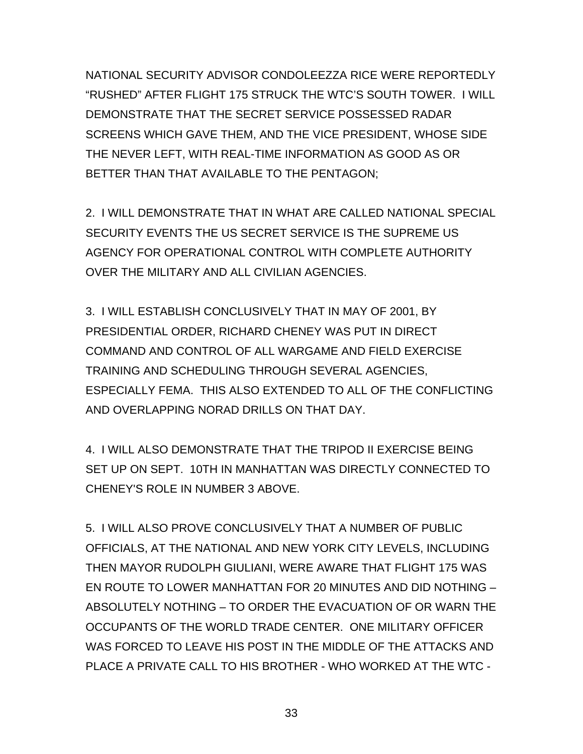NATIONAL SECURITY ADVISOR CONDOLEEZZA RICE WERE REPORTEDLY “RUSHED” AFTER FLIGHT 175 STRUCK THE WTC’S SOUTH TOWER. I WILL DEMONSTRATE THAT THE SECRET SERVICE POSSESSED RADAR SCREENS WHICH GAVE THEM, AND THE VICE PRESIDENT, WHOSE SIDE THE NEVER LEFT, WITH REAL-TIME INFORMATION AS GOOD AS OR BETTER THAN THAT AVAILABLE TO THE PENTAGON;

2. I WILL DEMONSTRATE THAT IN WHAT ARE CALLED NATIONAL SPECIAL SECURITY EVENTS THE US SECRET SERVICE IS THE SUPREME US AGENCY FOR OPERATIONAL CONTROL WITH COMPLETE AUTHORITY OVER THE MILITARY AND ALL CIVILIAN AGENCIES.

3. I WILL ESTABLISH CONCLUSIVELY THAT IN MAY OF 2001, BY PRESIDENTIAL ORDER, RICHARD CHENEY WAS PUT IN DIRECT COMMAND AND CONTROL OF ALL WARGAME AND FIELD EXERCISE TRAINING AND SCHEDULING THROUGH SEVERAL AGENCIES, ESPECIALLY FEMA. THIS ALSO EXTENDED TO ALL OF THE CONFLICTING AND OVERLAPPING NORAD DRILLS ON THAT DAY.

4. I WILL ALSO DEMONSTRATE THAT THE TRIPOD II EXERCISE BEING SET UP ON SEPT. 10TH IN MANHATTAN WAS DIRECTLY CONNECTED TO CHENEY'S ROLE IN NUMBER 3 ABOVE.

5. I WILL ALSO PROVE CONCLUSIVELY THAT A NUMBER OF PUBLIC OFFICIALS, AT THE NATIONAL AND NEW YORK CITY LEVELS, INCLUDING THEN MAYOR RUDOLPH GIULIANI, WERE AWARE THAT FLIGHT 175 WAS EN ROUTE TO LOWER MANHATTAN FOR 20 MINUTES AND DID NOTHING – ABSOLUTELY NOTHING – TO ORDER THE EVACUATION OF OR WARN THE OCCUPANTS OF THE WORLD TRADE CENTER. ONE MILITARY OFFICER WAS FORCED TO LEAVE HIS POST IN THE MIDDLE OF THE ATTACKS AND PLACE A PRIVATE CALL TO HIS BROTHER - WHO WORKED AT THE WTC -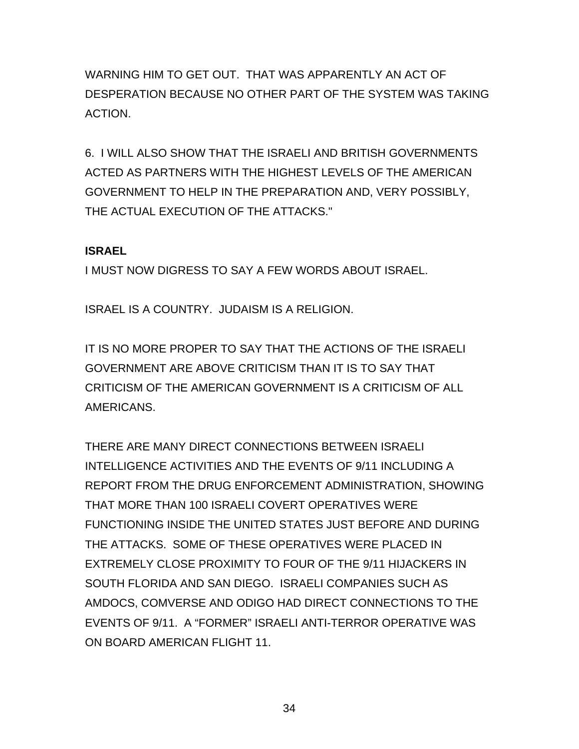WARNING HIM TO GET OUT. THAT WAS APPARENTLY AN ACT OF DESPERATION BECAUSE NO OTHER PART OF THE SYSTEM WAS TAKING ACTION.

6. I WILL ALSO SHOW THAT THE ISRAELI AND BRITISH GOVERNMENTS ACTED AS PARTNERS WITH THE HIGHEST LEVELS OF THE AMERICAN GOVERNMENT TO HELP IN THE PREPARATION AND, VERY POSSIBLY, THE ACTUAL EXECUTION OF THE ATTACKS."

**ISRAEL**

I MUST NOW DIGRESS TO SAY A FEW WORDS ABOUT ISRAEL.

ISRAEL IS A COUNTRY. JUDAISM IS A RELIGION.

IT IS NO MORE PROPER TO SAY THAT THE ACTIONS OF THE ISRAELI GOVERNMENT ARE ABOVE CRITICISM THAN IT IS TO SAY THAT CRITICISM OF THE AMERICAN GOVERNMENT IS A CRITICISM OF ALL AMERICANS.

THERE ARE MANY DIRECT CONNECTIONS BETWEEN ISRAELI INTELLIGENCE ACTIVITIES AND THE EVENTS OF 9/11 INCLUDING A REPORT FROM THE DRUG ENFORCEMENT ADMINISTRATION, SHOWING THAT MORE THAN 100 ISRAELI COVERT OPERATIVES WERE FUNCTIONING INSIDE THE UNITED STATES JUST BEFORE AND DURING THE ATTACKS. SOME OF THESE OPERATIVES WERE PLACED IN EXTREMELY CLOSE PROXIMITY TO FOUR OF THE 9/11 HIJACKERS IN SOUTH FLORIDA AND SAN DIEGO. ISRAELI COMPANIES SUCH AS AMDOCS, COMVERSE AND ODIGO HAD DIRECT CONNECTIONS TO THE EVENTS OF 9/11. A "FORMER" ISRAELI ANTI-TERROR OPERATIVE WAS ON BOARD AMERICAN FLIGHT 11.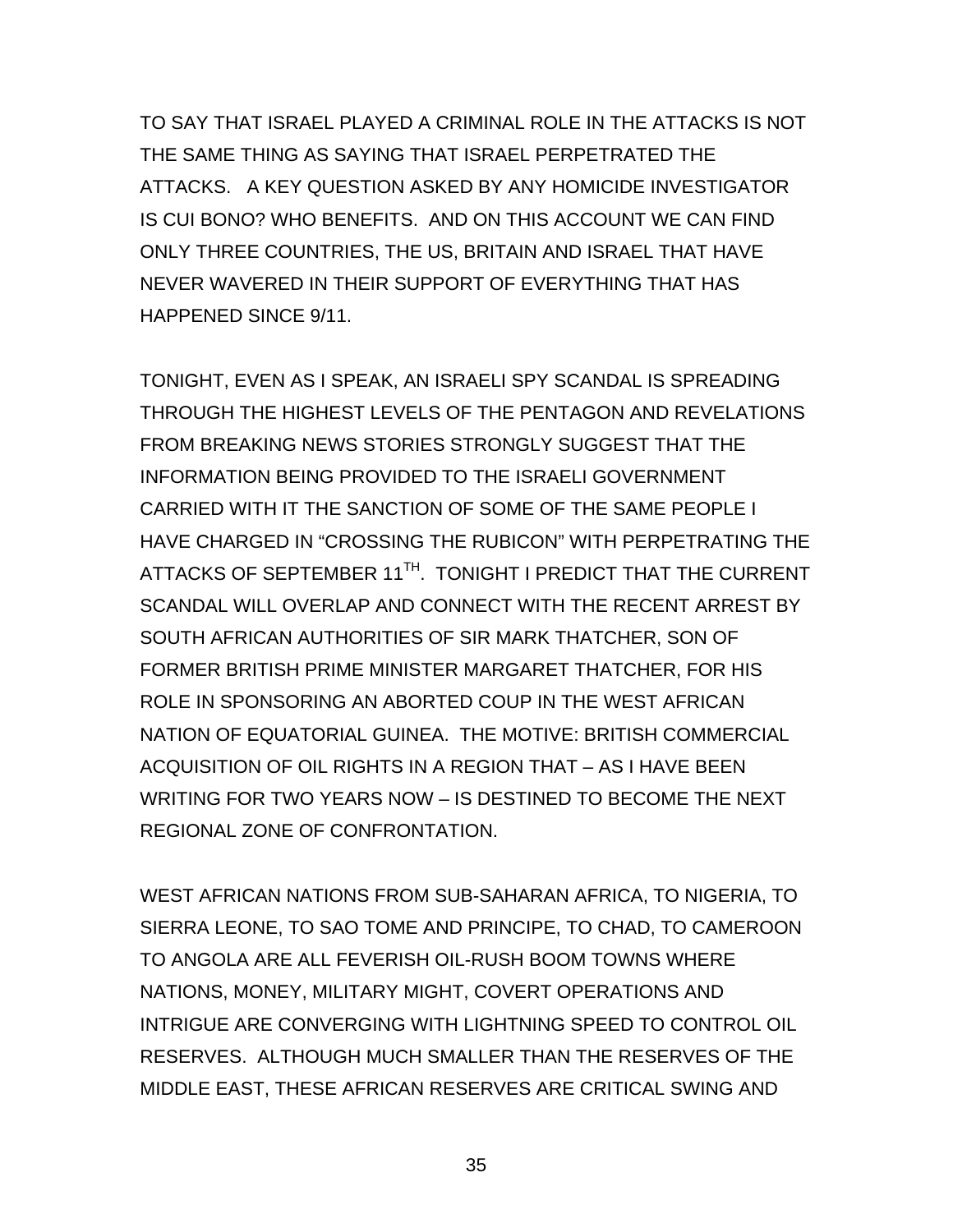TO SAY THAT ISRAEL PLAYED A CRIMINAL ROLE IN THE ATTACKS IS NOT THE SAME THING AS SAYING THAT ISRAEL PERPETRATED THE ATTACKS. A KEY QUESTION ASKED BY ANY HOMICIDE INVESTIGATOR IS CUI BONO? WHO BENEFITS. AND ON THIS ACCOUNT WE CAN FIND ONLY THREE COUNTRIES, THE US, BRITAIN AND ISRAEL THAT HAVE NEVER WAVERED IN THEIR SUPPORT OF EVERYTHING THAT HAS HAPPENED SINCE 9/11.

TONIGHT, EVEN AS I SPEAK, AN ISRAELI SPY SCANDAL IS SPREADING THROUGH THE HIGHEST LEVELS OF THE PENTAGON AND REVELATIONS FROM BREAKING NEWS STORIES STRONGLY SUGGEST THAT THE INFORMATION BEING PROVIDED TO THE ISRAELI GOVERNMENT CARRIED WITH IT THE SANCTION OF SOME OF THE SAME PEOPLE I HAVE CHARGED IN "CROSSING THE RUBICON" WITH PERPETRATING THE ATTACKS OF SEPTEMBER 11TH. TONIGHT I PREDICT THAT THE CURRENT SCANDAL WILL OVERLAP AND CONNECT WITH THE RECENT ARREST BY SOUTH AFRICAN AUTHORITIES OF SIR MARK THATCHER, SON OF FORMER BRITISH PRIME MINISTER MARGARET THATCHER, FOR HIS ROLE IN SPONSORING AN ABORTED COUP IN THE WEST AFRICAN NATION OF EQUATORIAL GUINEA. THE MOTIVE: BRITISH COMMERCIAL ACQUISITION OF OIL RIGHTS IN A REGION THAT – AS I HAVE BEEN WRITING FOR TWO YEARS NOW – IS DESTINED TO BECOME THE NEXT REGIONAL ZONE OF CONFRONTATION.

WEST AFRICAN NATIONS FROM SUB-SAHARAN AFRICA, TO NIGERIA, TO SIERRA LEONE, TO SAO TOME AND PRINCIPE, TO CHAD, TO CAMEROON TO ANGOLA ARE ALL FEVERISH OIL-RUSH BOOM TOWNS WHERE NATIONS, MONEY, MILITARY MIGHT, COVERT OPERATIONS AND INTRIGUE ARE CONVERGING WITH LIGHTNING SPEED TO CONTROL OIL RESERVES. ALTHOUGH MUCH SMALLER THAN THE RESERVES OF THE MIDDLE EAST, THESE AFRICAN RESERVES ARE CRITICAL SWING AND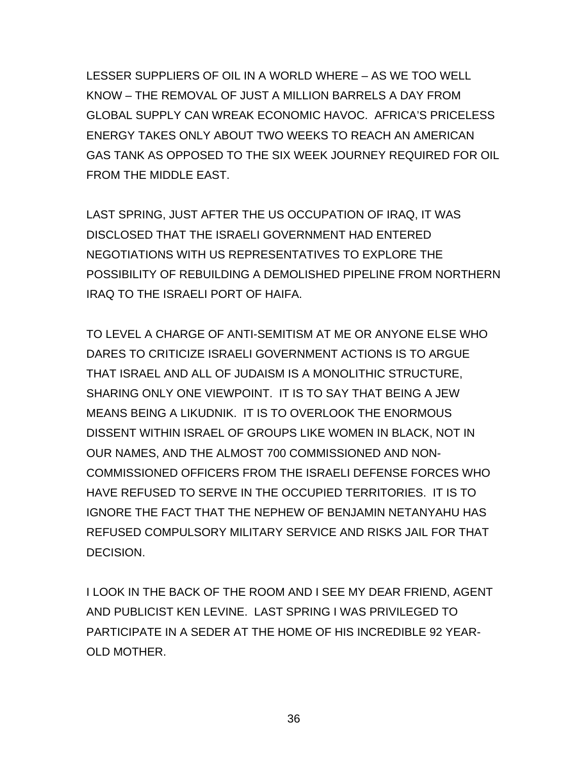LESSER SUPPLIERS OF OIL IN A WORLD WHERE – AS WE TOO WELL KNOW – THE REMOVAL OF JUST A MILLION BARRELS A DAY FROM GLOBAL SUPPLY CAN WREAK ECONOMIC HAVOC. AFRICA'S PRICELESS ENERGY TAKES ONLY ABOUT TWO WEEKS TO REACH AN AMERICAN GAS TANK AS OPPOSED TO THE SIX WEEK JOURNEY REQUIRED FOR OIL FROM THE MIDDLE EAST.

LAST SPRING, JUST AFTER THE US OCCUPATION OF IRAQ, IT WAS DISCLOSED THAT THE ISRAELI GOVERNMENT HAD ENTERED NEGOTIATIONS WITH US REPRESENTATIVES TO EXPLORE THE POSSIBILITY OF REBUILDING A DEMOLISHED PIPELINE FROM NORTHERN IRAQ TO THE ISRAELI PORT OF HAIFA.

TO LEVEL A CHARGE OF ANTI-SEMITISM AT ME OR ANYONE ELSE WHO DARES TO CRITICIZE ISRAELI GOVERNMENT ACTIONS IS TO ARGUE THAT ISRAEL AND ALL OF JUDAISM IS A MONOLITHIC STRUCTURE, SHARING ONLY ONE VIEWPOINT. IT IS TO SAY THAT BEING A JEW MEANS BEING A LIKUDNIK. IT IS TO OVERLOOK THE ENORMOUS DISSENT WITHIN ISRAEL OF GROUPS LIKE WOMEN IN BLACK, NOT IN OUR NAMES, AND THE ALMOST 700 COMMISSIONED AND NON-COMMISSIONED OFFICERS FROM THE ISRAELI DEFENSE FORCES WHO HAVE REFUSED TO SERVE IN THE OCCUPIED TERRITORIES. IT IS TO IGNORE THE FACT THAT THE NEPHEW OF BENJAMIN NETANYAHU HAS REFUSED COMPULSORY MILITARY SERVICE AND RISKS JAIL FOR THAT DECISION.

I LOOK IN THE BACK OF THE ROOM AND I SEE MY DEAR FRIEND, AGENT AND PUBLICIST KEN LEVINE. LAST SPRING I WAS PRIVILEGED TO PARTICIPATE IN A SEDER AT THE HOME OF HIS INCREDIBLE 92 YEAR-OLD MOTHER.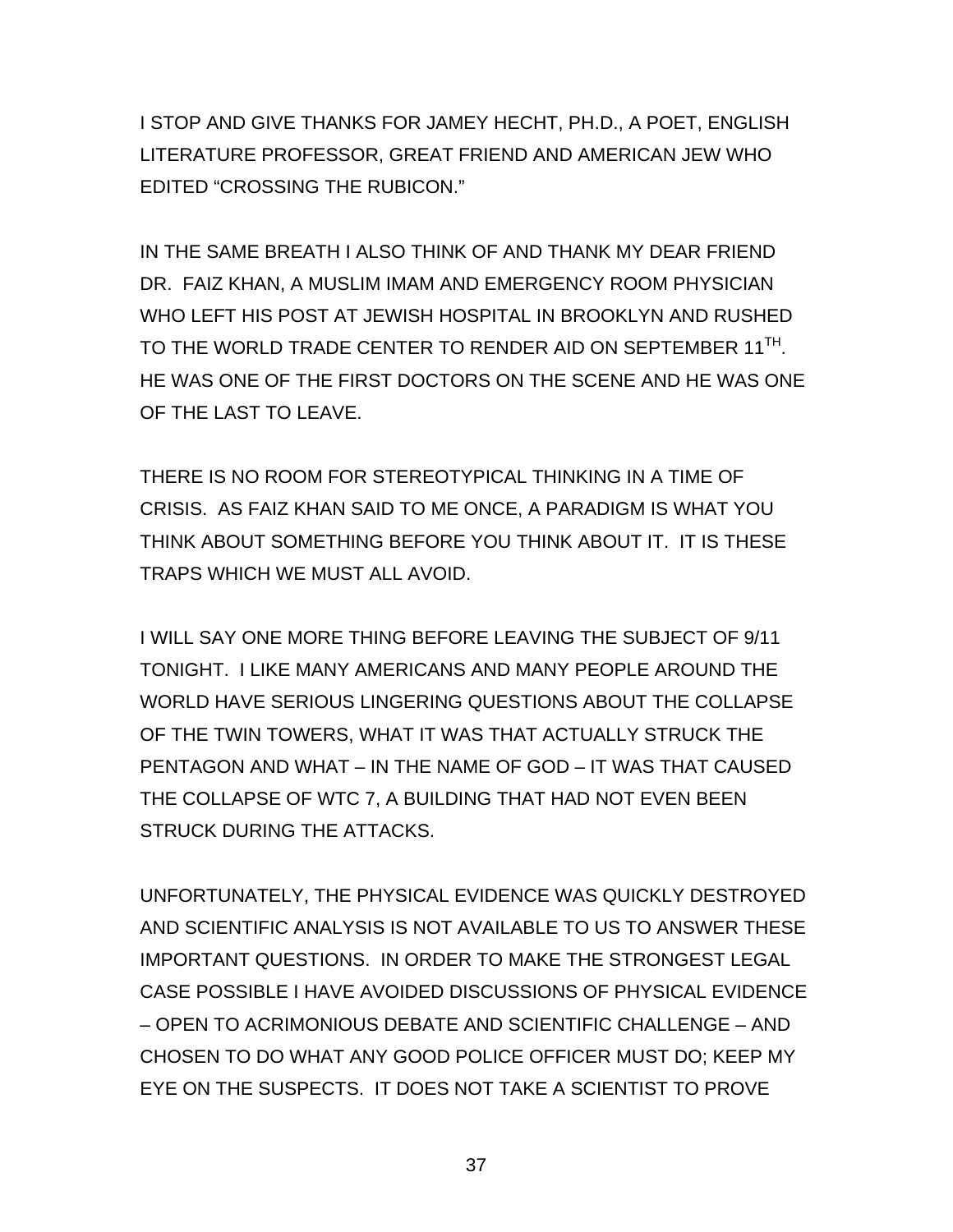I STOP AND GIVE THANKS FOR JAMEY HECHT, PH.D., A POET, ENGLISH LITERATURE PROFESSOR, GREAT FRIEND AND AMERICAN JEW WHO EDITED "CROSSING THE RUBICON."

IN THE SAME BREATH I ALSO THINK OF AND THANK MY DEAR FRIEND DR. FAIZ KHAN, A MUSLIM IMAM AND EMERGENCY ROOM PHYSICIAN WHO LEFT HIS POST AT JEWISH HOSPITAL IN BROOKLYN AND RUSHED TO THE WORLD TRADE CENTER TO RENDER AID ON SEPTEMBER 11$^{TH}$. HE WAS ONE OF THE FIRST DOCTORS ON THE SCENE AND HE WAS ONE OF THE LAST TO LEAVE.

THERE IS NO ROOM FOR STEREOTYPICAL THINKING IN A TIME OF CRISIS. AS FAIZ KHAN SAID TO ME ONCE, A PARADIGM IS WHAT YOU THINK ABOUT SOMETHING BEFORE YOU THINK ABOUT IT. IT IS THESE TRAPS WHICH WE MUST ALL AVOID.

I WILL SAY ONE MORE THING BEFORE LEAVING THE SUBJECT OF 9/11 TONIGHT. I LIKE MANY AMERICANS AND MANY PEOPLE AROUND THE WORLD HAVE SERIOUS LINGERING QUESTIONS ABOUT THE COLLAPSE OF THE TWIN TOWERS, WHAT IT WAS THAT ACTUALLY STRUCK THE PENTAGON AND WHAT – IN THE NAME OF GOD – IT WAS THAT CAUSED THE COLLAPSE OF WTC 7, A BUILDING THAT HAD NOT EVEN BEEN STRUCK DURING THE ATTACKS.

UNFORTUNATELY, THE PHYSICAL EVIDENCE WAS QUICKLY DESTROYED AND SCIENTIFIC ANALYSIS IS NOT AVAILABLE TO US TO ANSWER THESE IMPORTANT QUESTIONS. IN ORDER TO MAKE THE STRONGEST LEGAL CASE POSSIBLE I HAVE AVOIDED DISCUSSIONS OF PHYSICAL EVIDENCE – OPEN TO ACRIMONIOUS DEBATE AND SCIENTIFIC CHALLENGE – AND CHOSEN TO DO WHAT ANY GOOD POLICE OFFICER MUST DO; KEEP MY EYE ON THE SUSPECTS. IT DOES NOT TAKE A SCIENTIST TO PROVE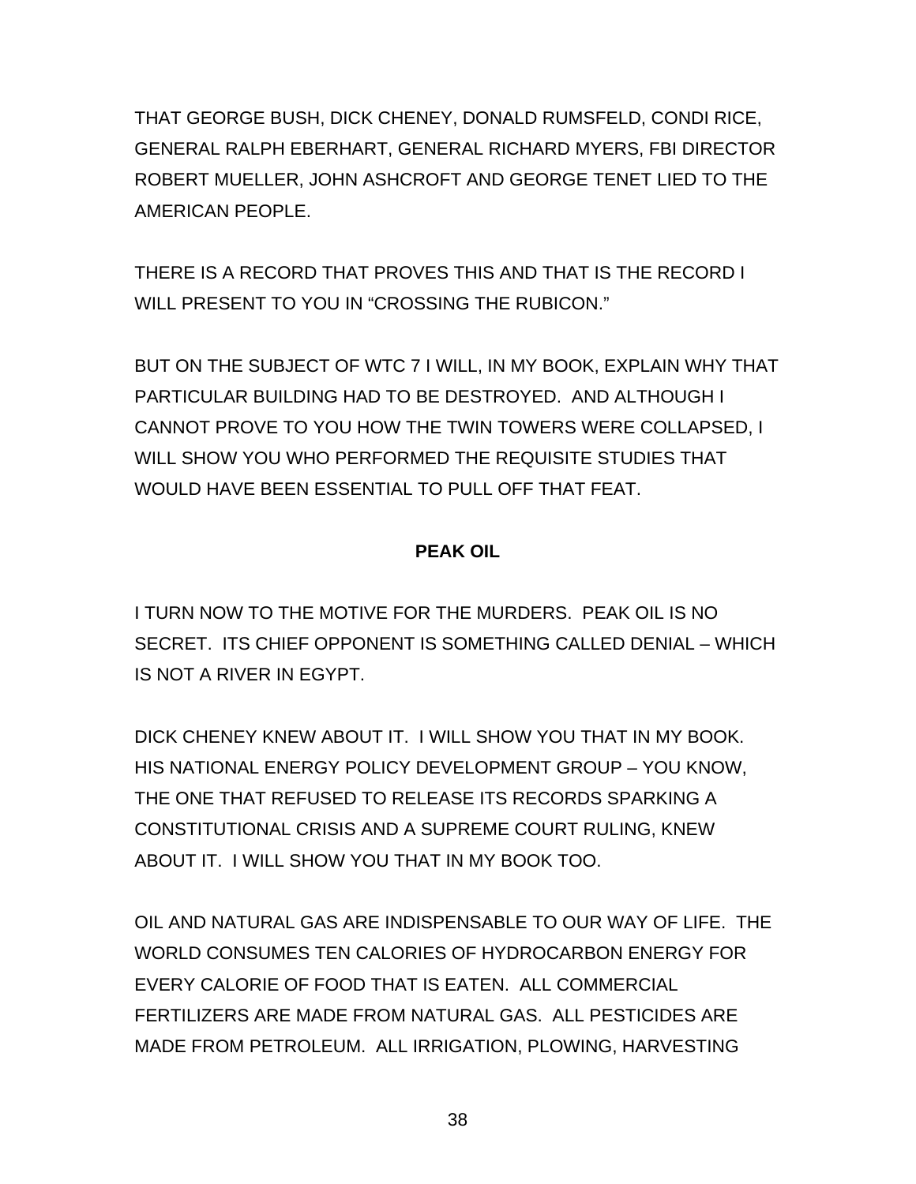THAT GEORGE BUSH, DICK CHENEY, DONALD RUMSFELD, CONDI RICE, GENERAL RALPH EBERHART, GENERAL RICHARD MYERS, FBI DIRECTOR ROBERT MUELLER, JOHN ASHCROFT AND GEORGE TENET LIED TO THE AMERICAN PEOPLE.

THERE IS A RECORD THAT PROVES THIS AND THAT IS THE RECORD I WILL PRESENT TO YOU IN "CROSSING THE RUBICON."

BUT ON THE SUBJECT OF WTC 7 I WILL, IN MY BOOK, EXPLAIN WHY THAT PARTICULAR BUILDING HAD TO BE DESTROYED. AND ALTHOUGH I CANNOT PROVE TO YOU HOW THE TWIN TOWERS WERE COLLAPSED, I WILL SHOW YOU WHO PERFORMED THE REQUISITE STUDIES THAT WOULD HAVE BEEN ESSENTIAL TO PULL OFF THAT FEAT.

**PEAK OIL**

I TURN NOW TO THE MOTIVE FOR THE MURDERS. PEAK OIL IS NO SECRET. ITS CHIEF OPPONENT IS SOMETHING CALLED DENIAL – WHICH IS NOT A RIVER IN EGYPT.

DICK CHENEY KNEW ABOUT IT. I WILL SHOW YOU THAT IN MY BOOK. HIS NATIONAL ENERGY POLICY DEVELOPMENT GROUP – YOU KNOW, THE ONE THAT REFUSED TO RELEASE ITS RECORDS SPARKING A CONSTITUTIONAL CRISIS AND A SUPREME COURT RULING, KNEW ABOUT IT. I WILL SHOW YOU THAT IN MY BOOK TOO.

OIL AND NATURAL GAS ARE INDISPENSABLE TO OUR WAY OF LIFE. THE WORLD CONSUMES TEN CALORIES OF HYDROCARBON ENERGY FOR EVERY CALORIE OF FOOD THAT IS EATEN. ALL COMMERCIAL FERTILIZERS ARE MADE FROM NATURAL GAS. ALL PESTICIDES ARE MADE FROM PETROLEUM. ALL IRRIGATION, PLOWING, HARVESTING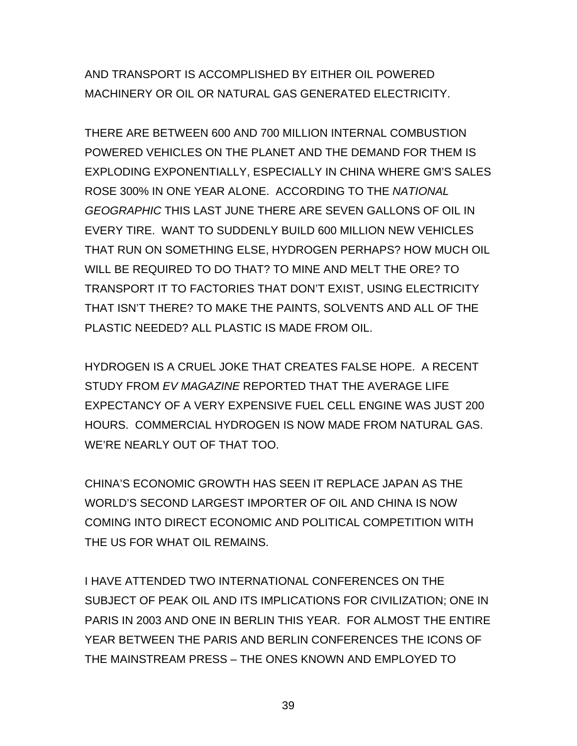AND TRANSPORT IS ACCOMPLISHED BY EITHER OIL POWERED MACHINERY OR OIL OR NATURAL GAS GENERATED ELECTRICITY.

THERE ARE BETWEEN 600 AND 700 MILLION INTERNAL COMBUSTION POWERED VEHICLES ON THE PLANET AND THE DEMAND FOR THEM IS EXPLODING EXPONENTIALLY, ESPECIALLY IN CHINA WHERE GM'S SALES ROSE 300% IN ONE YEAR ALONE. ACCORDING TO THE *NATIONAL GEOGRAPHIC* THIS LAST JUNE THERE ARE SEVEN GALLONS OF OIL IN EVERY TIRE. WANT TO SUDDENLY BUILD 600 MILLION NEW VEHICLES THAT RUN ON SOMETHING ELSE, HYDROGEN PERHAPS? HOW MUCH OIL WILL BE REQUIRED TO DO THAT? TO MINE AND MELT THE ORE? TO TRANSPORT IT TO FACTORIES THAT DON'T EXIST, USING ELECTRICITY THAT ISN'T THERE? TO MAKE THE PAINTS, SOLVENTS AND ALL OF THE PLASTIC NEEDED? ALL PLASTIC IS MADE FROM OIL.

HYDROGEN IS A CRUEL JOKE THAT CREATES FALSE HOPE. A RECENT STUDY FROM *EV MAGAZINE* REPORTED THAT THE AVERAGE LIFE EXPECTANCY OF A VERY EXPENSIVE FUEL CELL ENGINE WAS JUST 200 HOURS. COMMERCIAL HYDROGEN IS NOW MADE FROM NATURAL GAS. WE'RE NEARLY OUT OF THAT TOO.

CHINA'S ECONOMIC GROWTH HAS SEEN IT REPLACE JAPAN AS THE WORLD'S SECOND LARGEST IMPORTER OF OIL AND CHINA IS NOW COMING INTO DIRECT ECONOMIC AND POLITICAL COMPETITION WITH THE US FOR WHAT OIL REMAINS.

I HAVE ATTENDED TWO INTERNATIONAL CONFERENCES ON THE SUBJECT OF PEAK OIL AND ITS IMPLICATIONS FOR CIVILIZATION; ONE IN PARIS IN 2003 AND ONE IN BERLIN THIS YEAR. FOR ALMOST THE ENTIRE YEAR BETWEEN THE PARIS AND BERLIN CONFERENCES THE ICONS OF THE MAINSTREAM PRESS – THE ONES KNOWN AND EMPLOYED TO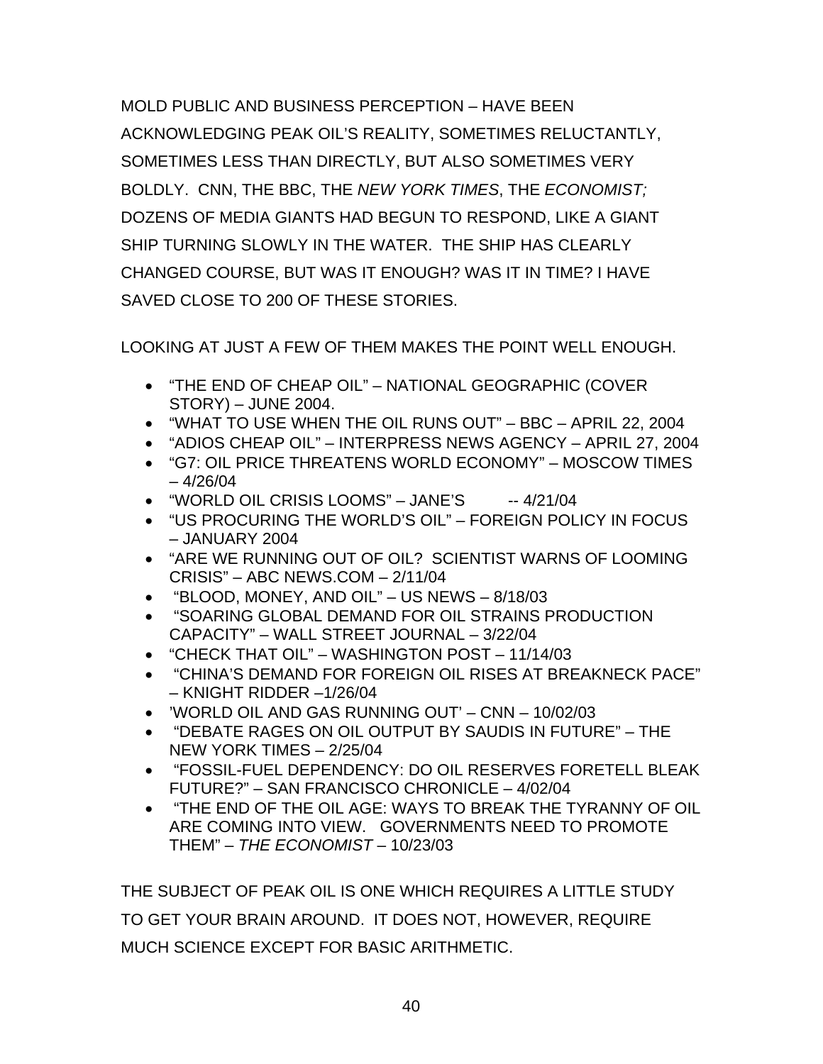MOLD PUBLIC AND BUSINESS PERCEPTION – HAVE BEEN ACKNOWLEDGING PEAK OIL'S REALITY, SOMETIMES RELUCTANTLY, SOMETIMES LESS THAN DIRECTLY, BUT ALSO SOMETIMES VERY BOLDLY. CNN, THE BBC, THE *NEW YORK TIMES*, THE *ECONOMIST;* DOZENS OF MEDIA GIANTS HAD BEGUN TO RESPOND, LIKE A GIANT SHIP TURNING SLOWLY IN THE WATER. THE SHIP HAS CLEARLY CHANGED COURSE, BUT WAS IT ENOUGH? WAS IT IN TIME? I HAVE SAVED CLOSE TO 200 OF THESE STORIES.

LOOKING AT JUST A FEW OF THEM MAKES THE POINT WELL ENOUGH.

- "THE END OF CHEAP OIL" – NATIONAL GEOGRAPHIC (COVER STORY) – JUNE 2004.
- "WHAT TO USE WHEN THE OIL RUNS OUT" – BBC – APRIL 22, 2004
- "ADIOS CHEAP OIL" – INTERPRESS NEWS AGENCY – APRIL 27, 2004
- "G7: OIL PRICE THREATENS WORLD ECONOMY" – MOSCOW TIMES – 4/26/04
- "WORLD OIL CRISIS LOOMS" – JANE'S -- 4/21/04
- "US PROCURING THE WORLD'S OIL" – FOREIGN POLICY IN FOCUS – JANUARY 2004
- "ARE WE RUNNING OUT OF OIL? SCIENTIST WARNS OF LOOMING CRISIS" – ABC NEWS.COM – 2/11/04
- "BLOOD, MONEY, AND OIL" – US NEWS – 8/18/03
- "SOARING GLOBAL DEMAND FOR OIL STRAINS PRODUCTION CAPACITY" – WALL STREET JOURNAL – 3/22/04
- "CHECK THAT OIL" – WASHINGTON POST – 11/14/03
- "CHINA'S DEMAND FOR FOREIGN OIL RISES AT BREAKNECK PACE" – KNIGHT RIDDER –1/26/04
- 'WORLD OIL AND GAS RUNNING OUT' – CNN – 10/02/03
- "DEBATE RAGES ON OIL OUTPUT BY SAUDIS IN FUTURE" – THE NEW YORK TIMES – 2/25/04
- "FOSSIL-FUEL DEPENDENCY: DO OIL RESERVES FORETELL BLEAK FUTURE?" – SAN FRANCISCO CHRONICLE – 4/02/04
- "THE END OF THE OIL AGE: WAYS TO BREAK THE TYRANNY OF OIL ARE COMING INTO VIEW. GOVERNMENTS NEED TO PROMOTE THEM" – *THE ECONOMIST* – 10/23/03

THE SUBJECT OF PEAK OIL IS ONE WHICH REQUIRES A LITTLE STUDY TO GET YOUR BRAIN AROUND. IT DOES NOT, HOWEVER, REQUIRE MUCH SCIENCE EXCEPT FOR BASIC ARITHMETIC.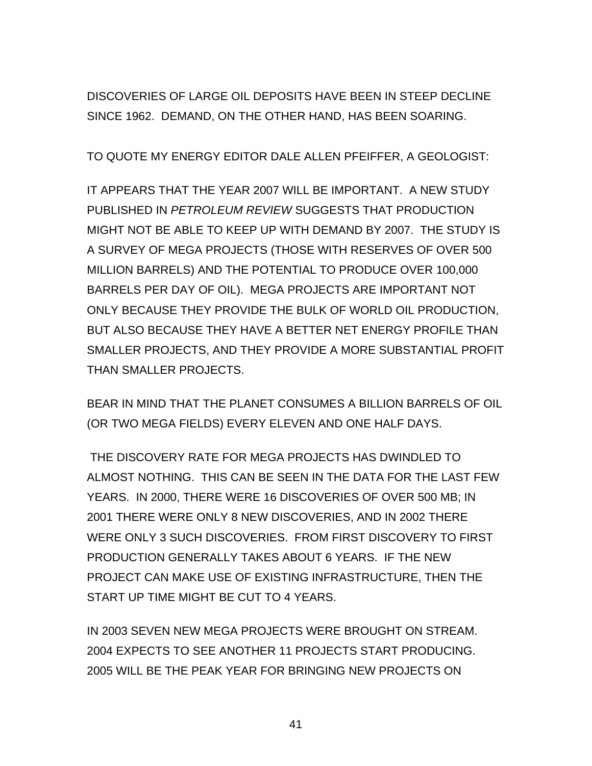DISCOVERIES OF LARGE OIL DEPOSITS HAVE BEEN IN STEEP DECLINE SINCE 1962. DEMAND, ON THE OTHER HAND, HAS BEEN SOARING.

TO QUOTE MY ENERGY EDITOR DALE ALLEN PFEIFFER, A GEOLOGIST:

IT APPEARS THAT THE YEAR 2007 WILL BE IMPORTANT. A NEW STUDY PUBLISHED IN *PETROLEUM REVIEW* SUGGESTS THAT PRODUCTION MIGHT NOT BE ABLE TO KEEP UP WITH DEMAND BY 2007. THE STUDY IS A SURVEY OF MEGA PROJECTS (THOSE WITH RESERVES OF OVER 500 MILLION BARRELS) AND THE POTENTIAL TO PRODUCE OVER 100,000 BARRELS PER DAY OF OIL). MEGA PROJECTS ARE IMPORTANT NOT ONLY BECAUSE THEY PROVIDE THE BULK OF WORLD OIL PRODUCTION, BUT ALSO BECAUSE THEY HAVE A BETTER NET ENERGY PROFILE THAN SMALLER PROJECTS, AND THEY PROVIDE A MORE SUBSTANTIAL PROFIT THAN SMALLER PROJECTS.

BEAR IN MIND THAT THE PLANET CONSUMES A BILLION BARRELS OF OIL (OR TWO MEGA FIELDS) EVERY ELEVEN AND ONE HALF DAYS.

THE DISCOVERY RATE FOR MEGA PROJECTS HAS DWINDLED TO ALMOST NOTHING. THIS CAN BE SEEN IN THE DATA FOR THE LAST FEW YEARS. IN 2000, THERE WERE 16 DISCOVERIES OF OVER 500 MB; IN 2001 THERE WERE ONLY 8 NEW DISCOVERIES, AND IN 2002 THERE WERE ONLY 3 SUCH DISCOVERIES. FROM FIRST DISCOVERY TO FIRST PRODUCTION GENERALLY TAKES ABOUT 6 YEARS. IF THE NEW PROJECT CAN MAKE USE OF EXISTING INFRASTRUCTURE, THEN THE START UP TIME MIGHT BE CUT TO 4 YEARS.

IN 2003 SEVEN NEW MEGA PROJECTS WERE BROUGHT ON STREAM. 2004 EXPECTS TO SEE ANOTHER 11 PROJECTS START PRODUCING. 2005 WILL BE THE PEAK YEAR FOR BRINGING NEW PROJECTS ON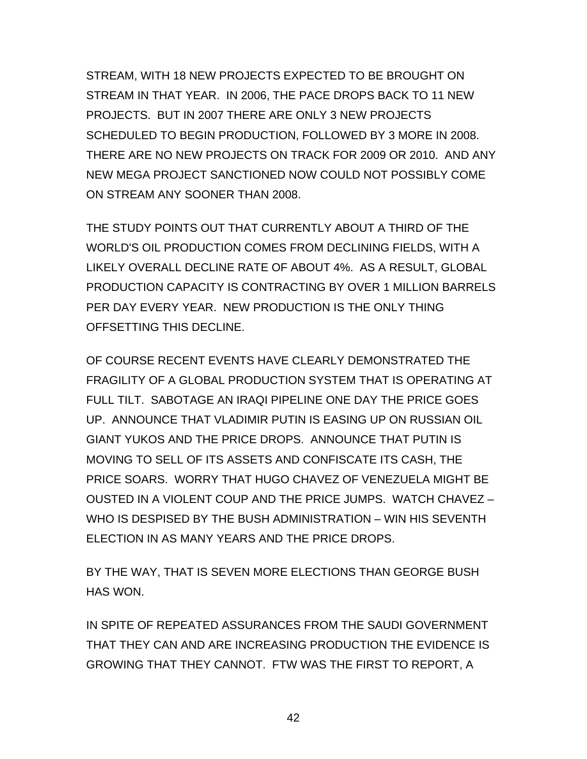STREAM, WITH 18 NEW PROJECTS EXPECTED TO BE BROUGHT ON STREAM IN THAT YEAR. IN 2006, THE PACE DROPS BACK TO 11 NEW PROJECTS. BUT IN 2007 THERE ARE ONLY 3 NEW PROJECTS SCHEDULED TO BEGIN PRODUCTION, FOLLOWED BY 3 MORE IN 2008. THERE ARE NO NEW PROJECTS ON TRACK FOR 2009 OR 2010. AND ANY NEW MEGA PROJECT SANCTIONED NOW COULD NOT POSSIBLY COME ON STREAM ANY SOONER THAN 2008.

THE STUDY POINTS OUT THAT CURRENTLY ABOUT A THIRD OF THE WORLD'S OIL PRODUCTION COMES FROM DECLINING FIELDS, WITH A LIKELY OVERALL DECLINE RATE OF ABOUT 4%. AS A RESULT, GLOBAL PRODUCTION CAPACITY IS CONTRACTING BY OVER 1 MILLION BARRELS PER DAY EVERY YEAR. NEW PRODUCTION IS THE ONLY THING OFFSETTING THIS DECLINE.

OF COURSE RECENT EVENTS HAVE CLEARLY DEMONSTRATED THE FRAGILITY OF A GLOBAL PRODUCTION SYSTEM THAT IS OPERATING AT FULL TILT. SABOTAGE AN IRAQI PIPELINE ONE DAY THE PRICE GOES UP. ANNOUNCE THAT VLADIMIR PUTIN IS EASING UP ON RUSSIAN OIL GIANT YUKOS AND THE PRICE DROPS. ANNOUNCE THAT PUTIN IS MOVING TO SELL OF ITS ASSETS AND CONFISCATE ITS CASH, THE PRICE SOARS. WORRY THAT HUGO CHAVEZ OF VENEZUELA MIGHT BE OUSTED IN A VIOLENT COUP AND THE PRICE JUMPS. WATCH CHAVEZ – WHO IS DESPISED BY THE BUSH ADMINISTRATION – WIN HIS SEVENTH ELECTION IN AS MANY YEARS AND THE PRICE DROPS.

BY THE WAY, THAT IS SEVEN MORE ELECTIONS THAN GEORGE BUSH HAS WON.

IN SPITE OF REPEATED ASSURANCES FROM THE SAUDI GOVERNMENT THAT THEY CAN AND ARE INCREASING PRODUCTION THE EVIDENCE IS GROWING THAT THEY CANNOT. FTW WAS THE FIRST TO REPORT, A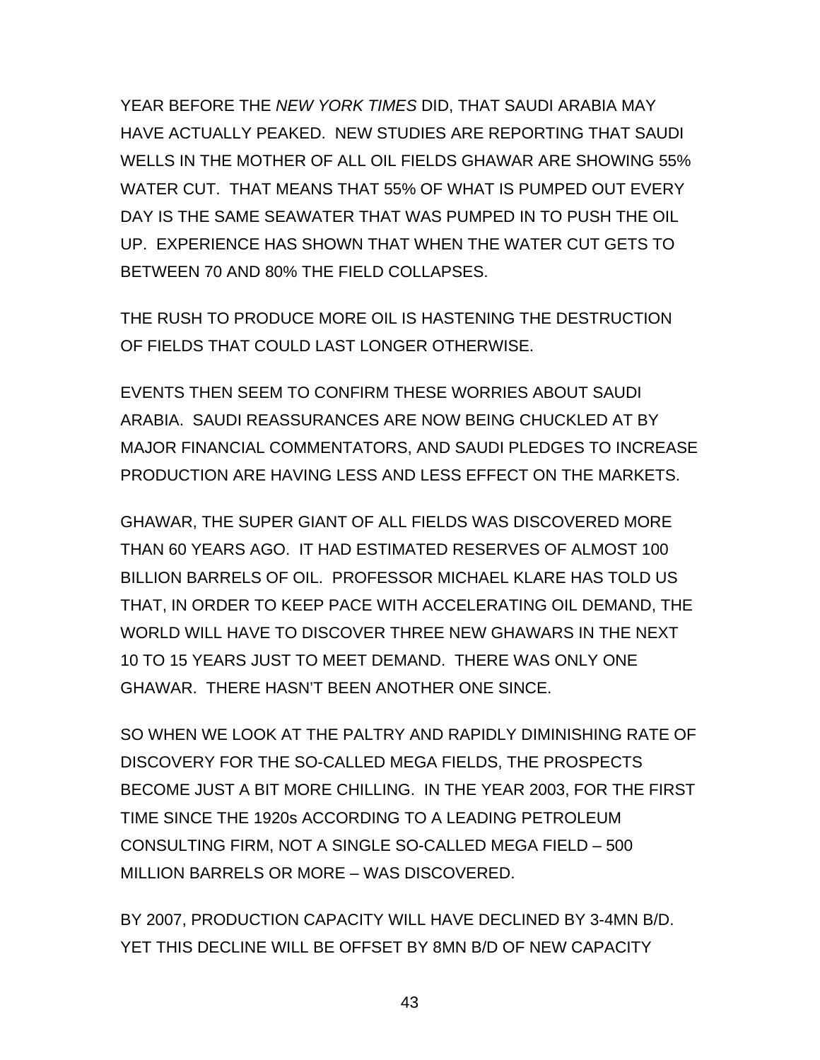YEAR BEFORE THE *NEW YORK TIMES* DID, THAT SAUDI ARABIA MAY HAVE ACTUALLY PEAKED. NEW STUDIES ARE REPORTING THAT SAUDI WELLS IN THE MOTHER OF ALL OIL FIELDS GHAWAR ARE SHOWING 55% WATER CUT. THAT MEANS THAT 55% OF WHAT IS PUMPED OUT EVERY DAY IS THE SAME SEAWATER THAT WAS PUMPED IN TO PUSH THE OIL UP. EXPERIENCE HAS SHOWN THAT WHEN THE WATER CUT GETS TO BETWEEN 70 AND 80% THE FIELD COLLAPSES.

THE RUSH TO PRODUCE MORE OIL IS HASTENING THE DESTRUCTION OF FIELDS THAT COULD LAST LONGER OTHERWISE.

EVENTS THEN SEEM TO CONFIRM THESE WORRIES ABOUT SAUDI ARABIA. SAUDI REASSURANCES ARE NOW BEING CHUCKLED AT BY MAJOR FINANCIAL COMMENTATORS, AND SAUDI PLEDGES TO INCREASE PRODUCTION ARE HAVING LESS AND LESS EFFECT ON THE MARKETS.

GHAWAR, THE SUPER GIANT OF ALL FIELDS WAS DISCOVERED MORE THAN 60 YEARS AGO. IT HAD ESTIMATED RESERVES OF ALMOST 100 BILLION BARRELS OF OIL. PROFESSOR MICHAEL KLARE HAS TOLD US THAT, IN ORDER TO KEEP PACE WITH ACCELERATING OIL DEMAND, THE WORLD WILL HAVE TO DISCOVER THREE NEW GHAWARS IN THE NEXT 10 TO 15 YEARS JUST TO MEET DEMAND. THERE WAS ONLY ONE GHAWAR. THERE HASN'T BEEN ANOTHER ONE SINCE.

SO WHEN WE LOOK AT THE PALTRY AND RAPIDLY DIMINISHING RATE OF DISCOVERY FOR THE SO-CALLED MEGA FIELDS, THE PROSPECTS BECOME JUST A BIT MORE CHILLING. IN THE YEAR 2003, FOR THE FIRST TIME SINCE THE 1920s ACCORDING TO A LEADING PETROLEUM CONSULTING FIRM, NOT A SINGLE SO-CALLED MEGA FIELD – 500 MILLION BARRELS OR MORE – WAS DISCOVERED.

BY 2007, PRODUCTION CAPACITY WILL HAVE DECLINED BY 3-4MN B/D. YET THIS DECLINE WILL BE OFFSET BY 8MN B/D OF NEW CAPACITY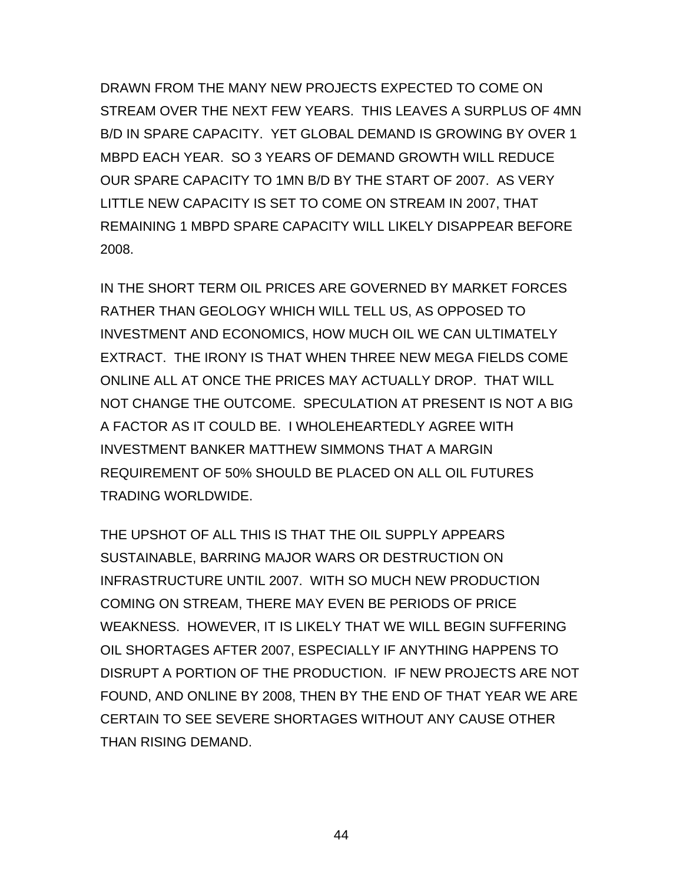DRAWN FROM THE MANY NEW PROJECTS EXPECTED TO COME ON STREAM OVER THE NEXT FEW YEARS. THIS LEAVES A SURPLUS OF 4MN B/D IN SPARE CAPACITY. YET GLOBAL DEMAND IS GROWING BY OVER 1 MBPD EACH YEAR. SO 3 YEARS OF DEMAND GROWTH WILL REDUCE OUR SPARE CAPACITY TO 1MN B/D BY THE START OF 2007. AS VERY LITTLE NEW CAPACITY IS SET TO COME ON STREAM IN 2007, THAT REMAINING 1 MBPD SPARE CAPACITY WILL LIKELY DISAPPEAR BEFORE 2008.

IN THE SHORT TERM OIL PRICES ARE GOVERNED BY MARKET FORCES RATHER THAN GEOLOGY WHICH WILL TELL US, AS OPPOSED TO INVESTMENT AND ECONOMICS, HOW MUCH OIL WE CAN ULTIMATELY EXTRACT. THE IRONY IS THAT WHEN THREE NEW MEGA FIELDS COME ONLINE ALL AT ONCE THE PRICES MAY ACTUALLY DROP. THAT WILL NOT CHANGE THE OUTCOME. SPECULATION AT PRESENT IS NOT A BIG A FACTOR AS IT COULD BE. I WHOLEHEARTEDLY AGREE WITH INVESTMENT BANKER MATTHEW SIMMONS THAT A MARGIN REQUIREMENT OF 50% SHOULD BE PLACED ON ALL OIL FUTURES TRADING WORLDWIDE.

THE UPSHOT OF ALL THIS IS THAT THE OIL SUPPLY APPEARS SUSTAINABLE, BARRING MAJOR WARS OR DESTRUCTION ON INFRASTRUCTURE UNTIL 2007. WITH SO MUCH NEW PRODUCTION COMING ON STREAM, THERE MAY EVEN BE PERIODS OF PRICE WEAKNESS. HOWEVER, IT IS LIKELY THAT WE WILL BEGIN SUFFERING OIL SHORTAGES AFTER 2007, ESPECIALLY IF ANYTHING HAPPENS TO DISRUPT A PORTION OF THE PRODUCTION. IF NEW PROJECTS ARE NOT FOUND, AND ONLINE BY 2008, THEN BY THE END OF THAT YEAR WE ARE CERTAIN TO SEE SEVERE SHORTAGES WITHOUT ANY CAUSE OTHER THAN RISING DEMAND.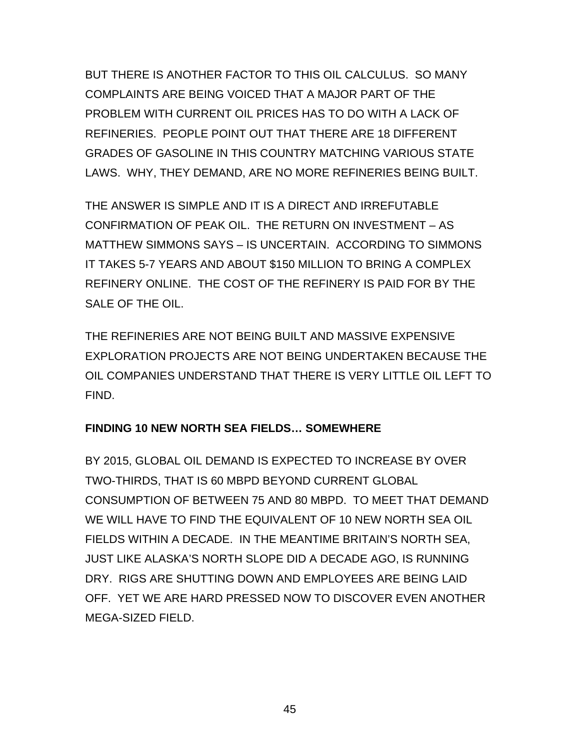BUT THERE IS ANOTHER FACTOR TO THIS OIL CALCULUS. SO MANY COMPLAINTS ARE BEING VOICED THAT A MAJOR PART OF THE PROBLEM WITH CURRENT OIL PRICES HAS TO DO WITH A LACK OF REFINERIES. PEOPLE POINT OUT THAT THERE ARE 18 DIFFERENT GRADES OF GASOLINE IN THIS COUNTRY MATCHING VARIOUS STATE LAWS. WHY, THEY DEMAND, ARE NO MORE REFINERIES BEING BUILT.

THE ANSWER IS SIMPLE AND IT IS A DIRECT AND IRREFUTABLE CONFIRMATION OF PEAK OIL. THE RETURN ON INVESTMENT – AS MATTHEW SIMMONS SAYS – IS UNCERTAIN. ACCORDING TO SIMMONS IT TAKES 5-7 YEARS AND ABOUT $150 MILLION TO BRING A COMPLEX REFINERY ONLINE. THE COST OF THE REFINERY IS PAID FOR BY THE SALE OF THE OIL.

THE REFINERIES ARE NOT BEING BUILT AND MASSIVE EXPENSIVE EXPLORATION PROJECTS ARE NOT BEING UNDERTAKEN BECAUSE THE OIL COMPANIES UNDERSTAND THAT THERE IS VERY LITTLE OIL LEFT TO FIND.

**FINDING 10 NEW NORTH SEA FIELDS… SOMEWHERE**

BY 2015, GLOBAL OIL DEMAND IS EXPECTED TO INCREASE BY OVER TWO-THIRDS, THAT IS 60 MBPD BEYOND CURRENT GLOBAL CONSUMPTION OF BETWEEN 75 AND 80 MBPD. TO MEET THAT DEMAND WE WILL HAVE TO FIND THE EQUIVALENT OF 10 NEW NORTH SEA OIL FIELDS WITHIN A DECADE. IN THE MEANTIME BRITAIN'S NORTH SEA, JUST LIKE ALASKA'S NORTH SLOPE DID A DECADE AGO, IS RUNNING DRY. RIGS ARE SHUTTING DOWN AND EMPLOYEES ARE BEING LAID OFF. YET WE ARE HARD PRESSED NOW TO DISCOVER EVEN ANOTHER MEGA-SIZED FIELD.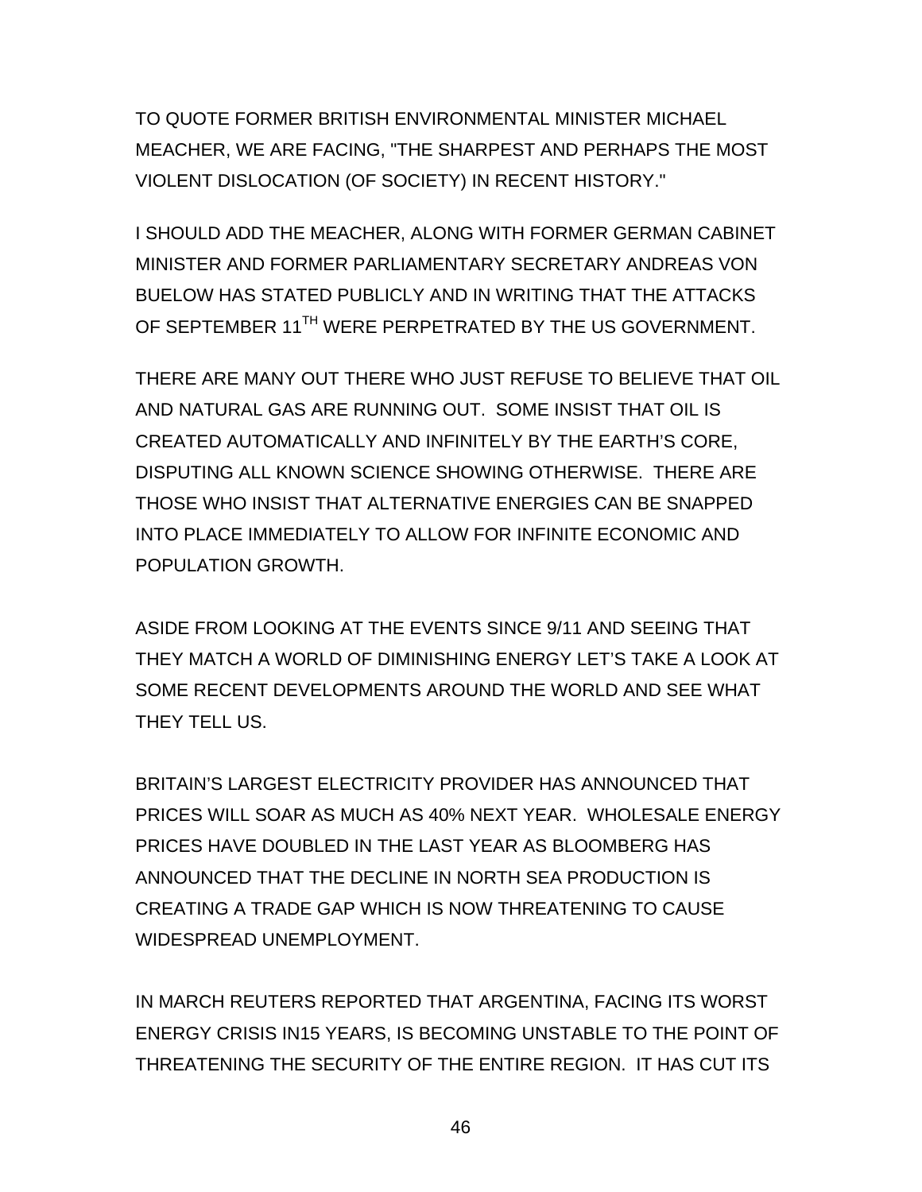TO QUOTE FORMER BRITISH ENVIRONMENTAL MINISTER MICHAEL MEACHER, WE ARE FACING, "THE SHARPEST AND PERHAPS THE MOST VIOLENT DISLOCATION (OF SOCIETY) IN RECENT HISTORY."

I SHOULD ADD THE MEACHER, ALONG WITH FORMER GERMAN CABINET MINISTER AND FORMER PARLIAMENTARY SECRETARY ANDREAS VON BUELOW HAS STATED PUBLICLY AND IN WRITING THAT THE ATTACKS OF SEPTEMBER 11TH WERE PERPETRATED BY THE US GOVERNMENT.

THERE ARE MANY OUT THERE WHO JUST REFUSE TO BELIEVE THAT OIL AND NATURAL GAS ARE RUNNING OUT. SOME INSIST THAT OIL IS CREATED AUTOMATICALLY AND INFINITELY BY THE EARTH'S CORE, DISPUTING ALL KNOWN SCIENCE SHOWING OTHERWISE. THERE ARE THOSE WHO INSIST THAT ALTERNATIVE ENERGIES CAN BE SNAPPED INTO PLACE IMMEDIATELY TO ALLOW FOR INFINITE ECONOMIC AND POPULATION GROWTH.

ASIDE FROM LOOKING AT THE EVENTS SINCE 9/11 AND SEEING THAT THEY MATCH A WORLD OF DIMINISHING ENERGY LET'S TAKE A LOOK AT SOME RECENT DEVELOPMENTS AROUND THE WORLD AND SEE WHAT THEY TELL US.

BRITAIN'S LARGEST ELECTRICITY PROVIDER HAS ANNOUNCED THAT PRICES WILL SOAR AS MUCH AS 40% NEXT YEAR. WHOLESALE ENERGY PRICES HAVE DOUBLED IN THE LAST YEAR AS BLOOMBERG HAS ANNOUNCED THAT THE DECLINE IN NORTH SEA PRODUCTION IS CREATING A TRADE GAP WHICH IS NOW THREATENING TO CAUSE WIDESPREAD UNEMPLOYMENT.

IN MARCH REUTERS REPORTED THAT ARGENTINA, FACING ITS WORST ENERGY CRISIS IN15 YEARS, IS BECOMING UNSTABLE TO THE POINT OF THREATENING THE SECURITY OF THE ENTIRE REGION. IT HAS CUT ITS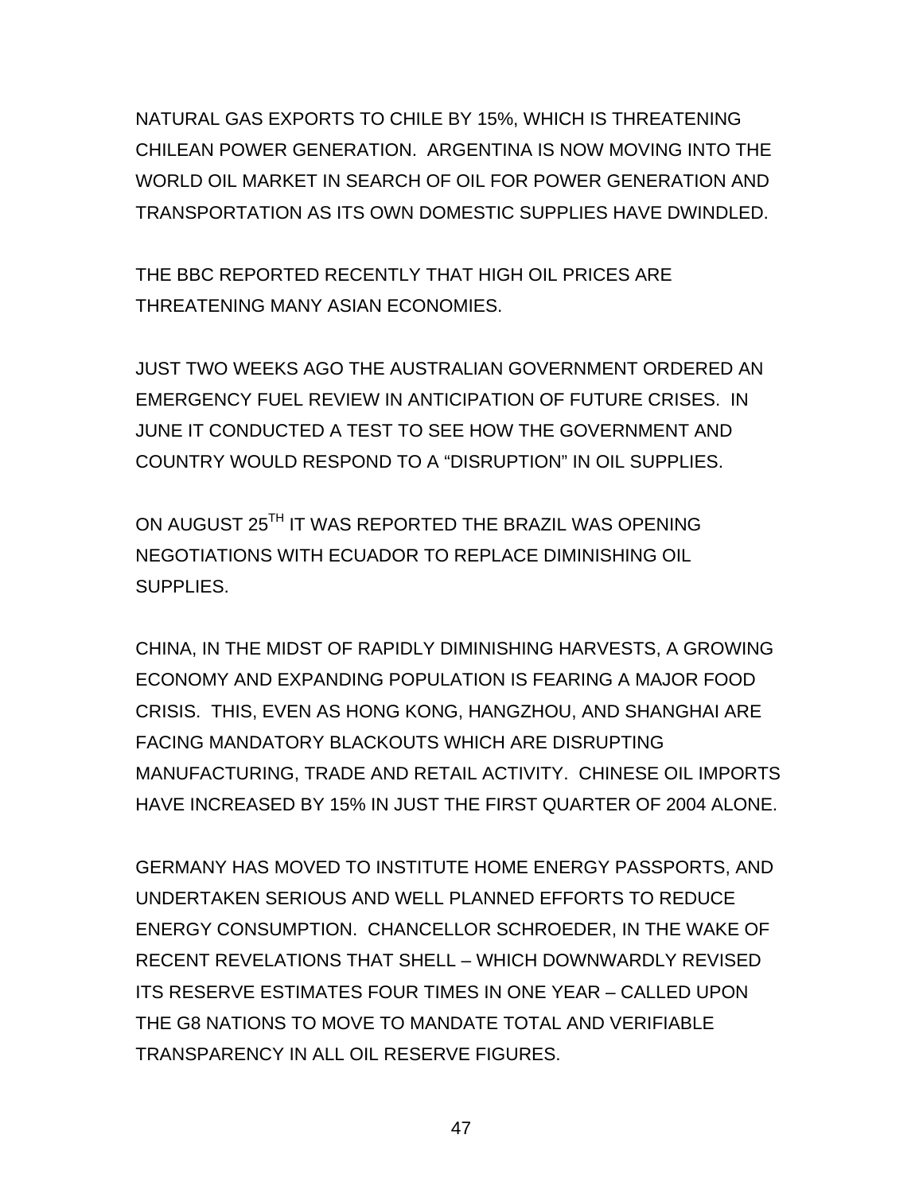NATURAL GAS EXPORTS TO CHILE BY 15%, WHICH IS THREATENING CHILEAN POWER GENERATION. ARGENTINA IS NOW MOVING INTO THE WORLD OIL MARKET IN SEARCH OF OIL FOR POWER GENERATION AND TRANSPORTATION AS ITS OWN DOMESTIC SUPPLIES HAVE DWINDLED.

THE BBC REPORTED RECENTLY THAT HIGH OIL PRICES ARE THREATENING MANY ASIAN ECONOMIES.

JUST TWO WEEKS AGO THE AUSTRALIAN GOVERNMENT ORDERED AN EMERGENCY FUEL REVIEW IN ANTICIPATION OF FUTURE CRISES. IN JUNE IT CONDUCTED A TEST TO SEE HOW THE GOVERNMENT AND COUNTRY WOULD RESPOND TO A “DISRUPTION” IN OIL SUPPLIES.

ON AUGUST 25$^{TH}$ IT WAS REPORTED THE BRAZIL WAS OPENING NEGOTIATIONS WITH ECUADOR TO REPLACE DIMINISHING OIL SUPPLIES.

CHINA, IN THE MIDST OF RAPIDLY DIMINISHING HARVESTS, A GROWING ECONOMY AND EXPANDING POPULATION IS FEARING A MAJOR FOOD CRISIS. THIS, EVEN AS HONG KONG, HANGZHOU, AND SHANGHAI ARE FACING MANDATORY BLACKOUTS WHICH ARE DISRUPTING MANUFACTURING, TRADE AND RETAIL ACTIVITY. CHINESE OIL IMPORTS HAVE INCREASED BY 15% IN JUST THE FIRST QUARTER OF 2004 ALONE.

GERMANY HAS MOVED TO INSTITUTE HOME ENERGY PASSPORTS, AND UNDERTAKEN SERIOUS AND WELL PLANNED EFFORTS TO REDUCE ENERGY CONSUMPTION. CHANCELLOR SCHROEDER, IN THE WAKE OF RECENT REVELATIONS THAT SHELL – WHICH DOWNWARDLY REVISED ITS RESERVE ESTIMATES FOUR TIMES IN ONE YEAR – CALLED UPON THE G8 NATIONS TO MOVE TO MANDATE TOTAL AND VERIFIABLE TRANSPARENCY IN ALL OIL RESERVE FIGURES.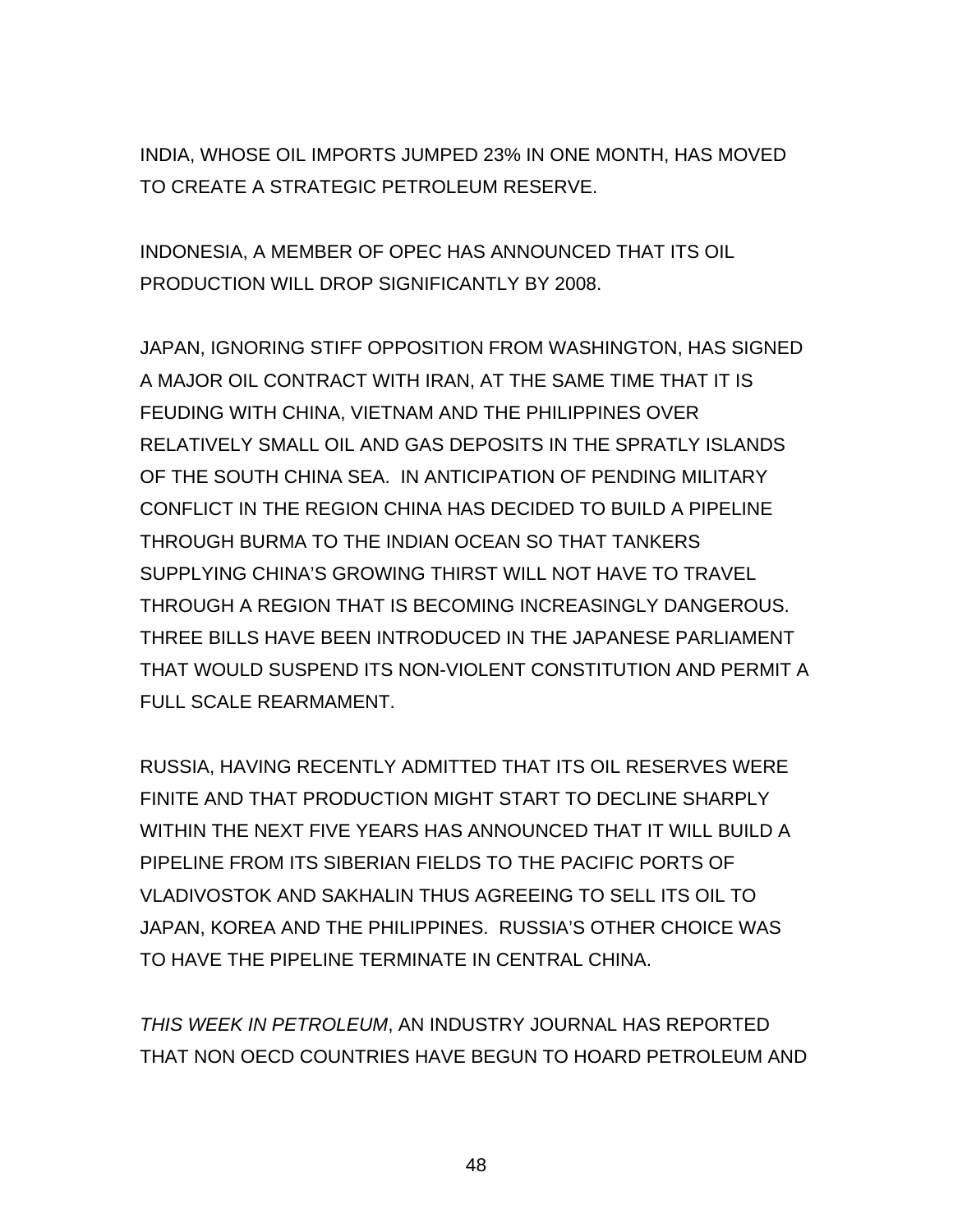INDIA, WHOSE OIL IMPORTS JUMPED 23% IN ONE MONTH, HAS MOVED TO CREATE A STRATEGIC PETROLEUM RESERVE.

INDONESIA, A MEMBER OF OPEC HAS ANNOUNCED THAT ITS OIL PRODUCTION WILL DROP SIGNIFICANTLY BY 2008.

JAPAN, IGNORING STIFF OPPOSITION FROM WASHINGTON, HAS SIGNED A MAJOR OIL CONTRACT WITH IRAN, AT THE SAME TIME THAT IT IS FEUDING WITH CHINA, VIETNAM AND THE PHILIPPINES OVER RELATIVELY SMALL OIL AND GAS DEPOSITS IN THE SPRATLY ISLANDS OF THE SOUTH CHINA SEA. IN ANTICIPATION OF PENDING MILITARY CONFLICT IN THE REGION CHINA HAS DECIDED TO BUILD A PIPELINE THROUGH BURMA TO THE INDIAN OCEAN SO THAT TANKERS SUPPLYING CHINA'S GROWING THIRST WILL NOT HAVE TO TRAVEL THROUGH A REGION THAT IS BECOMING INCREASINGLY DANGEROUS. THREE BILLS HAVE BEEN INTRODUCED IN THE JAPANESE PARLIAMENT THAT WOULD SUSPEND ITS NON-VIOLENT CONSTITUTION AND PERMIT A FULL SCALE REARMAMENT.

RUSSIA, HAVING RECENTLY ADMITTED THAT ITS OIL RESERVES WERE FINITE AND THAT PRODUCTION MIGHT START TO DECLINE SHARPLY WITHIN THE NEXT FIVE YEARS HAS ANNOUNCED THAT IT WILL BUILD A PIPELINE FROM ITS SIBERIAN FIELDS TO THE PACIFIC PORTS OF VLADIVOSTOK AND SAKHALIN THUS AGREEING TO SELL ITS OIL TO JAPAN, KOREA AND THE PHILIPPINES. RUSSIA'S OTHER CHOICE WAS TO HAVE THE PIPELINE TERMINATE IN CENTRAL CHINA.

*THIS WEEK IN PETROLEUM*, AN INDUSTRY JOURNAL HAS REPORTED THAT NON OECD COUNTRIES HAVE BEGUN TO HOARD PETROLEUM AND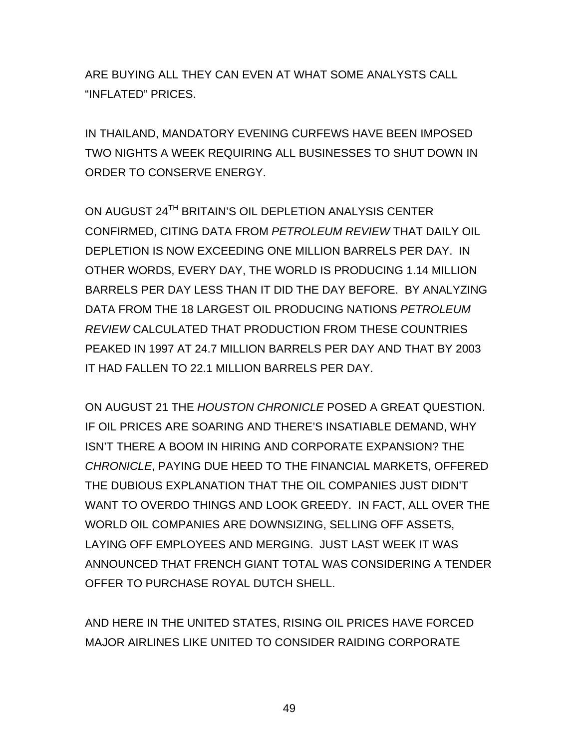ARE BUYING ALL THEY CAN EVEN AT WHAT SOME ANALYSTS CALL "INFLATED" PRICES.

IN THAILAND, MANDATORY EVENING CURFEWS HAVE BEEN IMPOSED TWO NIGHTS A WEEK REQUIRING ALL BUSINESSES TO SHUT DOWN IN ORDER TO CONSERVE ENERGY.

ON AUGUST 24$^{TH}$ BRITAIN'S OIL DEPLETION ANALYSIS CENTER CONFIRMED, CITING DATA FROM *PETROLEUM REVIEW* THAT DAILY OIL DEPLETION IS NOW EXCEEDING ONE MILLION BARRELS PER DAY. IN OTHER WORDS, EVERY DAY, THE WORLD IS PRODUCING 1.14 MILLION BARRELS PER DAY LESS THAN IT DID THE DAY BEFORE. BY ANALYZING DATA FROM THE 18 LARGEST OIL PRODUCING NATIONS *PETROLEUM REVIEW* CALCULATED THAT PRODUCTION FROM THESE COUNTRIES PEAKED IN 1997 AT 24.7 MILLION BARRELS PER DAY AND THAT BY 2003 IT HAD FALLEN TO 22.1 MILLION BARRELS PER DAY.

ON AUGUST 21 THE *HOUSTON CHRONICLE* POSED A GREAT QUESTION. IF OIL PRICES ARE SOARING AND THERE'S INSATIABLE DEMAND, WHY ISN'T THERE A BOOM IN HIRING AND CORPORATE EXPANSION? THE *CHRONICLE*, PAYING DUE HEED TO THE FINANCIAL MARKETS, OFFERED THE DUBIOUS EXPLANATION THAT THE OIL COMPANIES JUST DIDN'T WANT TO OVERDO THINGS AND LOOK GREEDY. IN FACT, ALL OVER THE WORLD OIL COMPANIES ARE DOWNSIZING, SELLING OFF ASSETS, LAYING OFF EMPLOYEES AND MERGING. JUST LAST WEEK IT WAS ANNOUNCED THAT FRENCH GIANT TOTAL WAS CONSIDERING A TENDER OFFER TO PURCHASE ROYAL DUTCH SHELL.

AND HERE IN THE UNITED STATES, RISING OIL PRICES HAVE FORCED MAJOR AIRLINES LIKE UNITED TO CONSIDER RAIDING CORPORATE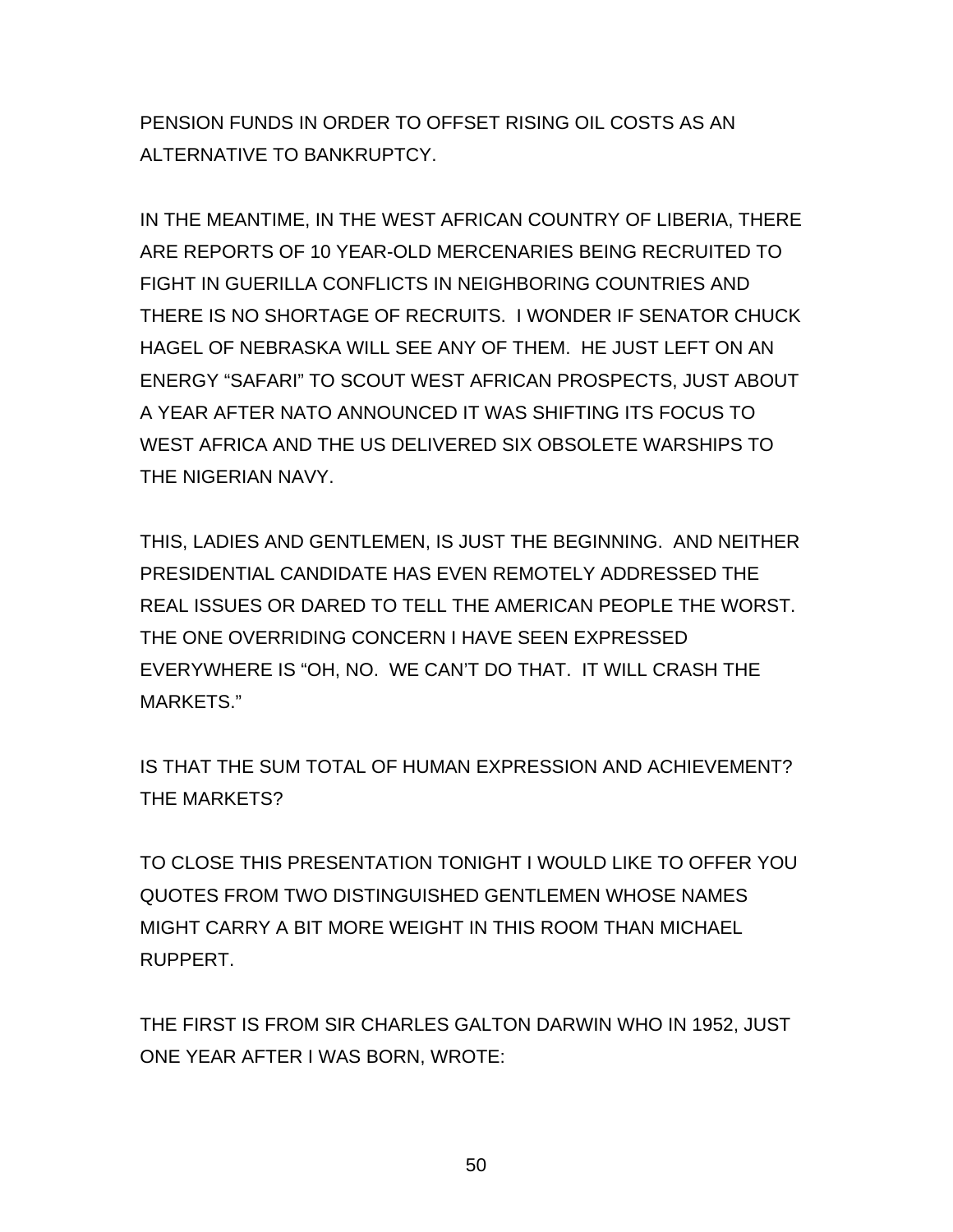PENSION FUNDS IN ORDER TO OFFSET RISING OIL COSTS AS AN ALTERNATIVE TO BANKRUPTCY.

IN THE MEANTIME, IN THE WEST AFRICAN COUNTRY OF LIBERIA, THERE ARE REPORTS OF 10 YEAR-OLD MERCENARIES BEING RECRUITED TO FIGHT IN GUERILLA CONFLICTS IN NEIGHBORING COUNTRIES AND THERE IS NO SHORTAGE OF RECRUITS. I WONDER IF SENATOR CHUCK HAGEL OF NEBRASKA WILL SEE ANY OF THEM. HE JUST LEFT ON AN ENERGY "SAFARI" TO SCOUT WEST AFRICAN PROSPECTS, JUST ABOUT A YEAR AFTER NATO ANNOUNCED IT WAS SHIFTING ITS FOCUS TO WEST AFRICA AND THE US DELIVERED SIX OBSOLETE WARSHIPS TO THE NIGERIAN NAVY.

THIS, LADIES AND GENTLEMEN, IS JUST THE BEGINNING. AND NEITHER PRESIDENTIAL CANDIDATE HAS EVEN REMOTELY ADDRESSED THE REAL ISSUES OR DARED TO TELL THE AMERICAN PEOPLE THE WORST. THE ONE OVERRIDING CONCERN I HAVE SEEN EXPRESSED EVERYWHERE IS "OH, NO. WE CAN'T DO THAT. IT WILL CRASH THE MARKETS."

IS THAT THE SUM TOTAL OF HUMAN EXPRESSION AND ACHIEVEMENT? THE MARKETS?

TO CLOSE THIS PRESENTATION TONIGHT I WOULD LIKE TO OFFER YOU QUOTES FROM TWO DISTINGUISHED GENTLEMEN WHOSE NAMES MIGHT CARRY A BIT MORE WEIGHT IN THIS ROOM THAN MICHAEL RUPPERT.

THE FIRST IS FROM SIR CHARLES GALTON DARWIN WHO IN 1952, JUST ONE YEAR AFTER I WAS BORN, WROTE: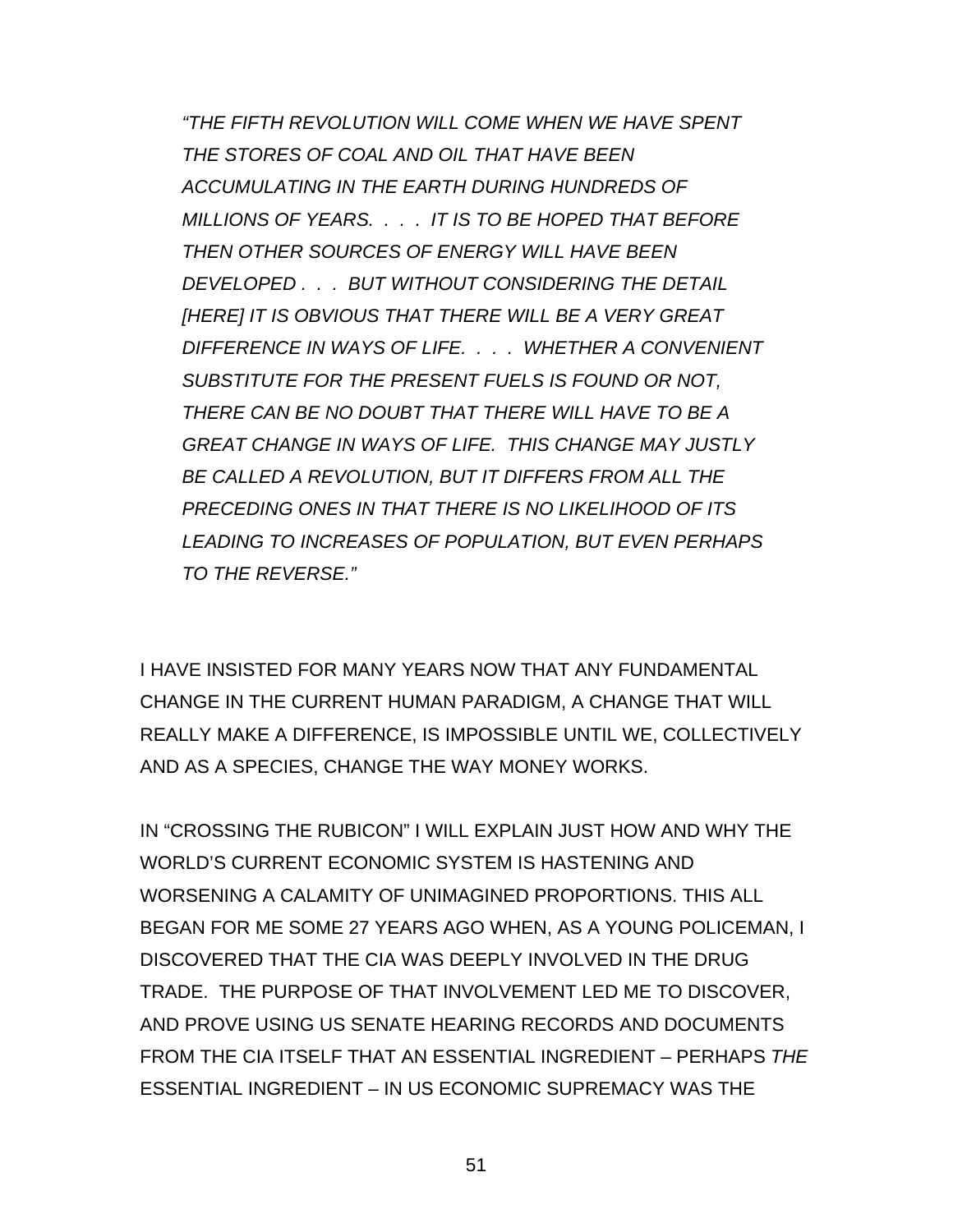*"THE FIFTH REVOLUTION WILL COME WHEN WE HAVE SPENT THE STORES OF COAL AND OIL THAT HAVE BEEN ACCUMULATING IN THE EARTH DURING HUNDREDS OF MILLIONS OF YEARS. . . . IT IS TO BE HOPED THAT BEFORE THEN OTHER SOURCES OF ENERGY WILL HAVE BEEN DEVELOPED . . . BUT WITHOUT CONSIDERING THE DETAIL [HERE] IT IS OBVIOUS THAT THERE WILL BE A VERY GREAT DIFFERENCE IN WAYS OF LIFE. . . . WHETHER A CONVENIENT SUBSTITUTE FOR THE PRESENT FUELS IS FOUND OR NOT, THERE CAN BE NO DOUBT THAT THERE WILL HAVE TO BE A GREAT CHANGE IN WAYS OF LIFE. THIS CHANGE MAY JUSTLY BE CALLED A REVOLUTION, BUT IT DIFFERS FROM ALL THE PRECEDING ONES IN THAT THERE IS NO LIKELIHOOD OF ITS LEADING TO INCREASES OF POPULATION, BUT EVEN PERHAPS TO THE REVERSE."*

I HAVE INSISTED FOR MANY YEARS NOW THAT ANY FUNDAMENTAL CHANGE IN THE CURRENT HUMAN PARADIGM, A CHANGE THAT WILL REALLY MAKE A DIFFERENCE, IS IMPOSSIBLE UNTIL WE, COLLECTIVELY AND AS A SPECIES, CHANGE THE WAY MONEY WORKS.

IN "CROSSING THE RUBICON" I WILL EXPLAIN JUST HOW AND WHY THE WORLD'S CURRENT ECONOMIC SYSTEM IS HASTENING AND WORSENING A CALAMITY OF UNIMAGINED PROPORTIONS. THIS ALL BEGAN FOR ME SOME 27 YEARS AGO WHEN, AS A YOUNG POLICEMAN, I DISCOVERED THAT THE CIA WAS DEEPLY INVOLVED IN THE DRUG TRADE. THE PURPOSE OF THAT INVOLVEMENT LED ME TO DISCOVER, AND PROVE USING US SENATE HEARING RECORDS AND DOCUMENTS FROM THE CIA ITSELF THAT AN ESSENTIAL INGREDIENT – PERHAPS *THE* ESSENTIAL INGREDIENT – IN US ECONOMIC SUPREMACY WAS THE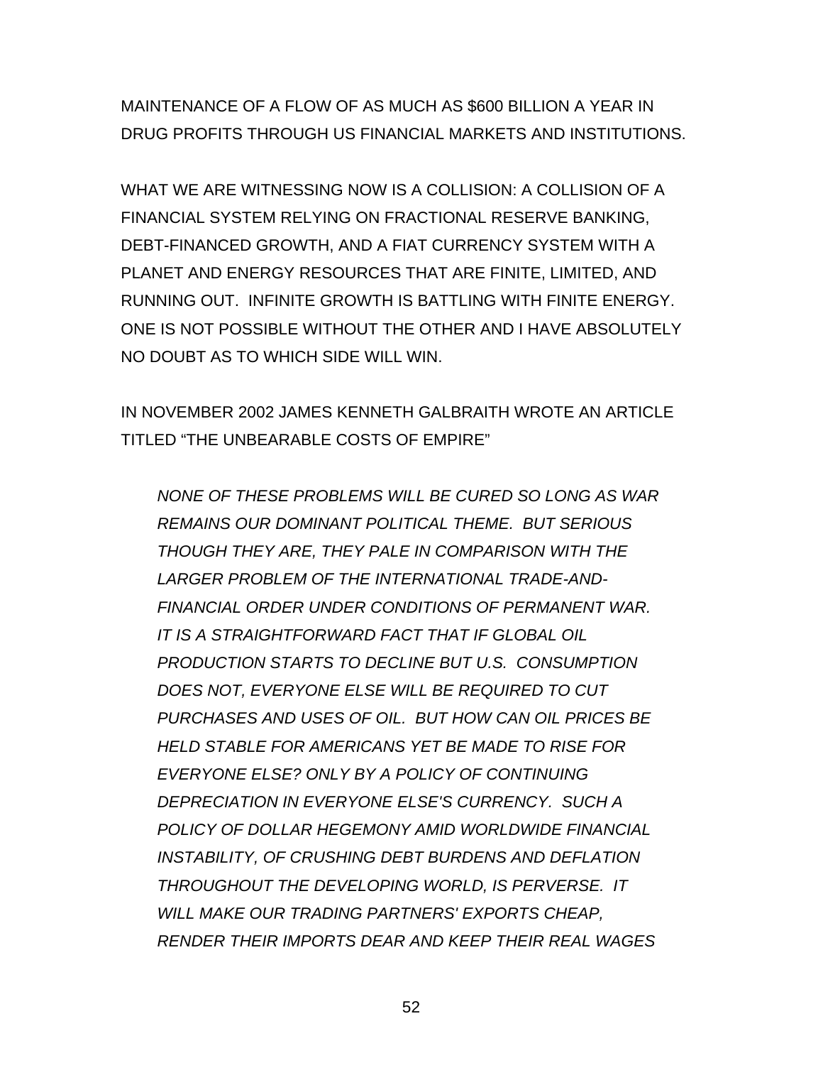MAINTENANCE OF A FLOW OF AS MUCH AS $600 BILLION A YEAR IN DRUG PROFITS THROUGH US FINANCIAL MARKETS AND INSTITUTIONS.

WHAT WE ARE WITNESSING NOW IS A COLLISION: A COLLISION OF A FINANCIAL SYSTEM RELYING ON FRACTIONAL RESERVE BANKING, DEBT-FINANCED GROWTH, AND A FIAT CURRENCY SYSTEM WITH A PLANET AND ENERGY RESOURCES THAT ARE FINITE, LIMITED, AND RUNNING OUT. INFINITE GROWTH IS BATTLING WITH FINITE ENERGY. ONE IS NOT POSSIBLE WITHOUT THE OTHER AND I HAVE ABSOLUTELY NO DOUBT AS TO WHICH SIDE WILL WIN.

IN NOVEMBER 2002 JAMES KENNETH GALBRAITH WROTE AN ARTICLE TITLED “THE UNBEARABLE COSTS OF EMPIRE”

> *NONE OF THESE PROBLEMS WILL BE CURED SO LONG AS WAR REMAINS OUR DOMINANT POLITICAL THEME. BUT SERIOUS THOUGH THEY ARE, THEY PALE IN COMPARISON WITH THE LARGER PROBLEM OF THE INTERNATIONAL TRADE-AND-FINANCIAL ORDER UNDER CONDITIONS OF PERMANENT WAR. IT IS A STRAIGHTFORWARD FACT THAT IF GLOBAL OIL PRODUCTION STARTS TO DECLINE BUT U.S. CONSUMPTION DOES NOT, EVERYONE ELSE WILL BE REQUIRED TO CUT PURCHASES AND USES OF OIL. BUT HOW CAN OIL PRICES BE HELD STABLE FOR AMERICANS YET BE MADE TO RISE FOR EVERYONE ELSE? ONLY BY A POLICY OF CONTINUING DEPRECIATION IN EVERYONE ELSE'S CURRENCY. SUCH A POLICY OF DOLLAR HEGEMONY AMID WORLDWIDE FINANCIAL INSTABILITY, OF CRUSHING DEBT BURDENS AND DEFLATION THROUGHOUT THE DEVELOPING WORLD, IS PERVERSE. IT WILL MAKE OUR TRADING PARTNERS' EXPORTS CHEAP, RENDER THEIR IMPORTS DEAR AND KEEP THEIR REAL WAGES*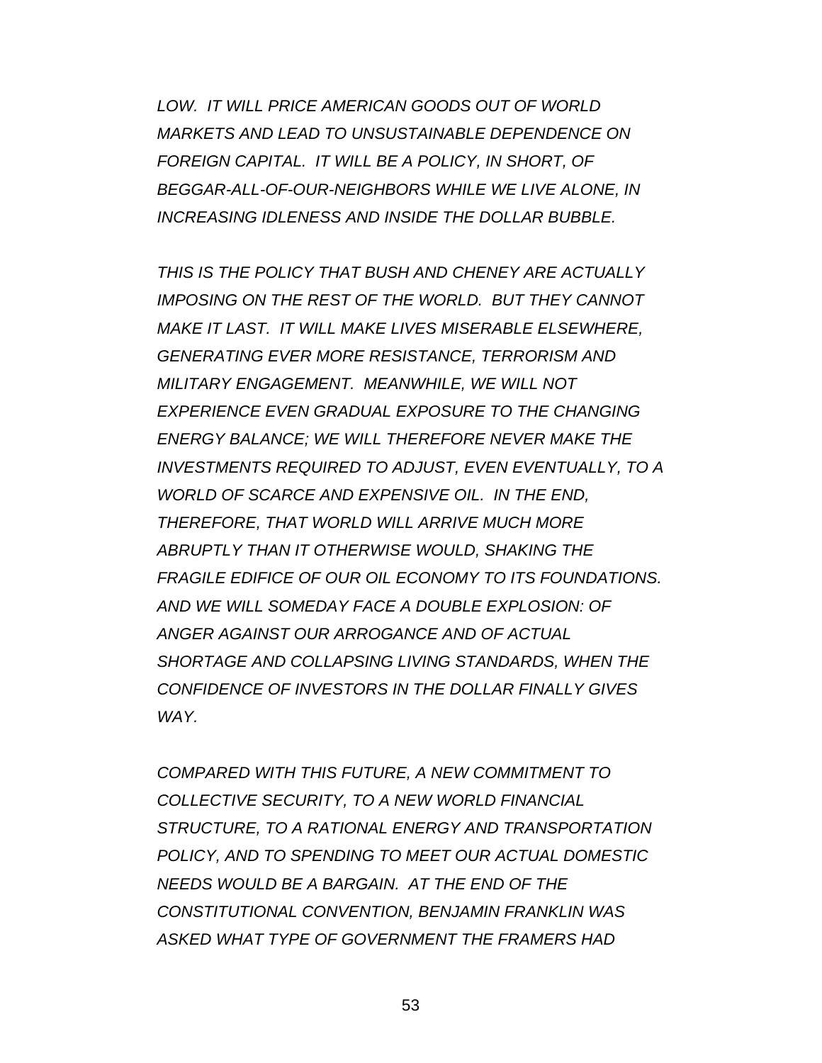*LOW. IT WILL PRICE AMERICAN GOODS OUT OF WORLD MARKETS AND LEAD TO UNSUSTAINABLE DEPENDENCE ON FOREIGN CAPITAL. IT WILL BE A POLICY, IN SHORT, OF BEGGAR-ALL-OF-OUR-NEIGHBORS WHILE WE LIVE ALONE, IN INCREASING IDLENESS AND INSIDE THE DOLLAR BUBBLE.*

*THIS IS THE POLICY THAT BUSH AND CHENEY ARE ACTUALLY IMPOSING ON THE REST OF THE WORLD. BUT THEY CANNOT MAKE IT LAST. IT WILL MAKE LIVES MISERABLE ELSEWHERE, GENERATING EVER MORE RESISTANCE, TERRORISM AND MILITARY ENGAGEMENT. MEANWHILE, WE WILL NOT EXPERIENCE EVEN GRADUAL EXPOSURE TO THE CHANGING ENERGY BALANCE; WE WILL THEREFORE NEVER MAKE THE INVESTMENTS REQUIRED TO ADJUST, EVEN EVENTUALLY, TO A WORLD OF SCARCE AND EXPENSIVE OIL. IN THE END, THEREFORE, THAT WORLD WILL ARRIVE MUCH MORE ABRUPTLY THAN IT OTHERWISE WOULD, SHAKING THE FRAGILE EDIFICE OF OUR OIL ECONOMY TO ITS FOUNDATIONS. AND WE WILL SOMEDAY FACE A DOUBLE EXPLOSION: OF ANGER AGAINST OUR ARROGANCE AND OF ACTUAL SHORTAGE AND COLLAPSING LIVING STANDARDS, WHEN THE CONFIDENCE OF INVESTORS IN THE DOLLAR FINALLY GIVES WAY.*

*COMPARED WITH THIS FUTURE, A NEW COMMITMENT TO COLLECTIVE SECURITY, TO A NEW WORLD FINANCIAL STRUCTURE, TO A RATIONAL ENERGY AND TRANSPORTATION POLICY, AND TO SPENDING TO MEET OUR ACTUAL DOMESTIC NEEDS WOULD BE A BARGAIN. AT THE END OF THE CONSTITUTIONAL CONVENTION, BENJAMIN FRANKLIN WAS ASKED WHAT TYPE OF GOVERNMENT THE FRAMERS HAD*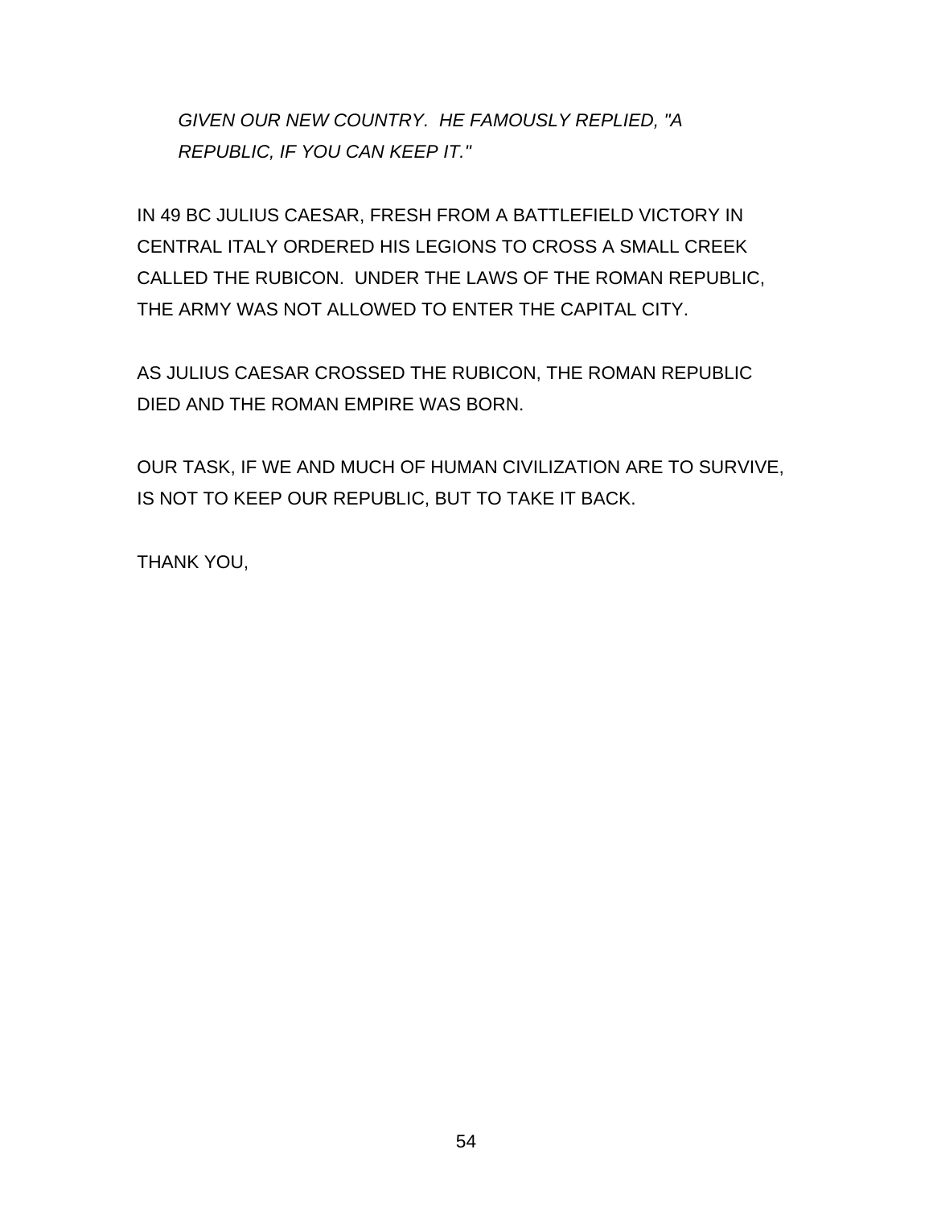*GIVEN OUR NEW COUNTRY.  HE FAMOUSLY REPLIED, "A REPUBLIC, IF YOU CAN KEEP IT."*

IN 49 BC JULIUS CAESAR, FRESH FROM A BATTLEFIELD VICTORY IN CENTRAL ITALY ORDERED HIS LEGIONS TO CROSS A SMALL CREEK CALLED THE RUBICON.  UNDER THE LAWS OF THE ROMAN REPUBLIC, THE ARMY WAS NOT ALLOWED TO ENTER THE CAPITAL CITY.

AS JULIUS CAESAR CROSSED THE RUBICON, THE ROMAN REPUBLIC DIED AND THE ROMAN EMPIRE WAS BORN.

OUR TASK, IF WE AND MUCH OF HUMAN CIVILIZATION ARE TO SURVIVE, IS NOT TO KEEP OUR REPUBLIC, BUT TO TAKE IT BACK.

THANK YOU,